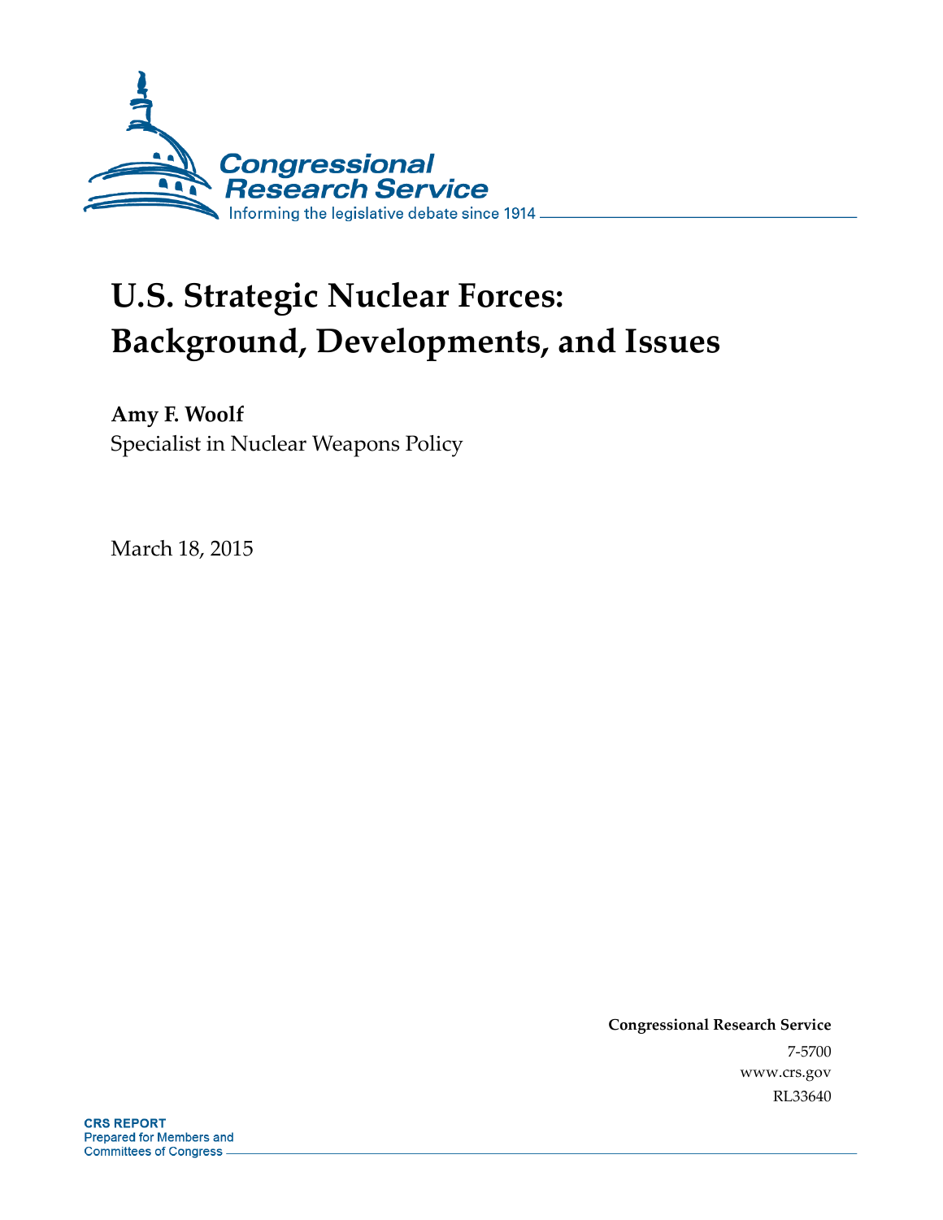Congressional Research Service

Informing the legislative debate since 1914

# U.S. Strategic Nuclear Forces: Background, Developments, and Issues

**Amy F. Woolf**

Specialist in Nuclear Weapons Policy

March 18, 2015

**Congressional Research Service**

7-5700

www.crs.gov

RL33640

**CRS REPORT**
Prepared for Members and
Committees of Congress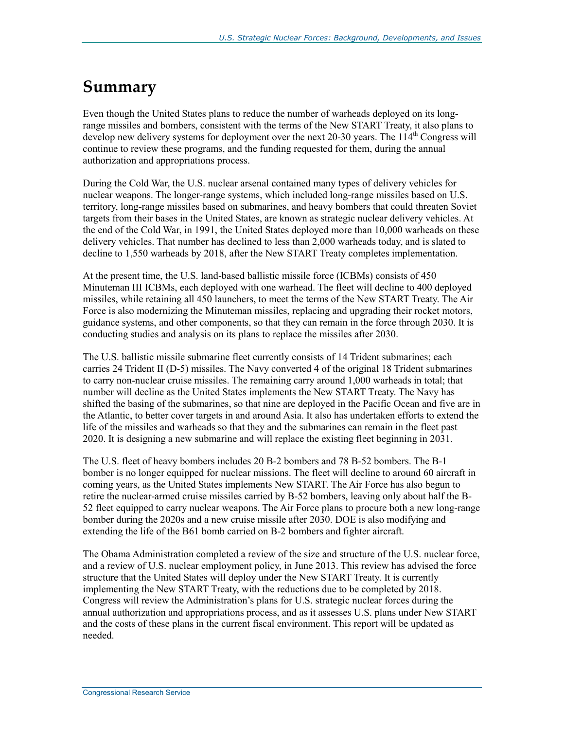# Summary

Even though the United States plans to reduce the number of warheads deployed on its long-range missiles and bombers, consistent with the terms of the New START Treaty, it also plans to develop new delivery systems for deployment over the next 20-30 years. The 114th Congress will continue to review these programs, and the funding requested for them, during the annual authorization and appropriations process.

During the Cold War, the U.S. nuclear arsenal contained many types of delivery vehicles for nuclear weapons. The longer-range systems, which included long-range missiles based on U.S. territory, long-range missiles based on submarines, and heavy bombers that could threaten Soviet targets from their bases in the United States, are known as strategic nuclear delivery vehicles. At the end of the Cold War, in 1991, the United States deployed more than 10,000 warheads on these delivery vehicles. That number has declined to less than 2,000 warheads today, and is slated to decline to 1,550 warheads by 2018, after the New START Treaty completes implementation.

At the present time, the U.S. land-based ballistic missile force (ICBMs) consists of 450 Minuteman III ICBMs, each deployed with one warhead. The fleet will decline to 400 deployed missiles, while retaining all 450 launchers, to meet the terms of the New START Treaty. The Air Force is also modernizing the Minuteman missiles, replacing and upgrading their rocket motors, guidance systems, and other components, so that they can remain in the force through 2030. It is conducting studies and analysis on its plans to replace the missiles after 2030.

The U.S. ballistic missile submarine fleet currently consists of 14 Trident submarines; each carries 24 Trident II (D-5) missiles. The Navy converted 4 of the original 18 Trident submarines to carry non-nuclear cruise missiles. The remaining carry around 1,000 warheads in total; that number will decline as the United States implements the New START Treaty. The Navy has shifted the basing of the submarines, so that nine are deployed in the Pacific Ocean and five are in the Atlantic, to better cover targets in and around Asia. It also has undertaken efforts to extend the life of the missiles and warheads so that they and the submarines can remain in the fleet past 2020. It is designing a new submarine and will replace the existing fleet beginning in 2031.

The U.S. fleet of heavy bombers includes 20 B-2 bombers and 78 B-52 bombers. The B-1 bomber is no longer equipped for nuclear missions. The fleet will decline to around 60 aircraft in coming years, as the United States implements New START. The Air Force has also begun to retire the nuclear-armed cruise missiles carried by B-52 bombers, leaving only about half the B-52 fleet equipped to carry nuclear weapons. The Air Force plans to procure both a new long-range bomber during the 2020s and a new cruise missile after 2030. DOE is also modifying and extending the life of the B61 bomb carried on B-2 bombers and fighter aircraft.

The Obama Administration completed a review of the size and structure of the U.S. nuclear force, and a review of U.S. nuclear employment policy, in June 2013. This review has advised the force structure that the United States will deploy under the New START Treaty. It is currently implementing the New START Treaty, with the reductions due to be completed by 2018. Congress will review the Administration's plans for U.S. strategic nuclear forces during the annual authorization and appropriations process, and as it assesses U.S. plans under New START and the costs of these plans in the current fiscal environment. This report will be updated as needed.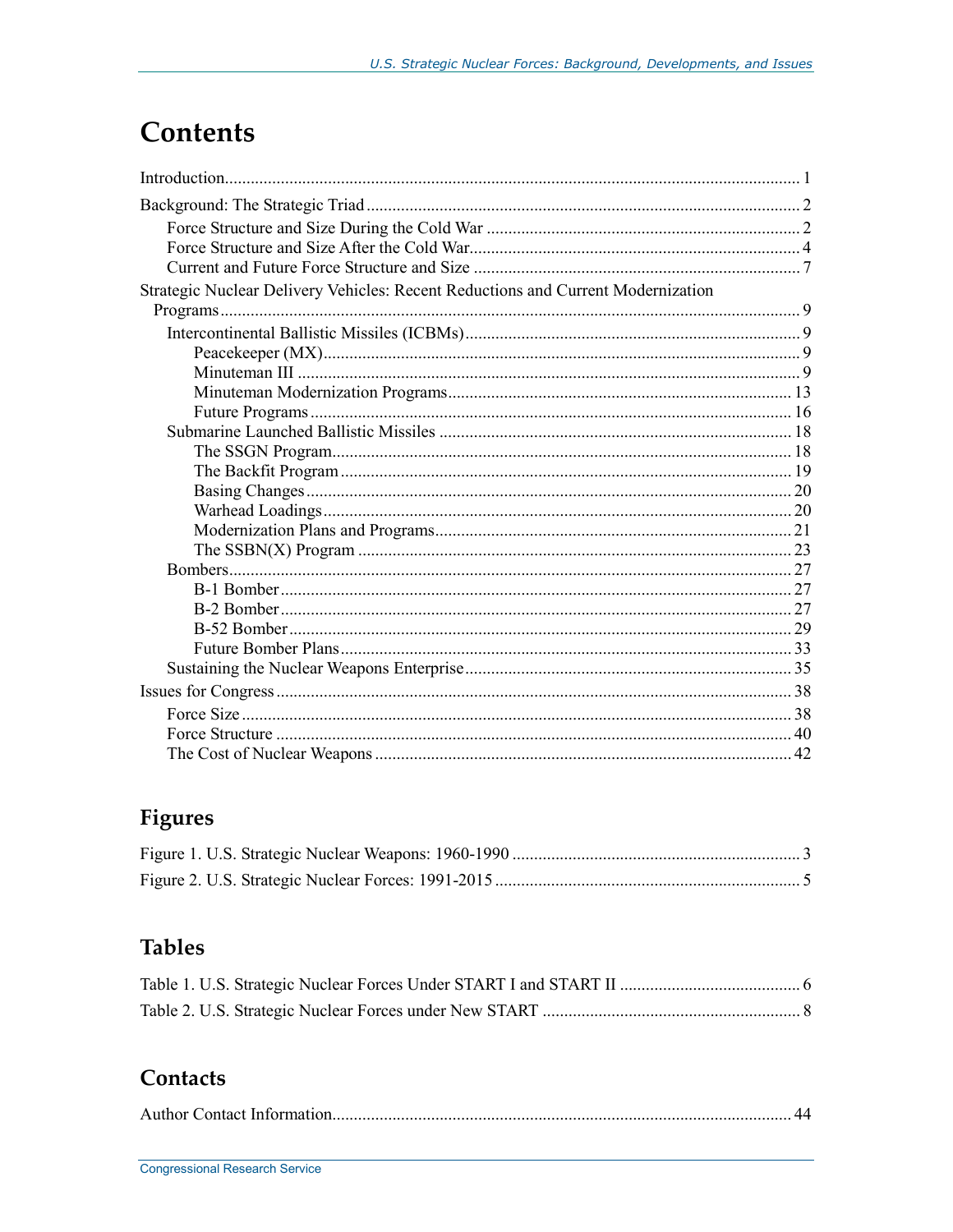# Contents

Introduction ..... 1

Background: The Strategic Triad ..... 2

- Force Structure and Size During the Cold War ..... 2
- Force Structure and Size After the Cold War ..... 4
- Current and Future Force Structure and Size ..... 7

Strategic Nuclear Delivery Vehicles: Recent Reductions and Current Modernization Programs ..... 9

- Intercontinental Ballistic Missiles (ICBMs) ..... 9
  - Peacekeeper (MX) ..... 9
  - Minuteman III ..... 9
  - Minuteman Modernization Programs ..... 13
  - Future Programs ..... 16
- Submarine Launched Ballistic Missiles ..... 18
  - The SSGN Program ..... 18
  - The Backfit Program ..... 19
  - Basing Changes ..... 20
  - Warhead Loadings ..... 20
  - Modernization Plans and Programs ..... 21
  - The SSBN(X) Program ..... 23
- Bombers ..... 27
  - B-1 Bomber ..... 27
  - B-2 Bomber ..... 27
  - B-52 Bomber ..... 29
  - Future Bomber Plans ..... 33
- Sustaining the Nuclear Weapons Enterprise ..... 35

Issues for Congress ..... 38

- Force Size ..... 38
- Force Structure ..... 40
- The Cost of Nuclear Weapons ..... 42

## Figures

Figure 1. U.S. Strategic Nuclear Weapons: 1960-1990 ..... 3

Figure 2. U.S. Strategic Nuclear Forces: 1991-2015 ..... 5

## Tables

Table 1. U.S. Strategic Nuclear Forces Under START I and START II ..... 6

Table 2. U.S. Strategic Nuclear Forces under New START ..... 8

## Contacts

Author Contact Information ..... 44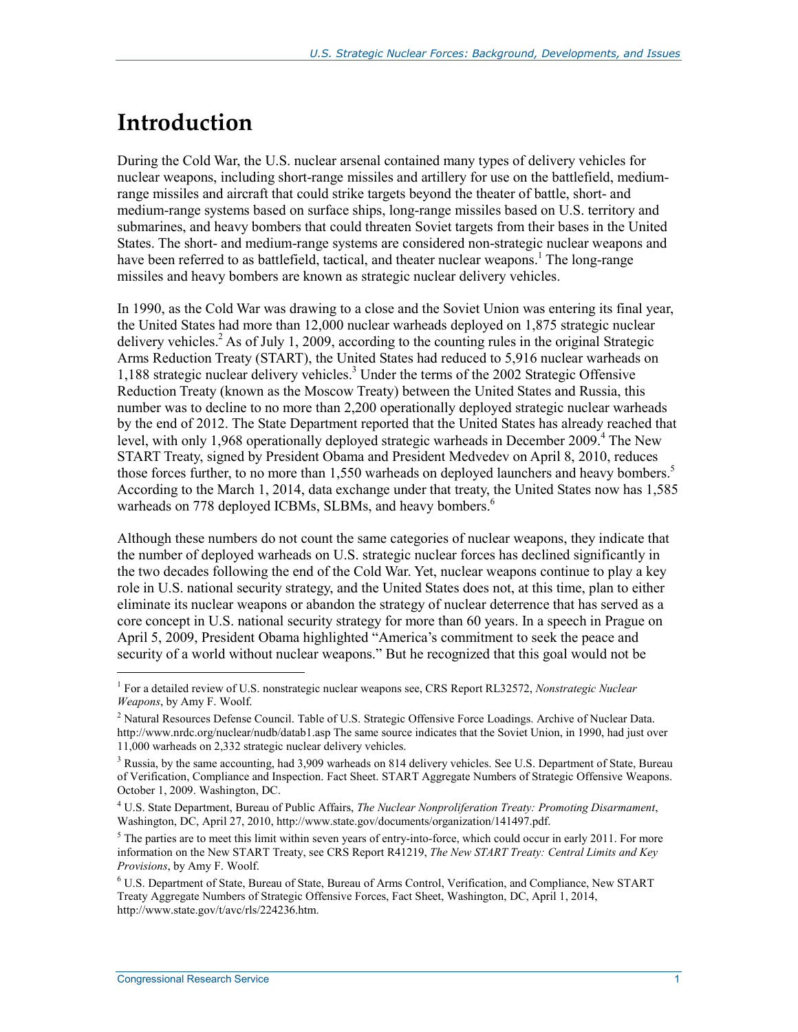# Introduction

During the Cold War, the U.S. nuclear arsenal contained many types of delivery vehicles for nuclear weapons, including short-range missiles and artillery for use on the battlefield, medium-range missiles and aircraft that could strike targets beyond the theater of battle, short- and medium-range systems based on surface ships, long-range missiles based on U.S. territory and submarines, and heavy bombers that could threaten Soviet targets from their bases in the United States. The short- and medium-range systems are considered non-strategic nuclear weapons and have been referred to as battlefield, tactical, and theater nuclear weapons.[1] The long-range missiles and heavy bombers are known as strategic nuclear delivery vehicles.

In 1990, as the Cold War was drawing to a close and the Soviet Union was entering its final year, the United States had more than 12,000 nuclear warheads deployed on 1,875 strategic nuclear delivery vehicles.[2] As of July 1, 2009, according to the counting rules in the original Strategic Arms Reduction Treaty (START), the United States had reduced to 5,916 nuclear warheads on 1,188 strategic nuclear delivery vehicles.[3] Under the terms of the 2002 Strategic Offensive Reduction Treaty (known as the Moscow Treaty) between the United States and Russia, this number was to decline to no more than 2,200 operationally deployed strategic nuclear warheads by the end of 2012. The State Department reported that the United States has already reached that level, with only 1,968 operationally deployed strategic warheads in December 2009.[4] The New START Treaty, signed by President Obama and President Medvedev on April 8, 2010, reduces those forces further, to no more than 1,550 warheads on deployed launchers and heavy bombers.[5] According to the March 1, 2014, data exchange under that treaty, the United States now has 1,585 warheads on 778 deployed ICBMs, SLBMs, and heavy bombers.[6]

Although these numbers do not count the same categories of nuclear weapons, they indicate that the number of deployed warheads on U.S. strategic nuclear forces has declined significantly in the two decades following the end of the Cold War. Yet, nuclear weapons continue to play a key role in U.S. national security strategy, and the United States does not, at this time, plan to either eliminate its nuclear weapons or abandon the strategy of nuclear deterrence that has served as a core concept in U.S. national security strategy for more than 60 years. In a speech in Prague on April 5, 2009, President Obama highlighted "America's commitment to seek the peace and security of a world without nuclear weapons." But he recognized that this goal would not be

---

[1] For a detailed review of U.S. nonstrategic nuclear weapons see, CRS Report RL32572, *Nonstrategic Nuclear Weapons*, by Amy F. Woolf.

[2] Natural Resources Defense Council. Table of U.S. Strategic Offensive Force Loadings. Archive of Nuclear Data. http://www.nrdc.org/nuclear/nudb/datab1.asp The same source indicates that the Soviet Union, in 1990, had just over 11,000 warheads on 2,332 strategic nuclear delivery vehicles.

[3] Russia, by the same accounting, had 3,909 warheads on 814 delivery vehicles. See U.S. Department of State, Bureau of Verification, Compliance and Inspection. Fact Sheet. START Aggregate Numbers of Strategic Offensive Weapons. October 1, 2009. Washington, DC.

[4] U.S. State Department, Bureau of Public Affairs, *The Nuclear Nonproliferation Treaty: Promoting Disarmament*, Washington, DC, April 27, 2010, http://www.state.gov/documents/organization/141497.pdf.

[5] The parties are to meet this limit within seven years of entry-into-force, which could occur in early 2011. For more information on the New START Treaty, see CRS Report R41219, *The New START Treaty: Central Limits and Key Provisions*, by Amy F. Woolf.

[6] U.S. Department of State, Bureau of State, Bureau of Arms Control, Verification, and Compliance, New START Treaty Aggregate Numbers of Strategic Offensive Forces, Fact Sheet, Washington, DC, April 1, 2014, http://www.state.gov/t/avc/rls/224236.htm.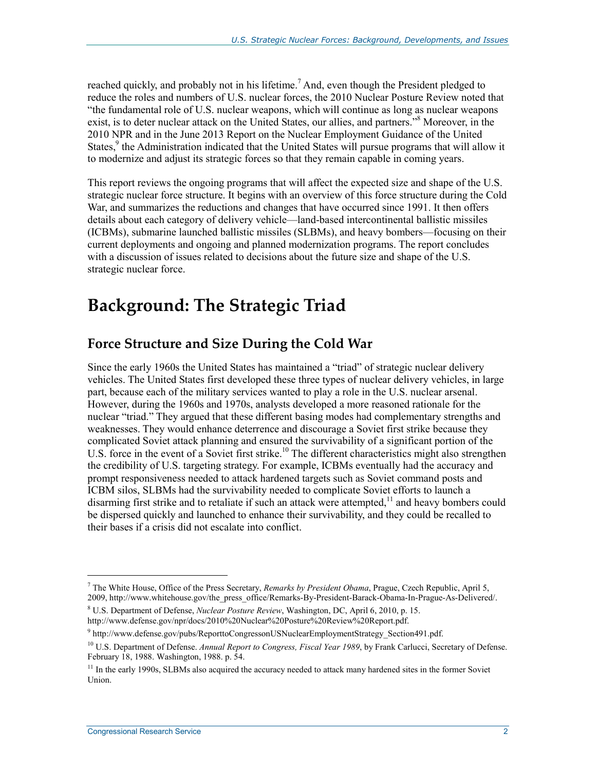reached quickly, and probably not in his lifetime.[7] And, even though the President pledged to reduce the roles and numbers of U.S. nuclear forces, the 2010 Nuclear Posture Review noted that "the fundamental role of U.S. nuclear weapons, which will continue as long as nuclear weapons exist, is to deter nuclear attack on the United States, our allies, and partners."[8] Moreover, in the 2010 NPR and in the June 2013 Report on the Nuclear Employment Guidance of the United States,[9] the Administration indicated that the United States will pursue programs that will allow it to modernize and adjust its strategic forces so that they remain capable in coming years.

This report reviews the ongoing programs that will affect the expected size and shape of the U.S. strategic nuclear force structure. It begins with an overview of this force structure during the Cold War, and summarizes the reductions and changes that have occurred since 1991. It then offers details about each category of delivery vehicle—land-based intercontinental ballistic missiles (ICBMs), submarine launched ballistic missiles (SLBMs), and heavy bombers—focusing on their current deployments and ongoing and planned modernization programs. The report concludes with a discussion of issues related to decisions about the future size and shape of the U.S. strategic nuclear force.

# Background: The Strategic Triad

## Force Structure and Size During the Cold War

Since the early 1960s the United States has maintained a "triad" of strategic nuclear delivery vehicles. The United States first developed these three types of nuclear delivery vehicles, in large part, because each of the military services wanted to play a role in the U.S. nuclear arsenal. However, during the 1960s and 1970s, analysts developed a more reasoned rationale for the nuclear "triad." They argued that these different basing modes had complementary strengths and weaknesses. They would enhance deterrence and discourage a Soviet first strike because they complicated Soviet attack planning and ensured the survivability of a significant portion of the U.S. force in the event of a Soviet first strike.[10] The different characteristics might also strengthen the credibility of U.S. targeting strategy. For example, ICBMs eventually had the accuracy and prompt responsiveness needed to attack hardened targets such as Soviet command posts and ICBM silos, SLBMs had the survivability needed to complicate Soviet efforts to launch a disarming first strike and to retaliate if such an attack were attempted,[11] and heavy bombers could be dispersed quickly and launched to enhance their survivability, and they could be recalled to their bases if a crisis did not escalate into conflict.

---

[7] The White House, Office of the Press Secretary, *Remarks by President Obama*, Prague, Czech Republic, April 5, 2009, http://www.whitehouse.gov/the_press_office/Remarks-By-President-Barack-Obama-In-Prague-As-Delivered/.

[8] U.S. Department of Defense, *Nuclear Posture Review*, Washington, DC, April 6, 2010, p. 15. http://www.defense.gov/npr/docs/2010%20Nuclear%20Posture%20Review%20Report.pdf.

[9] http://www.defense.gov/pubs/ReporttoCongressonUSNuclearEmploymentStrategy_Section491.pdf.

[10] U.S. Department of Defense. *Annual Report to Congress, Fiscal Year 1989*, by Frank Carlucci, Secretary of Defense. February 18, 1988. Washington, 1988. p. 54.

[11] In the early 1990s, SLBMs also acquired the accuracy needed to attack many hardened sites in the former Soviet Union.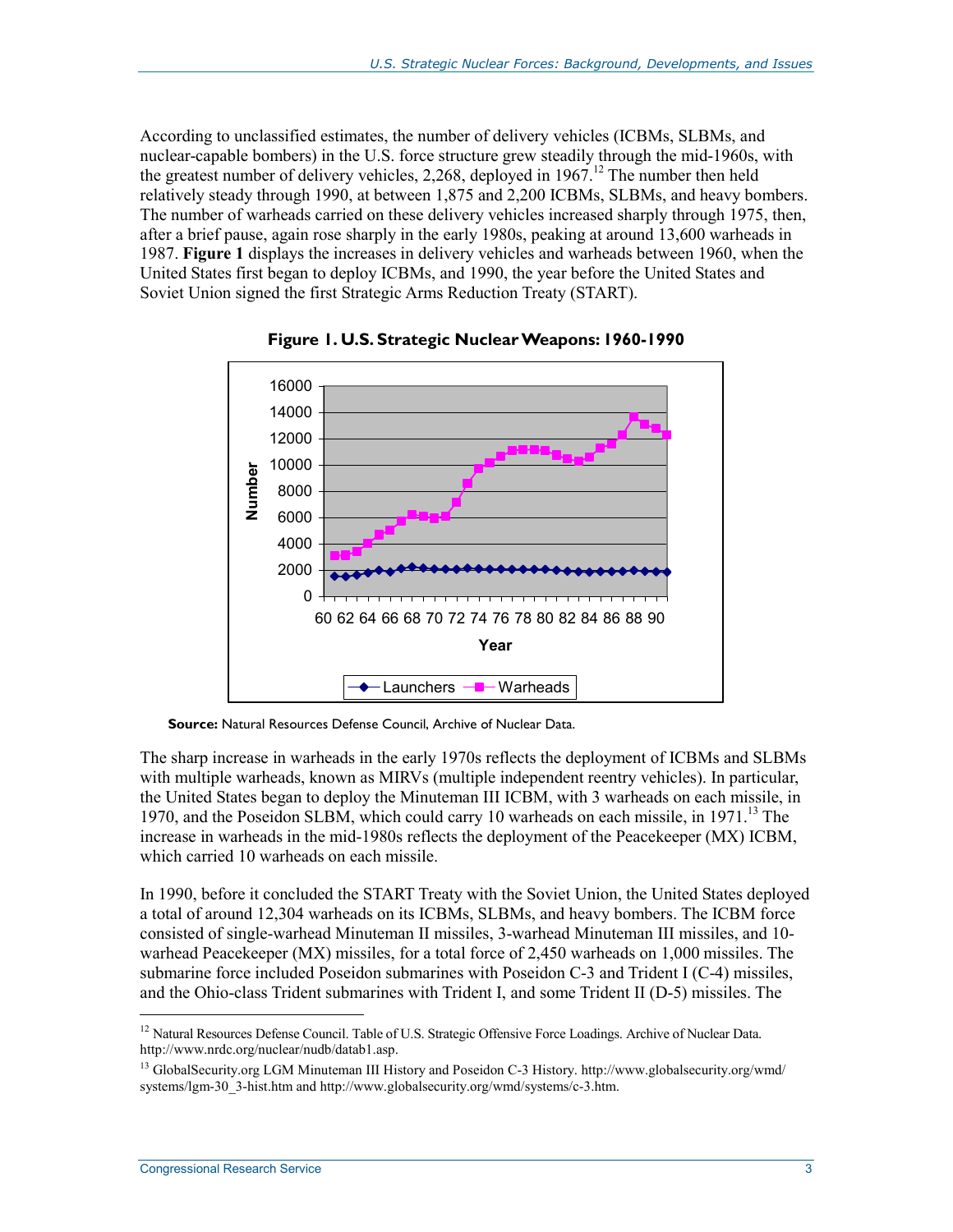According to unclassified estimates, the number of delivery vehicles (ICBMs, SLBMs, and nuclear-capable bombers) in the U.S. force structure grew steadily through the mid-1960s, with the greatest number of delivery vehicles, 2,268, deployed in 1967.[12] The number then held relatively steady through 1990, at between 1,875 and 2,200 ICBMs, SLBMs, and heavy bombers. The number of warheads carried on these delivery vehicles increased sharply through 1975, then, after a brief pause, again rose sharply in the early 1980s, peaking at around 13,600 warheads in 1987. **Figure 1** displays the increases in delivery vehicles and warheads between 1960, when the United States first began to deploy ICBMs, and 1990, the year before the United States and Soviet Union signed the first Strategic Arms Reduction Treaty (START).

**Figure 1. U.S. Strategic Nuclear Weapons: 1960-1990**

**Source:** Natural Resources Defense Council, Archive of Nuclear Data.

The sharp increase in warheads in the early 1970s reflects the deployment of ICBMs and SLBMs with multiple warheads, known as MIRVs (multiple independent reentry vehicles). In particular, the United States began to deploy the Minuteman III ICBM, with 3 warheads on each missile, in 1970, and the Poseidon SLBM, which could carry 10 warheads on each missile, in 1971.[13] The increase in warheads in the mid-1980s reflects the deployment of the Peacekeeper (MX) ICBM, which carried 10 warheads on each missile.

In 1990, before it concluded the START Treaty with the Soviet Union, the United States deployed a total of around 12,304 warheads on its ICBMs, SLBMs, and heavy bombers. The ICBM force consisted of single-warhead Minuteman II missiles, 3-warhead Minuteman III missiles, and 10-warhead Peacekeeper (MX) missiles, for a total force of 2,450 warheads on 1,000 missiles. The submarine force included Poseidon submarines with Poseidon C-3 and Trident I (C-4) missiles, and the Ohio-class Trident submarines with Trident I, and some Trident II (D-5) missiles. The

---

[12] Natural Resources Defense Council. Table of U.S. Strategic Offensive Force Loadings. Archive of Nuclear Data. http://www.nrdc.org/nuclear/nudb/datab1.asp.

[13] GlobalSecurity.org LGM Minuteman III History and Poseidon C-3 History. http://www.globalsecurity.org/wmd/systems/lgm-30_3-hist.htm and http://www.globalsecurity.org/wmd/systems/c-3.htm.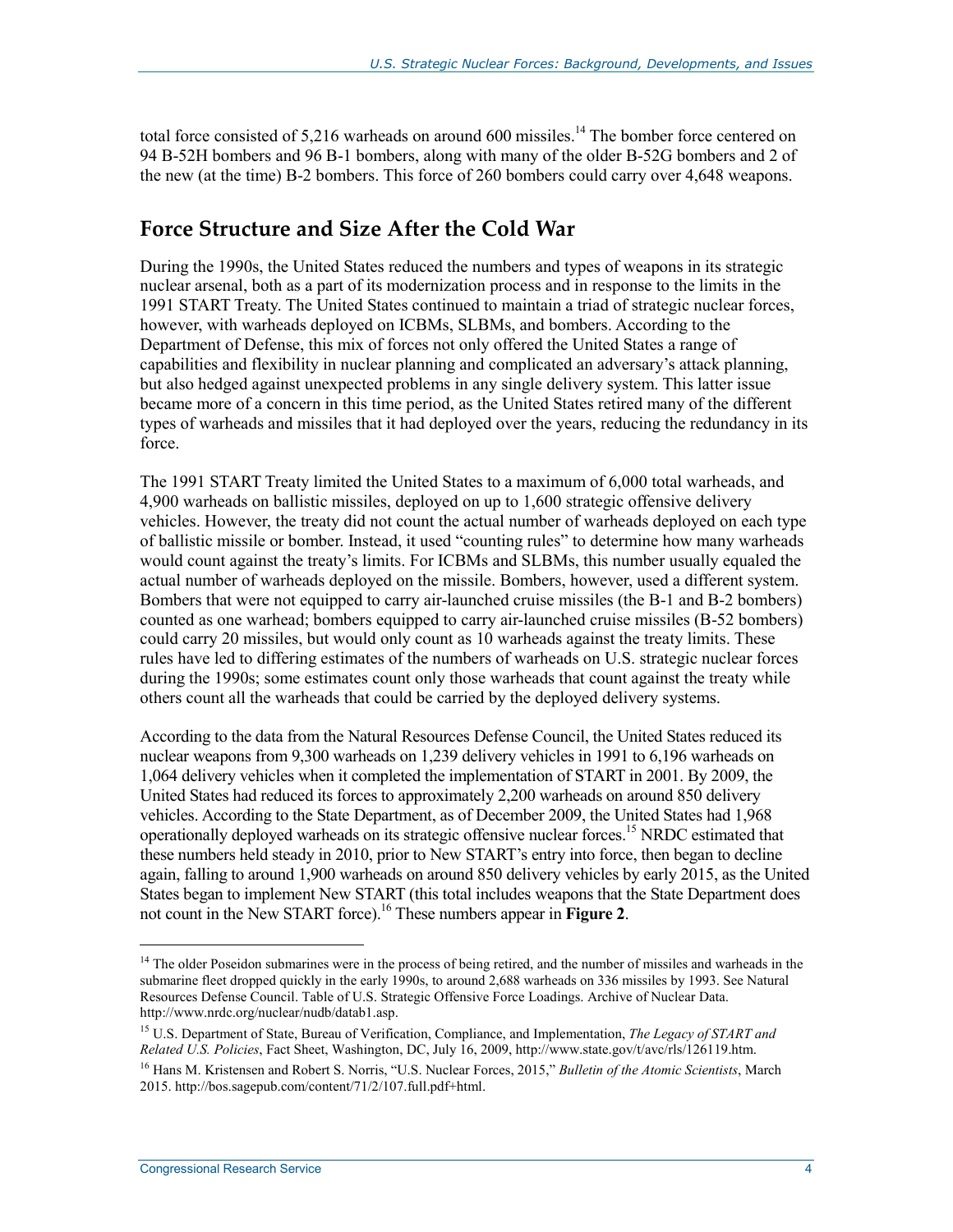total force consisted of 5,216 warheads on around 600 missiles.[14] The bomber force centered on 94 B-52H bombers and 96 B-1 bombers, along with many of the older B-52G bombers and 2 of the new (at the time) B-2 bombers. This force of 260 bombers could carry over 4,648 weapons.

## Force Structure and Size After the Cold War

During the 1990s, the United States reduced the numbers and types of weapons in its strategic nuclear arsenal, both as a part of its modernization process and in response to the limits in the 1991 START Treaty. The United States continued to maintain a triad of strategic nuclear forces, however, with warheads deployed on ICBMs, SLBMs, and bombers. According to the Department of Defense, this mix of forces not only offered the United States a range of capabilities and flexibility in nuclear planning and complicated an adversary's attack planning, but also hedged against unexpected problems in any single delivery system. This latter issue became more of a concern in this time period, as the United States retired many of the different types of warheads and missiles that it had deployed over the years, reducing the redundancy in its force.

The 1991 START Treaty limited the United States to a maximum of 6,000 total warheads, and 4,900 warheads on ballistic missiles, deployed on up to 1,600 strategic offensive delivery vehicles. However, the treaty did not count the actual number of warheads deployed on each type of ballistic missile or bomber. Instead, it used "counting rules" to determine how many warheads would count against the treaty's limits. For ICBMs and SLBMs, this number usually equaled the actual number of warheads deployed on the missile. Bombers, however, used a different system. Bombers that were not equipped to carry air-launched cruise missiles (the B-1 and B-2 bombers) counted as one warhead; bombers equipped to carry air-launched cruise missiles (B-52 bombers) could carry 20 missiles, but would only count as 10 warheads against the treaty limits. These rules have led to differing estimates of the numbers of warheads on U.S. strategic nuclear forces during the 1990s; some estimates count only those warheads that count against the treaty while others count all the warheads that could be carried by the deployed delivery systems.

According to the data from the Natural Resources Defense Council, the United States reduced its nuclear weapons from 9,300 warheads on 1,239 delivery vehicles in 1991 to 6,196 warheads on 1,064 delivery vehicles when it completed the implementation of START in 2001. By 2009, the United States had reduced its forces to approximately 2,200 warheads on around 850 delivery vehicles. According to the State Department, as of December 2009, the United States had 1,968 operationally deployed warheads on its strategic offensive nuclear forces.[15] NRDC estimated that these numbers held steady in 2010, prior to New START's entry into force, then began to decline again, falling to around 1,900 warheads on around 850 delivery vehicles by early 2015, as the United States began to implement New START (this total includes weapons that the State Department does not count in the New START force).[16] These numbers appear in **Figure 2**.

---

[14] The older Poseidon submarines were in the process of being retired, and the number of missiles and warheads in the submarine fleet dropped quickly in the early 1990s, to around 2,688 warheads on 336 missiles by 1993. See Natural Resources Defense Council. Table of U.S. Strategic Offensive Force Loadings. Archive of Nuclear Data. http://www.nrdc.org/nuclear/nudb/datab1.asp.

[15] U.S. Department of State, Bureau of Verification, Compliance, and Implementation, *The Legacy of START and Related U.S. Policies*, Fact Sheet, Washington, DC, July 16, 2009, http://www.state.gov/t/avc/rls/126119.htm.

[16] Hans M. Kristensen and Robert S. Norris, "U.S. Nuclear Forces, 2015," *Bulletin of the Atomic Scientists*, March 2015. http://bos.sagepub.com/content/71/2/107.full.pdf+html.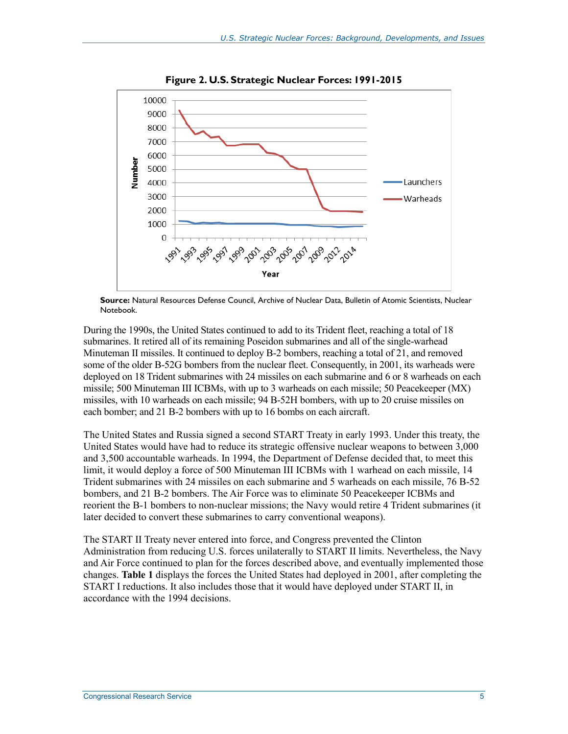**Figure 2. U.S. Strategic Nuclear Forces: 1991-2015**

**Source:** Natural Resources Defense Council, Archive of Nuclear Data, Bulletin of Atomic Scientists, Nuclear Notebook.

During the 1990s, the United States continued to add to its Trident fleet, reaching a total of 18 submarines. It retired all of its remaining Poseidon submarines and all of the single-warhead Minuteman II missiles. It continued to deploy B-2 bombers, reaching a total of 21, and removed some of the older B-52G bombers from the nuclear fleet. Consequently, in 2001, its warheads were deployed on 18 Trident submarines with 24 missiles on each submarine and 6 or 8 warheads on each missile; 500 Minuteman III ICBMs, with up to 3 warheads on each missile; 50 Peacekeeper (MX) missiles, with 10 warheads on each missile; 94 B-52H bombers, with up to 20 cruise missiles on each bomber; and 21 B-2 bombers with up to 16 bombs on each aircraft.

The United States and Russia signed a second START Treaty in early 1993. Under this treaty, the United States would have had to reduce its strategic offensive nuclear weapons to between 3,000 and 3,500 accountable warheads. In 1994, the Department of Defense decided that, to meet this limit, it would deploy a force of 500 Minuteman III ICBMs with 1 warhead on each missile, 14 Trident submarines with 24 missiles on each submarine and 5 warheads on each missile, 76 B-52 bombers, and 21 B-2 bombers. The Air Force was to eliminate 50 Peacekeeper ICBMs and reorient the B-1 bombers to non-nuclear missions; the Navy would retire 4 Trident submarines (it later decided to convert these submarines to carry conventional weapons).

The START II Treaty never entered into force, and Congress prevented the Clinton Administration from reducing U.S. forces unilaterally to START II limits. Nevertheless, the Navy and Air Force continued to plan for the forces described above, and eventually implemented those changes. **Table 1** displays the forces the United States had deployed in 2001, after completing the START I reductions. It also includes those that it would have deployed under START II, in accordance with the 1994 decisions.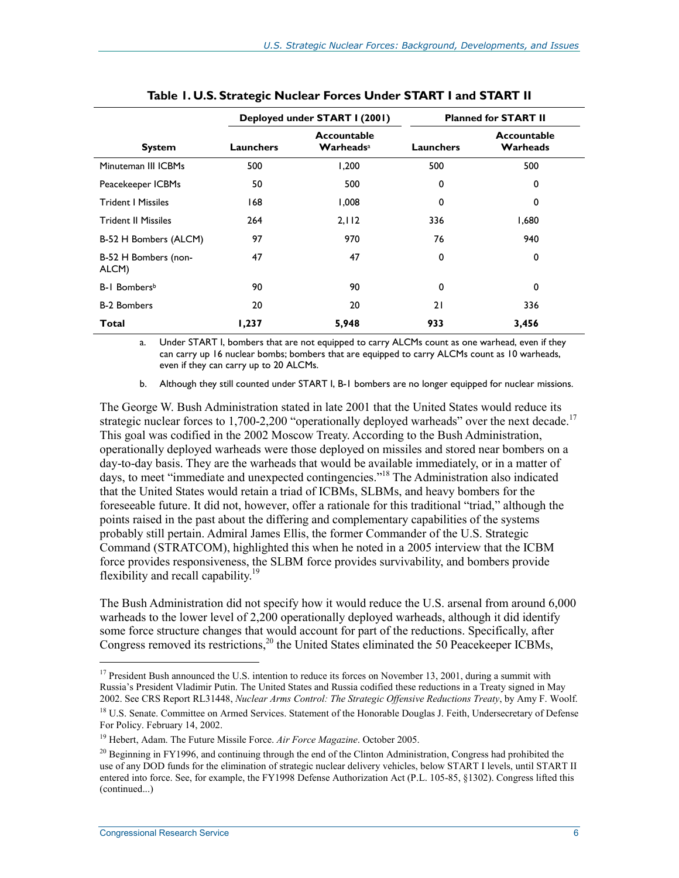**Table 1. U.S. Strategic Nuclear Forces Under START I and START II**

| System | Deployed under START I (2001) | | Planned for START II | |
|---|---|---|---|---|
| | Launchers | Accountable Warheads[a] | Launchers | Accountable Warheads |
| Minuteman III ICBMs | 500 | 1,200 | 500 | 500 |
| Peacekeeper ICBMs | 50 | 500 | 0 | 0 |
| Trident I Missiles | 168 | 1,008 | 0 | 0 |
| Trident II Missiles | 264 | 2,112 | 336 | 1,680 |
| B-52 H Bombers (ALCM) | 97 | 970 | 76 | 940 |
| B-52 H Bombers (non-ALCM) | 47 | 47 | 0 | 0 |
| B-1 Bombers[b] | 90 | 90 | 0 | 0 |
| B-2 Bombers | 20 | 20 | 21 | 336 |
| **Total** | **1,237** | **5,948** | **933** | **3,456** |

a. Under START I, bombers that are not equipped to carry ALCMs count as one warhead, even if they can carry up 16 nuclear bombs; bombers that are equipped to carry ALCMs count as 10 warheads, even if they can carry up to 20 ALCMs.

b. Although they still counted under START I, B-1 bombers are no longer equipped for nuclear missions.

The George W. Bush Administration stated in late 2001 that the United States would reduce its strategic nuclear forces to 1,700-2,200 "operationally deployed warheads" over the next decade.[17] This goal was codified in the 2002 Moscow Treaty. According to the Bush Administration, operationally deployed warheads were those deployed on missiles and stored near bombers on a day-to-day basis. They are the warheads that would be available immediately, or in a matter of days, to meet "immediate and unexpected contingencies."[18] The Administration also indicated that the United States would retain a triad of ICBMs, SLBMs, and heavy bombers for the foreseeable future. It did not, however, offer a rationale for this traditional "triad," although the points raised in the past about the differing and complementary capabilities of the systems probably still pertain. Admiral James Ellis, the former Commander of the U.S. Strategic Command (STRATCOM), highlighted this when he noted in a 2005 interview that the ICBM force provides responsiveness, the SLBM force provides survivability, and bombers provide flexibility and recall capability.[19]

The Bush Administration did not specify how it would reduce the U.S. arsenal from around 6,000 warheads to the lower level of 2,200 operationally deployed warheads, although it did identify some force structure changes that would account for part of the reductions. Specifically, after Congress removed its restrictions,[20] the United States eliminated the 50 Peacekeeper ICBMs,

[17] President Bush announced the U.S. intention to reduce its forces on November 13, 2001, during a summit with Russia's President Vladimir Putin. The United States and Russia codified these reductions in a Treaty signed in May 2002. See CRS Report RL31448, *Nuclear Arms Control: The Strategic Offensive Reductions Treaty*, by Amy F. Woolf.

[18] U.S. Senate. Committee on Armed Services. Statement of the Honorable Douglas J. Feith, Undersecretary of Defense For Policy. February 14, 2002.

[19] Hebert, Adam. The Future Missile Force. *Air Force Magazine*. October 2005.

[20] Beginning in FY1996, and continuing through the end of the Clinton Administration, Congress had prohibited the use of any DOD funds for the elimination of strategic nuclear delivery vehicles, below START I levels, until START II entered into force. See, for example, the FY1998 Defense Authorization Act (P.L. 105-85, §1302). Congress lifted this (continued...)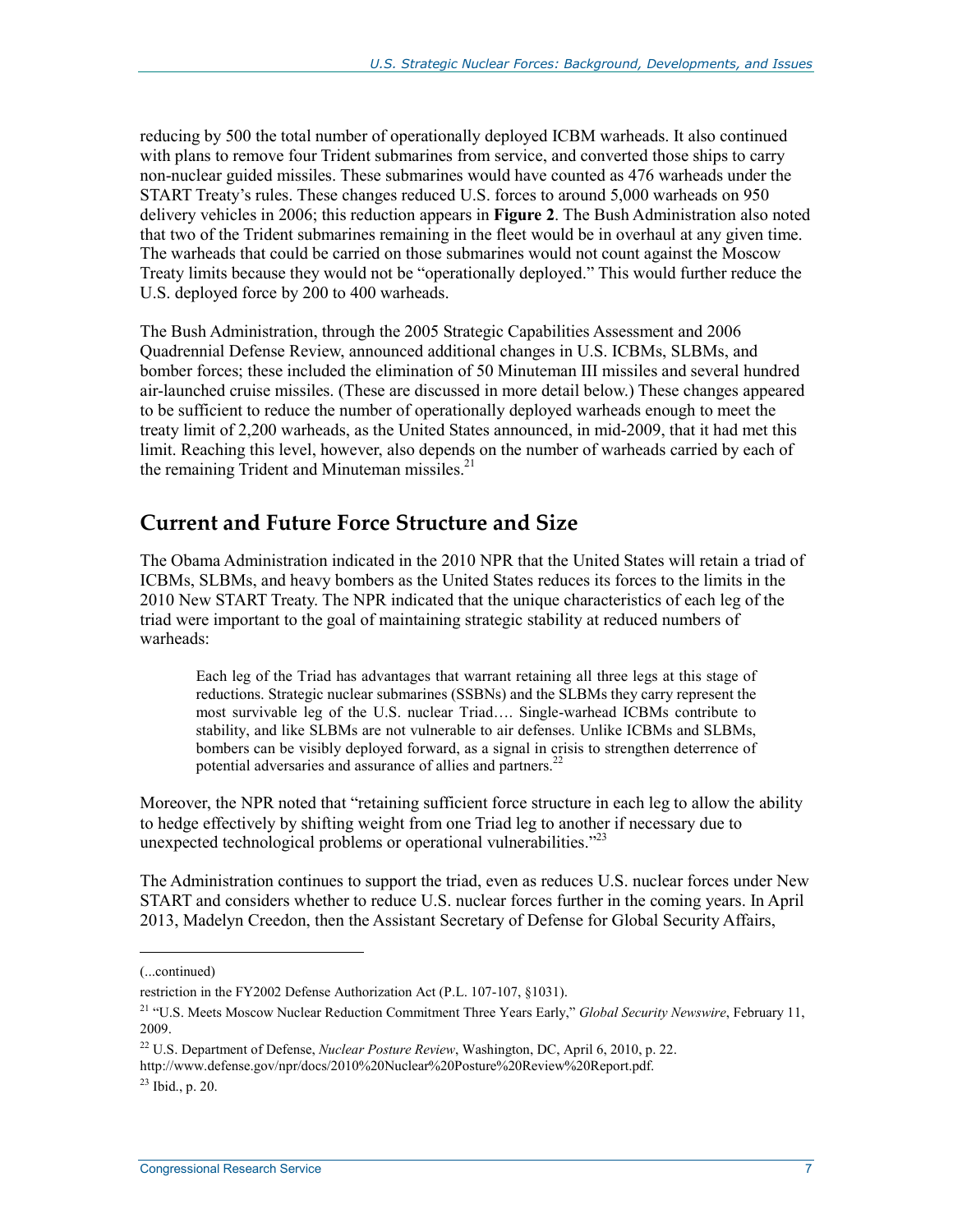reducing by 500 the total number of operationally deployed ICBM warheads. It also continued with plans to remove four Trident submarines from service, and converted those ships to carry non-nuclear guided missiles. These submarines would have counted as 476 warheads under the START Treaty's rules. These changes reduced U.S. forces to around 5,000 warheads on 950 delivery vehicles in 2006; this reduction appears in **Figure 2**. The Bush Administration also noted that two of the Trident submarines remaining in the fleet would be in overhaul at any given time. The warheads that could be carried on those submarines would not count against the Moscow Treaty limits because they would not be "operationally deployed." This would further reduce the U.S. deployed force by 200 to 400 warheads.

The Bush Administration, through the 2005 Strategic Capabilities Assessment and 2006 Quadrennial Defense Review, announced additional changes in U.S. ICBMs, SLBMs, and bomber forces; these included the elimination of 50 Minuteman III missiles and several hundred air-launched cruise missiles. (These are discussed in more detail below.) These changes appeared to be sufficient to reduce the number of operationally deployed warheads enough to meet the treaty limit of 2,200 warheads, as the United States announced, in mid-2009, that it had met this limit. Reaching this level, however, also depends on the number of warheads carried by each of the remaining Trident and Minuteman missiles.[21]

## Current and Future Force Structure and Size

The Obama Administration indicated in the 2010 NPR that the United States will retain a triad of ICBMs, SLBMs, and heavy bombers as the United States reduces its forces to the limits in the 2010 New START Treaty. The NPR indicated that the unique characteristics of each leg of the triad were important to the goal of maintaining strategic stability at reduced numbers of warheads:

> Each leg of the Triad has advantages that warrant retaining all three legs at this stage of reductions. Strategic nuclear submarines (SSBNs) and the SLBMs they carry represent the most survivable leg of the U.S. nuclear Triad…. Single-warhead ICBMs contribute to stability, and like SLBMs are not vulnerable to air defenses. Unlike ICBMs and SLBMs, bombers can be visibly deployed forward, as a signal in crisis to strengthen deterrence of potential adversaries and assurance of allies and partners.[22]

Moreover, the NPR noted that "retaining sufficient force structure in each leg to allow the ability to hedge effectively by shifting weight from one Triad leg to another if necessary due to unexpected technological problems or operational vulnerabilities."[23]

The Administration continues to support the triad, even as reduces U.S. nuclear forces under New START and considers whether to reduce U.S. nuclear forces further in the coming years. In April 2013, Madelyn Creedon, then the Assistant Secretary of Defense for Global Security Affairs,

---

(...continued)

restriction in the FY2002 Defense Authorization Act (P.L. 107-107, §1031).

[21] "U.S. Meets Moscow Nuclear Reduction Commitment Three Years Early," *Global Security Newswire*, February 11, 2009.

[22] U.S. Department of Defense, *Nuclear Posture Review*, Washington, DC, April 6, 2010, p. 22. http://www.defense.gov/npr/docs/2010%20Nuclear%20Posture%20Review%20Report.pdf.

[23] Ibid., p. 20.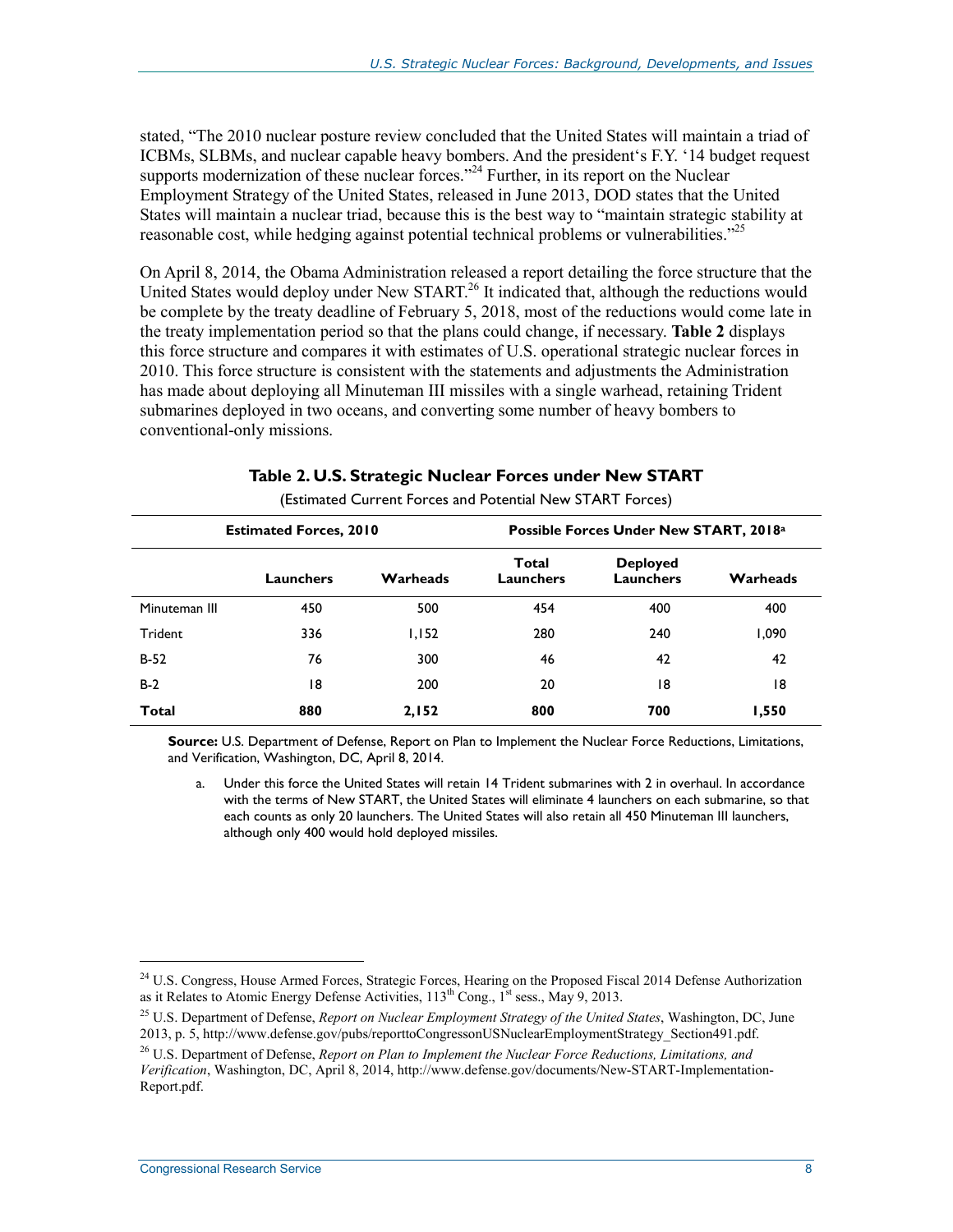stated, "The 2010 nuclear posture review concluded that the United States will maintain a triad of ICBMs, SLBMs, and nuclear capable heavy bombers. And the president's F.Y. '14 budget request supports modernization of these nuclear forces."[24] Further, in its report on the Nuclear Employment Strategy of the United States, released in June 2013, DOD states that the United States will maintain a nuclear triad, because this is the best way to "maintain strategic stability at reasonable cost, while hedging against potential technical problems or vulnerabilities."[25]

On April 8, 2014, the Obama Administration released a report detailing the force structure that the United States would deploy under New START.[26] It indicated that, although the reductions would be complete by the treaty deadline of February 5, 2018, most of the reductions would come late in the treaty implementation period so that the plans could change, if necessary. **Table 2** displays this force structure and compares it with estimates of U.S. operational strategic nuclear forces in 2010. This force structure is consistent with the statements and adjustments the Administration has made about deploying all Minuteman III missiles with a single warhead, retaining Trident submarines deployed in two oceans, and converting some number of heavy bombers to conventional-only missions.

**Table 2. U.S. Strategic Nuclear Forces under New START**

(Estimated Current Forces and Potential New START Forces)

| | Estimated Forces, 2010 | | Possible Forces Under New START, 2018[a] | | |
|---|---|---|---|---|---|
| | **Launchers** | **Warheads** | **Total Launchers** | **Deployed Launchers** | **Warheads** |
| Minuteman III | 450 | 500 | 454 | 400 | 400 |
| Trident | 336 | 1,152 | 280 | 240 | 1,090 |
| B-52 | 76 | 300 | 46 | 42 | 42 |
| B-2 | 18 | 200 | 20 | 18 | 18 |
| **Total** | **880** | **2,152** | **800** | **700** | **1,550** |

**Source:** U.S. Department of Defense, Report on Plan to Implement the Nuclear Force Reductions, Limitations, and Verification, Washington, DC, April 8, 2014.

a. Under this force the United States will retain 14 Trident submarines with 2 in overhaul. In accordance with the terms of New START, the United States will eliminate 4 launchers on each submarine, so that each counts as only 20 launchers. The United States will also retain all 450 Minuteman III launchers, although only 400 would hold deployed missiles.

---

[24] U.S. Congress, House Armed Forces, Strategic Forces, Hearing on the Proposed Fiscal 2014 Defense Authorization as it Relates to Atomic Energy Defense Activities, 113th Cong., 1st sess., May 9, 2013.

[25] U.S. Department of Defense, *Report on Nuclear Employment Strategy of the United States*, Washington, DC, June 2013, p. 5, http://www.defense.gov/pubs/reporttoCongressonUSNuclearEmploymentStrategy_Section491.pdf.

[26] U.S. Department of Defense, *Report on Plan to Implement the Nuclear Force Reductions, Limitations, and Verification*, Washington, DC, April 8, 2014, http://www.defense.gov/documents/New-START-Implementation-Report.pdf.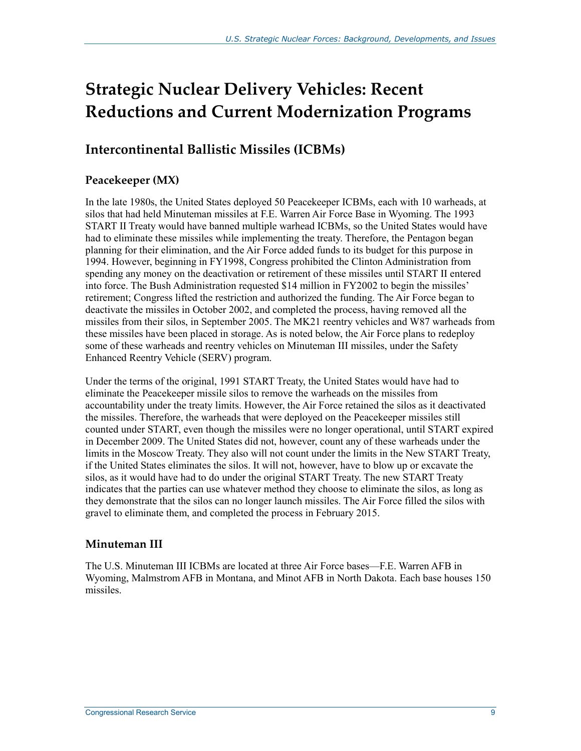# Strategic Nuclear Delivery Vehicles: Recent Reductions and Current Modernization Programs

## Intercontinental Ballistic Missiles (ICBMs)

### Peacekeeper (MX)

In the late 1980s, the United States deployed 50 Peacekeeper ICBMs, each with 10 warheads, at silos that had held Minuteman missiles at F.E. Warren Air Force Base in Wyoming. The 1993 START II Treaty would have banned multiple warhead ICBMs, so the United States would have had to eliminate these missiles while implementing the treaty. Therefore, the Pentagon began planning for their elimination, and the Air Force added funds to its budget for this purpose in 1994. However, beginning in FY1998, Congress prohibited the Clinton Administration from spending any money on the deactivation or retirement of these missiles until START II entered into force. The Bush Administration requested $14 million in FY2002 to begin the missiles' retirement; Congress lifted the restriction and authorized the funding. The Air Force began to deactivate the missiles in October 2002, and completed the process, having removed all the missiles from their silos, in September 2005. The MK21 reentry vehicles and W87 warheads from these missiles have been placed in storage. As is noted below, the Air Force plans to redeploy some of these warheads and reentry vehicles on Minuteman III missiles, under the Safety Enhanced Reentry Vehicle (SERV) program.

Under the terms of the original, 1991 START Treaty, the United States would have had to eliminate the Peacekeeper missile silos to remove the warheads on the missiles from accountability under the treaty limits. However, the Air Force retained the silos as it deactivated the missiles. Therefore, the warheads that were deployed on the Peacekeeper missiles still counted under START, even though the missiles were no longer operational, until START expired in December 2009. The United States did not, however, count any of these warheads under the limits in the Moscow Treaty. They also will not count under the limits in the New START Treaty, if the United States eliminates the silos. It will not, however, have to blow up or excavate the silos, as it would have had to do under the original START Treaty. The new START Treaty indicates that the parties can use whatever method they choose to eliminate the silos, as long as they demonstrate that the silos can no longer launch missiles. The Air Force filled the silos with gravel to eliminate them, and completed the process in February 2015.

### Minuteman III

The U.S. Minuteman III ICBMs are located at three Air Force bases—F.E. Warren AFB in Wyoming, Malmstrom AFB in Montana, and Minot AFB in North Dakota. Each base houses 150 missiles.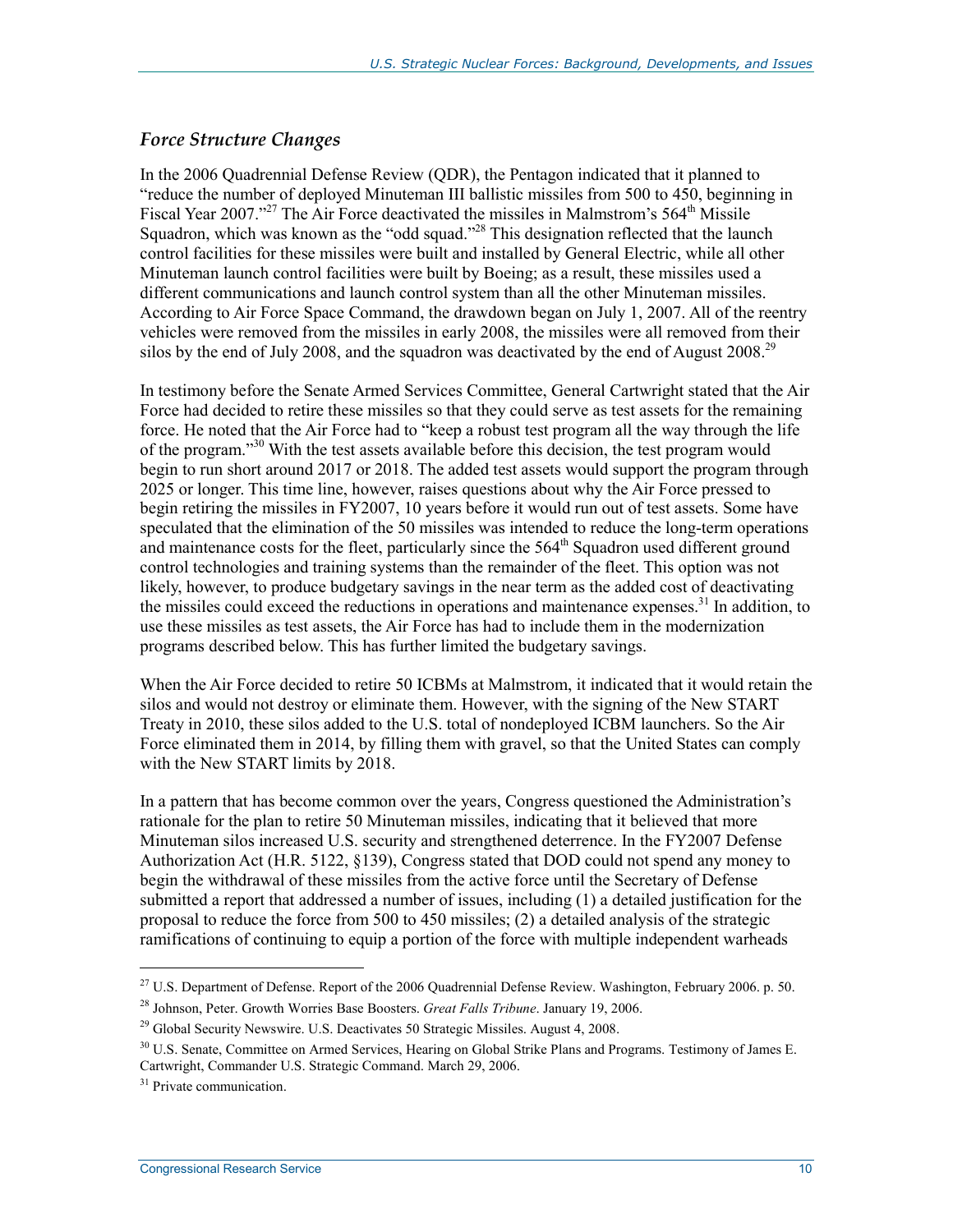### *Force Structure Changes*

In the 2006 Quadrennial Defense Review (QDR), the Pentagon indicated that it planned to "reduce the number of deployed Minuteman III ballistic missiles from 500 to 450, beginning in Fiscal Year 2007."[27] The Air Force deactivated the missiles in Malmstrom's 564th Missile Squadron, which was known as the "odd squad."[28] This designation reflected that the launch control facilities for these missiles were built and installed by General Electric, while all other Minuteman launch control facilities were built by Boeing; as a result, these missiles used a different communications and launch control system than all the other Minuteman missiles. According to Air Force Space Command, the drawdown began on July 1, 2007. All of the reentry vehicles were removed from the missiles in early 2008, the missiles were all removed from their silos by the end of July 2008, and the squadron was deactivated by the end of August 2008.[29]

In testimony before the Senate Armed Services Committee, General Cartwright stated that the Air Force had decided to retire these missiles so that they could serve as test assets for the remaining force. He noted that the Air Force had to "keep a robust test program all the way through the life of the program."[30] With the test assets available before this decision, the test program would begin to run short around 2017 or 2018. The added test assets would support the program through 2025 or longer. This time line, however, raises questions about why the Air Force pressed to begin retiring the missiles in FY2007, 10 years before it would run out of test assets. Some have speculated that the elimination of the 50 missiles was intended to reduce the long-term operations and maintenance costs for the fleet, particularly since the 564th Squadron used different ground control technologies and training systems than the remainder of the fleet. This option was not likely, however, to produce budgetary savings in the near term as the added cost of deactivating the missiles could exceed the reductions in operations and maintenance expenses.[31] In addition, to use these missiles as test assets, the Air Force has had to include them in the modernization programs described below. This has further limited the budgetary savings.

When the Air Force decided to retire 50 ICBMs at Malmstrom, it indicated that it would retain the silos and would not destroy or eliminate them. However, with the signing of the New START Treaty in 2010, these silos added to the U.S. total of nondeployed ICBM launchers. So the Air Force eliminated them in 2014, by filling them with gravel, so that the United States can comply with the New START limits by 2018.

In a pattern that has become common over the years, Congress questioned the Administration's rationale for the plan to retire 50 Minuteman missiles, indicating that it believed that more Minuteman silos increased U.S. security and strengthened deterrence. In the FY2007 Defense Authorization Act (H.R. 5122, §139), Congress stated that DOD could not spend any money to begin the withdrawal of these missiles from the active force until the Secretary of Defense submitted a report that addressed a number of issues, including (1) a detailed justification for the proposal to reduce the force from 500 to 450 missiles; (2) a detailed analysis of the strategic ramifications of continuing to equip a portion of the force with multiple independent warheads

---

[27] U.S. Department of Defense. Report of the 2006 Quadrennial Defense Review. Washington, February 2006. p. 50.

[28] Johnson, Peter. Growth Worries Base Boosters. *Great Falls Tribune*. January 19, 2006.

[29] Global Security Newswire. U.S. Deactivates 50 Strategic Missiles. August 4, 2008.

[30] U.S. Senate, Committee on Armed Services, Hearing on Global Strike Plans and Programs. Testimony of James E. Cartwright, Commander U.S. Strategic Command. March 29, 2006.

[31] Private communication.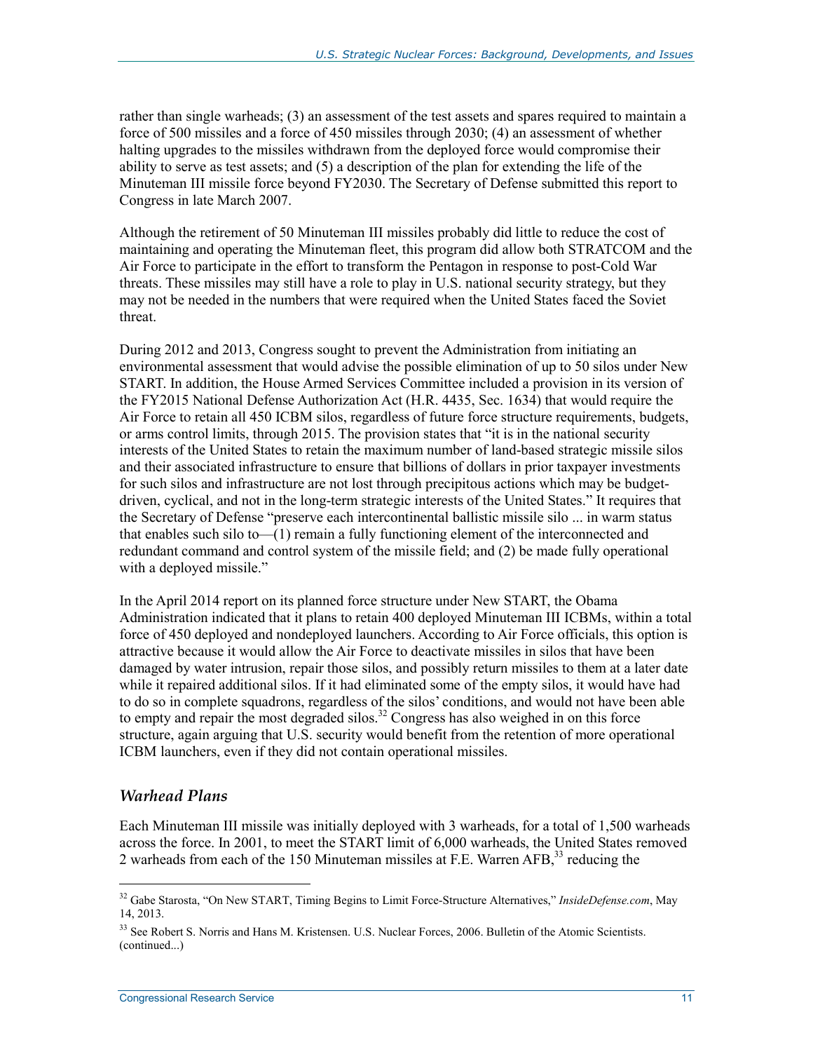rather than single warheads; (3) an assessment of the test assets and spares required to maintain a force of 500 missiles and a force of 450 missiles through 2030; (4) an assessment of whether halting upgrades to the missiles withdrawn from the deployed force would compromise their ability to serve as test assets; and (5) a description of the plan for extending the life of the Minuteman III missile force beyond FY2030. The Secretary of Defense submitted this report to Congress in late March 2007.

Although the retirement of 50 Minuteman III missiles probably did little to reduce the cost of maintaining and operating the Minuteman fleet, this program did allow both STRATCOM and the Air Force to participate in the effort to transform the Pentagon in response to post-Cold War threats. These missiles may still have a role to play in U.S. national security strategy, but they may not be needed in the numbers that were required when the United States faced the Soviet threat.

During 2012 and 2013, Congress sought to prevent the Administration from initiating an environmental assessment that would advise the possible elimination of up to 50 silos under New START. In addition, the House Armed Services Committee included a provision in its version of the FY2015 National Defense Authorization Act (H.R. 4435, Sec. 1634) that would require the Air Force to retain all 450 ICBM silos, regardless of future force structure requirements, budgets, or arms control limits, through 2015. The provision states that "it is in the national security interests of the United States to retain the maximum number of land-based strategic missile silos and their associated infrastructure to ensure that billions of dollars in prior taxpayer investments for such silos and infrastructure are not lost through precipitous actions which may be budget-driven, cyclical, and not in the long-term strategic interests of the United States." It requires that the Secretary of Defense "preserve each intercontinental ballistic missile silo ... in warm status that enables such silo to—(1) remain a fully functioning element of the interconnected and redundant command and control system of the missile field; and (2) be made fully operational with a deployed missile."

In the April 2014 report on its planned force structure under New START, the Obama Administration indicated that it plans to retain 400 deployed Minuteman III ICBMs, within a total force of 450 deployed and nondeployed launchers. According to Air Force officials, this option is attractive because it would allow the Air Force to deactivate missiles in silos that have been damaged by water intrusion, repair those silos, and possibly return missiles to them at a later date while it repaired additional silos. If it had eliminated some of the empty silos, it would have had to do so in complete squadrons, regardless of the silos' conditions, and would not have been able to empty and repair the most degraded silos.[32] Congress has also weighed in on this force structure, again arguing that U.S. security would benefit from the retention of more operational ICBM launchers, even if they did not contain operational missiles.

### *Warhead Plans*

Each Minuteman III missile was initially deployed with 3 warheads, for a total of 1,500 warheads across the force. In 2001, to meet the START limit of 6,000 warheads, the United States removed 2 warheads from each of the 150 Minuteman missiles at F.E. Warren AFB,[33] reducing the

---

[32] Gabe Starosta, "On New START, Timing Begins to Limit Force-Structure Alternatives," *InsideDefense.com*, May 14, 2013.

[33] See Robert S. Norris and Hans M. Kristensen. U.S. Nuclear Forces, 2006. Bulletin of the Atomic Scientists. (continued...)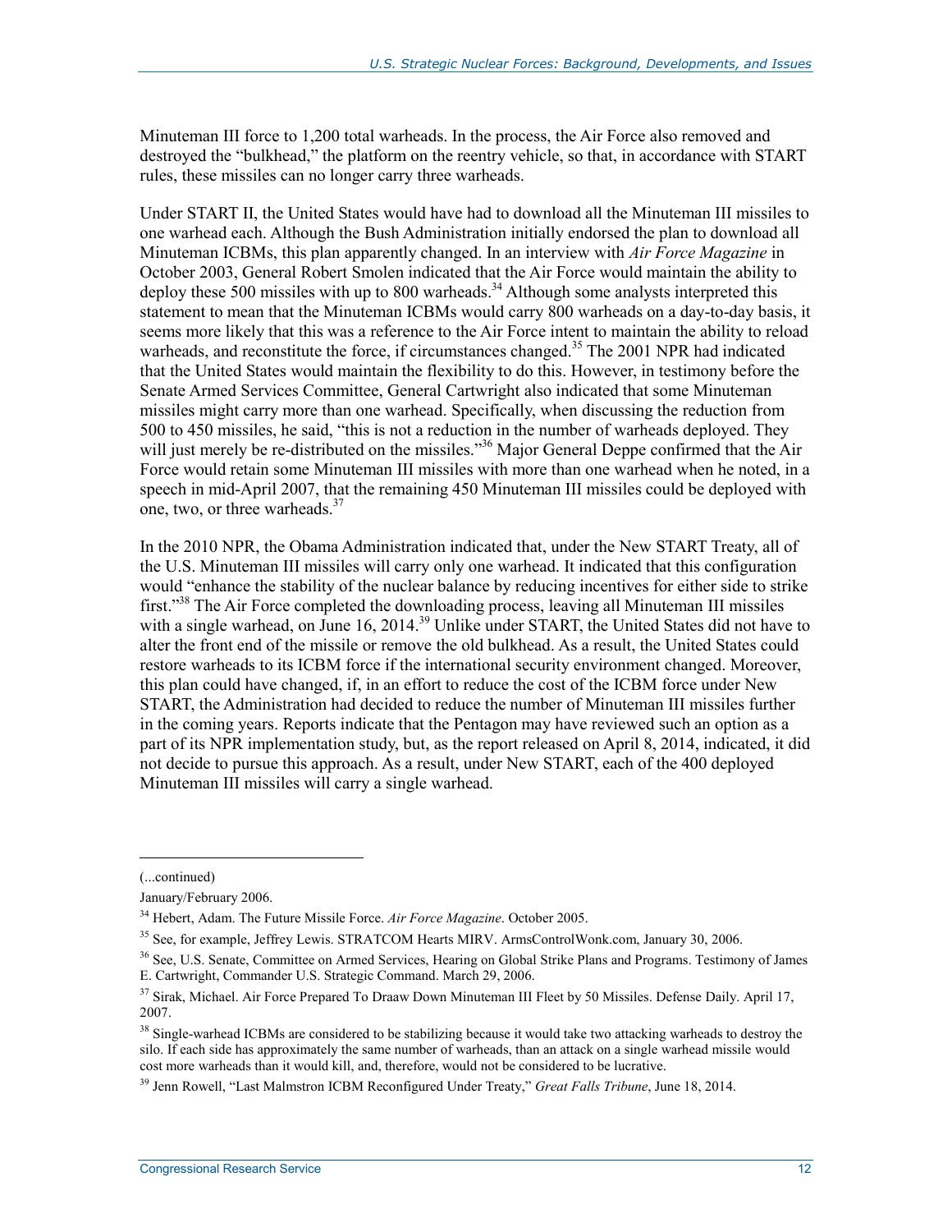Minuteman III force to 1,200 total warheads. In the process, the Air Force also removed and destroyed the "bulkhead," the platform on the reentry vehicle, so that, in accordance with START rules, these missiles can no longer carry three warheads.

Under START II, the United States would have had to download all the Minuteman III missiles to one warhead each. Although the Bush Administration initially endorsed the plan to download all Minuteman ICBMs, this plan apparently changed. In an interview with *Air Force Magazine* in October 2003, General Robert Smolen indicated that the Air Force would maintain the ability to deploy these 500 missiles with up to 800 warheads.[34] Although some analysts interpreted this statement to mean that the Minuteman ICBMs would carry 800 warheads on a day-to-day basis, it seems more likely that this was a reference to the Air Force intent to maintain the ability to reload warheads, and reconstitute the force, if circumstances changed.[35] The 2001 NPR had indicated that the United States would maintain the flexibility to do this. However, in testimony before the Senate Armed Services Committee, General Cartwright also indicated that some Minuteman missiles might carry more than one warhead. Specifically, when discussing the reduction from 500 to 450 missiles, he said, "this is not a reduction in the number of warheads deployed. They will just merely be re-distributed on the missiles."[36] Major General Deppe confirmed that the Air Force would retain some Minuteman III missiles with more than one warhead when he noted, in a speech in mid-April 2007, that the remaining 450 Minuteman III missiles could be deployed with one, two, or three warheads.[37]

In the 2010 NPR, the Obama Administration indicated that, under the New START Treaty, all of the U.S. Minuteman III missiles will carry only one warhead. It indicated that this configuration would "enhance the stability of the nuclear balance by reducing incentives for either side to strike first."[38] The Air Force completed the downloading process, leaving all Minuteman III missiles with a single warhead, on June 16, 2014.[39] Unlike under START, the United States did not have to alter the front end of the missile or remove the old bulkhead. As a result, the United States could restore warheads to its ICBM force if the international security environment changed. Moreover, this plan could have changed, if, in an effort to reduce the cost of the ICBM force under New START, the Administration had decided to reduce the number of Minuteman III missiles further in the coming years. Reports indicate that the Pentagon may have reviewed such an option as a part of its NPR implementation study, but, as the report released on April 8, 2014, indicated, it did not decide to pursue this approach. As a result, under New START, each of the 400 deployed Minuteman III missiles will carry a single warhead.

---

(...continued)

January/February 2006.

[34] Hebert, Adam. The Future Missile Force. *Air Force Magazine*. October 2005.

[35] See, for example, Jeffrey Lewis. STRATCOM Hearts MIRV. ArmsControlWonk.com, January 30, 2006.

[36] See, U.S. Senate, Committee on Armed Services, Hearing on Global Strike Plans and Programs. Testimony of James E. Cartwright, Commander U.S. Strategic Command. March 29, 2006.

[37] Sirak, Michael. Air Force Prepared To Draaw Down Minuteman III Fleet by 50 Missiles. Defense Daily. April 17, 2007.

[38] Single-warhead ICBMs are considered to be stabilizing because it would take two attacking warheads to destroy the silo. If each side has approximately the same number of warheads, than an attack on a single warhead missile would cost more warheads than it would kill, and, therefore, would not be considered to be lucrative.

[39] Jenn Rowell, "Last Malmstron ICBM Reconfigured Under Treaty," *Great Falls Tribune*, June 18, 2014.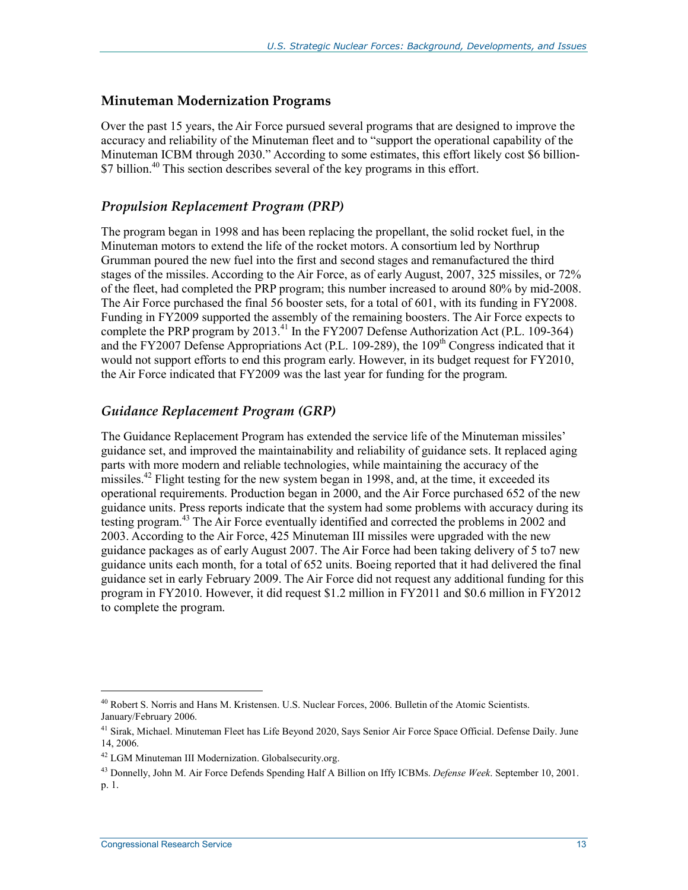## Minuteman Modernization Programs

Over the past 15 years, the Air Force pursued several programs that are designed to improve the accuracy and reliability of the Minuteman fleet and to "support the operational capability of the Minuteman ICBM through 2030." According to some estimates, this effort likely cost $6 billion-$7 billion.[40] This section describes several of the key programs in this effort.

### *Propulsion Replacement Program (PRP)*

The program began in 1998 and has been replacing the propellant, the solid rocket fuel, in the Minuteman motors to extend the life of the rocket motors. A consortium led by Northrup Grumman poured the new fuel into the first and second stages and remanufactured the third stages of the missiles. According to the Air Force, as of early August, 2007, 325 missiles, or 72% of the fleet, had completed the PRP program; this number increased to around 80% by mid-2008. The Air Force purchased the final 56 booster sets, for a total of 601, with its funding in FY2008. Funding in FY2009 supported the assembly of the remaining boosters. The Air Force expects to complete the PRP program by 2013.[41] In the FY2007 Defense Authorization Act (P.L. 109-364) and the FY2007 Defense Appropriations Act (P.L. 109-289), the 109th Congress indicated that it would not support efforts to end this program early. However, in its budget request for FY2010, the Air Force indicated that FY2009 was the last year for funding for the program.

### *Guidance Replacement Program (GRP)*

The Guidance Replacement Program has extended the service life of the Minuteman missiles' guidance set, and improved the maintainability and reliability of guidance sets. It replaced aging parts with more modern and reliable technologies, while maintaining the accuracy of the missiles.[42] Flight testing for the new system began in 1998, and, at the time, it exceeded its operational requirements. Production began in 2000, and the Air Force purchased 652 of the new guidance units. Press reports indicate that the system had some problems with accuracy during its testing program.[43] The Air Force eventually identified and corrected the problems in 2002 and 2003. According to the Air Force, 425 Minuteman III missiles were upgraded with the new guidance packages as of early August 2007. The Air Force had been taking delivery of 5 to7 new guidance units each month, for a total of 652 units. Boeing reported that it had delivered the final guidance set in early February 2009. The Air Force did not request any additional funding for this program in FY2010. However, it did request $1.2 million in FY2011 and $0.6 million in FY2012 to complete the program.

---

[40] Robert S. Norris and Hans M. Kristensen. U.S. Nuclear Forces, 2006. Bulletin of the Atomic Scientists. January/February 2006.

[41] Sirak, Michael. Minuteman Fleet has Life Beyond 2020, Says Senior Air Force Space Official. Defense Daily. June 14, 2006.

[42] LGM Minuteman III Modernization. Globalsecurity.org.

[43] Donnelly, John M. Air Force Defends Spending Half A Billion on Iffy ICBMs. *Defense Week*. September 10, 2001. p. 1.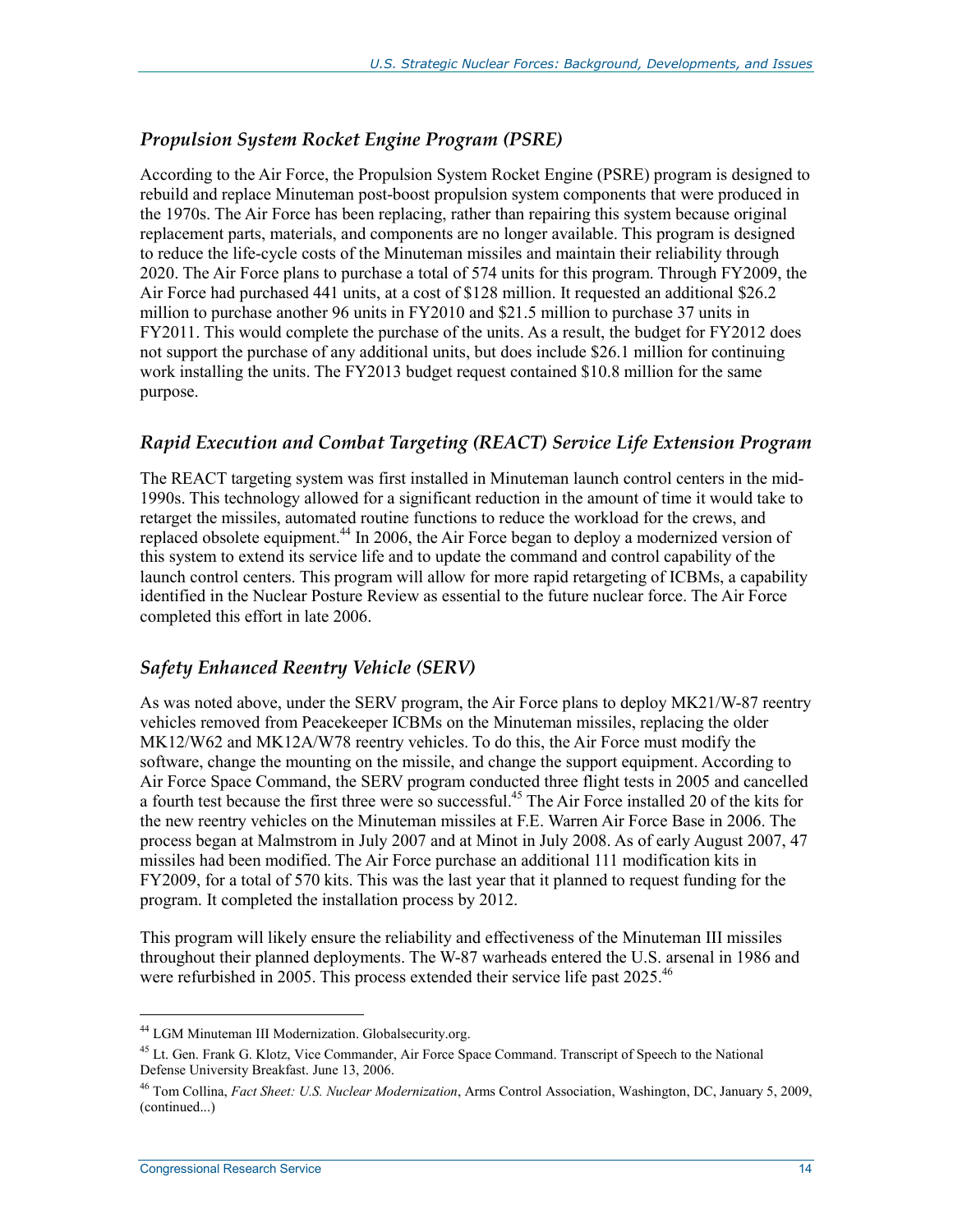### *Propulsion System Rocket Engine Program (PSRE)*

According to the Air Force, the Propulsion System Rocket Engine (PSRE) program is designed to rebuild and replace Minuteman post-boost propulsion system components that were produced in the 1970s. The Air Force has been replacing, rather than repairing this system because original replacement parts, materials, and components are no longer available. This program is designed to reduce the life-cycle costs of the Minuteman missiles and maintain their reliability through 2020. The Air Force plans to purchase a total of 574 units for this program. Through FY2009, the Air Force had purchased 441 units, at a cost of $128 million. It requested an additional $26.2 million to purchase another 96 units in FY2010 and $21.5 million to purchase 37 units in FY2011. This would complete the purchase of the units. As a result, the budget for FY2012 does not support the purchase of any additional units, but does include $26.1 million for continuing work installing the units. The FY2013 budget request contained $10.8 million for the same purpose.

### *Rapid Execution and Combat Targeting (REACT) Service Life Extension Program*

The REACT targeting system was first installed in Minuteman launch control centers in the mid-1990s. This technology allowed for a significant reduction in the amount of time it would take to retarget the missiles, automated routine functions to reduce the workload for the crews, and replaced obsolete equipment.[44] In 2006, the Air Force began to deploy a modernized version of this system to extend its service life and to update the command and control capability of the launch control centers. This program will allow for more rapid retargeting of ICBMs, a capability identified in the Nuclear Posture Review as essential to the future nuclear force. The Air Force completed this effort in late 2006.

### *Safety Enhanced Reentry Vehicle (SERV)*

As was noted above, under the SERV program, the Air Force plans to deploy MK21/W-87 reentry vehicles removed from Peacekeeper ICBMs on the Minuteman missiles, replacing the older MK12/W62 and MK12A/W78 reentry vehicles. To do this, the Air Force must modify the software, change the mounting on the missile, and change the support equipment. According to Air Force Space Command, the SERV program conducted three flight tests in 2005 and cancelled a fourth test because the first three were so successful.[45] The Air Force installed 20 of the kits for the new reentry vehicles on the Minuteman missiles at F.E. Warren Air Force Base in 2006. The process began at Malmstrom in July 2007 and at Minot in July 2008. As of early August 2007, 47 missiles had been modified. The Air Force purchase an additional 111 modification kits in FY2009, for a total of 570 kits. This was the last year that it planned to request funding for the program. It completed the installation process by 2012.

This program will likely ensure the reliability and effectiveness of the Minuteman III missiles throughout their planned deployments. The W-87 warheads entered the U.S. arsenal in 1986 and were refurbished in 2005. This process extended their service life past 2025.[46]

---

[44] LGM Minuteman III Modernization. Globalsecurity.org.

[45] Lt. Gen. Frank G. Klotz, Vice Commander, Air Force Space Command. Transcript of Speech to the National Defense University Breakfast. June 13, 2006.

[46] Tom Collina, *Fact Sheet: U.S. Nuclear Modernization*, Arms Control Association, Washington, DC, January 5, 2009, (continued...)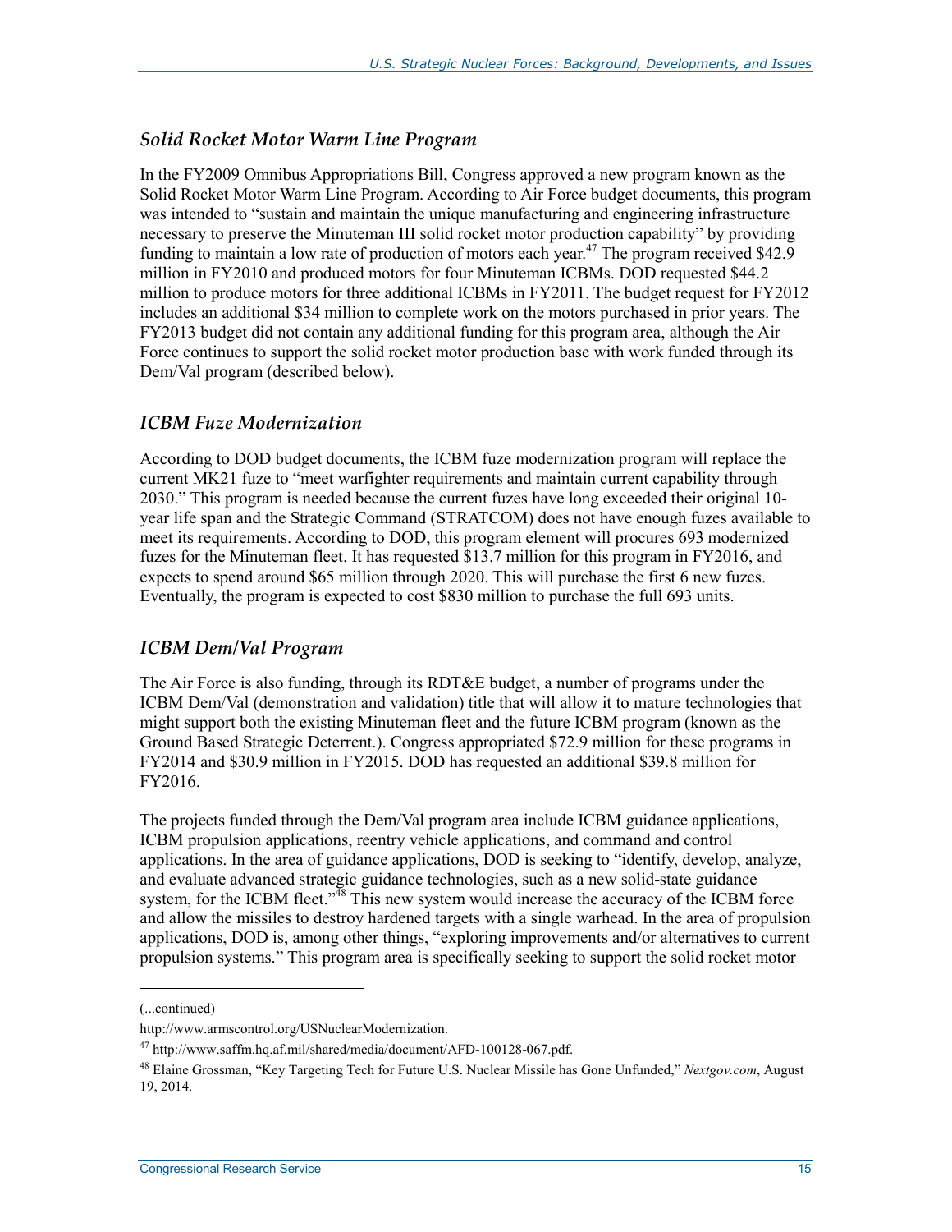### *Solid Rocket Motor Warm Line Program*

In the FY2009 Omnibus Appropriations Bill, Congress approved a new program known as the Solid Rocket Motor Warm Line Program. According to Air Force budget documents, this program was intended to "sustain and maintain the unique manufacturing and engineering infrastructure necessary to preserve the Minuteman III solid rocket motor production capability" by providing funding to maintain a low rate of production of motors each year.[47] The program received $42.9 million in FY2010 and produced motors for four Minuteman ICBMs. DOD requested $44.2 million to produce motors for three additional ICBMs in FY2011. The budget request for FY2012 includes an additional $34 million to complete work on the motors purchased in prior years. The FY2013 budget did not contain any additional funding for this program area, although the Air Force continues to support the solid rocket motor production base with work funded through its Dem/Val program (described below).

### *ICBM Fuze Modernization*

According to DOD budget documents, the ICBM fuze modernization program will replace the current MK21 fuze to "meet warfighter requirements and maintain current capability through 2030." This program is needed because the current fuzes have long exceeded their original 10-year life span and the Strategic Command (STRATCOM) does not have enough fuzes available to meet its requirements. According to DOD, this program element will procures 693 modernized fuzes for the Minuteman fleet. It has requested $13.7 million for this program in FY2016, and expects to spend around $65 million through 2020. This will purchase the first 6 new fuzes. Eventually, the program is expected to cost $830 million to purchase the full 693 units.

### *ICBM Dem/Val Program*

The Air Force is also funding, through its RDT&E budget, a number of programs under the ICBM Dem/Val (demonstration and validation) title that will allow it to mature technologies that might support both the existing Minuteman fleet and the future ICBM program (known as the Ground Based Strategic Deterrent.). Congress appropriated $72.9 million for these programs in FY2014 and $30.9 million in FY2015. DOD has requested an additional $39.8 million for FY2016.

The projects funded through the Dem/Val program area include ICBM guidance applications, ICBM propulsion applications, reentry vehicle applications, and command and control applications. In the area of guidance applications, DOD is seeking to "identify, develop, analyze, and evaluate advanced strategic guidance technologies, such as a new solid-state guidance system, for the ICBM fleet."[48] This new system would increase the accuracy of the ICBM force and allow the missiles to destroy hardened targets with a single warhead. In the area of propulsion applications, DOD is, among other things, "exploring improvements and/or alternatives to current propulsion systems." This program area is specifically seeking to support the solid rocket motor

---

(...continued)

http://www.armscontrol.org/USNuclearModernization.

[47] http://www.saffm.hq.af.mil/shared/media/document/AFD-100128-067.pdf.

[48] Elaine Grossman, "Key Targeting Tech for Future U.S. Nuclear Missile has Gone Unfunded," *Nextgov.com*, August 19, 2014.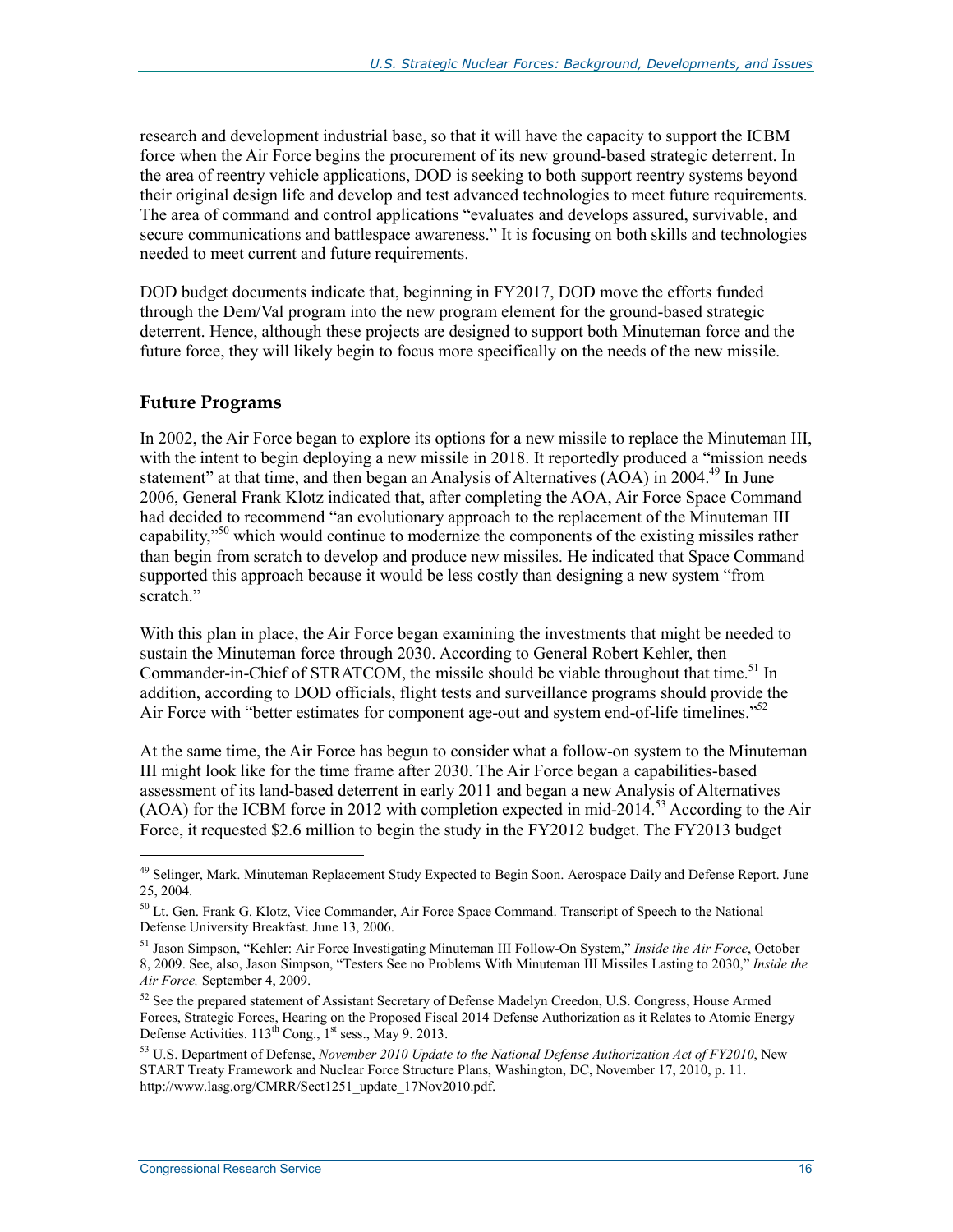research and development industrial base, so that it will have the capacity to support the ICBM force when the Air Force begins the procurement of its new ground-based strategic deterrent. In the area of reentry vehicle applications, DOD is seeking to both support reentry systems beyond their original design life and develop and test advanced technologies to meet future requirements. The area of command and control applications "evaluates and develops assured, survivable, and secure communications and battlespace awareness." It is focusing on both skills and technologies needed to meet current and future requirements.

DOD budget documents indicate that, beginning in FY2017, DOD move the efforts funded through the Dem/Val program into the new program element for the ground-based strategic deterrent. Hence, although these projects are designed to support both Minuteman force and the future force, they will likely begin to focus more specifically on the needs of the new missile.

### Future Programs

In 2002, the Air Force began to explore its options for a new missile to replace the Minuteman III, with the intent to begin deploying a new missile in 2018. It reportedly produced a "mission needs statement" at that time, and then began an Analysis of Alternatives (AOA) in 2004.[49] In June 2006, General Frank Klotz indicated that, after completing the AOA, Air Force Space Command had decided to recommend "an evolutionary approach to the replacement of the Minuteman III capability,"[50] which would continue to modernize the components of the existing missiles rather than begin from scratch to develop and produce new missiles. He indicated that Space Command supported this approach because it would be less costly than designing a new system "from scratch."

With this plan in place, the Air Force began examining the investments that might be needed to sustain the Minuteman force through 2030. According to General Robert Kehler, then Commander-in-Chief of STRATCOM, the missile should be viable throughout that time.[51] In addition, according to DOD officials, flight tests and surveillance programs should provide the Air Force with "better estimates for component age-out and system end-of-life timelines."[52]

At the same time, the Air Force has begun to consider what a follow-on system to the Minuteman III might look like for the time frame after 2030. The Air Force began a capabilities-based assessment of its land-based deterrent in early 2011 and began a new Analysis of Alternatives (AOA) for the ICBM force in 2012 with completion expected in mid-2014.[53] According to the Air Force, it requested $2.6 million to begin the study in the FY2012 budget. The FY2013 budget

---

[49] Selinger, Mark. Minuteman Replacement Study Expected to Begin Soon. Aerospace Daily and Defense Report. June 25, 2004.

[50] Lt. Gen. Frank G. Klotz, Vice Commander, Air Force Space Command. Transcript of Speech to the National Defense University Breakfast. June 13, 2006.

[51] Jason Simpson, "Kehler: Air Force Investigating Minuteman III Follow-On System," *Inside the Air Force*, October 8, 2009. See, also, Jason Simpson, "Testers See no Problems With Minuteman III Missiles Lasting to 2030," *Inside the Air Force,* September 4, 2009.

[52] See the prepared statement of Assistant Secretary of Defense Madelyn Creedon, U.S. Congress, House Armed Forces, Strategic Forces, Hearing on the Proposed Fiscal 2014 Defense Authorization as it Relates to Atomic Energy Defense Activities. 113th Cong., 1st sess., May 9. 2013.

[53] U.S. Department of Defense, *November 2010 Update to the National Defense Authorization Act of FY2010*, New START Treaty Framework and Nuclear Force Structure Plans, Washington, DC, November 17, 2010, p. 11. http://www.lasg.org/CMRR/Sect1251_update_17Nov2010.pdf.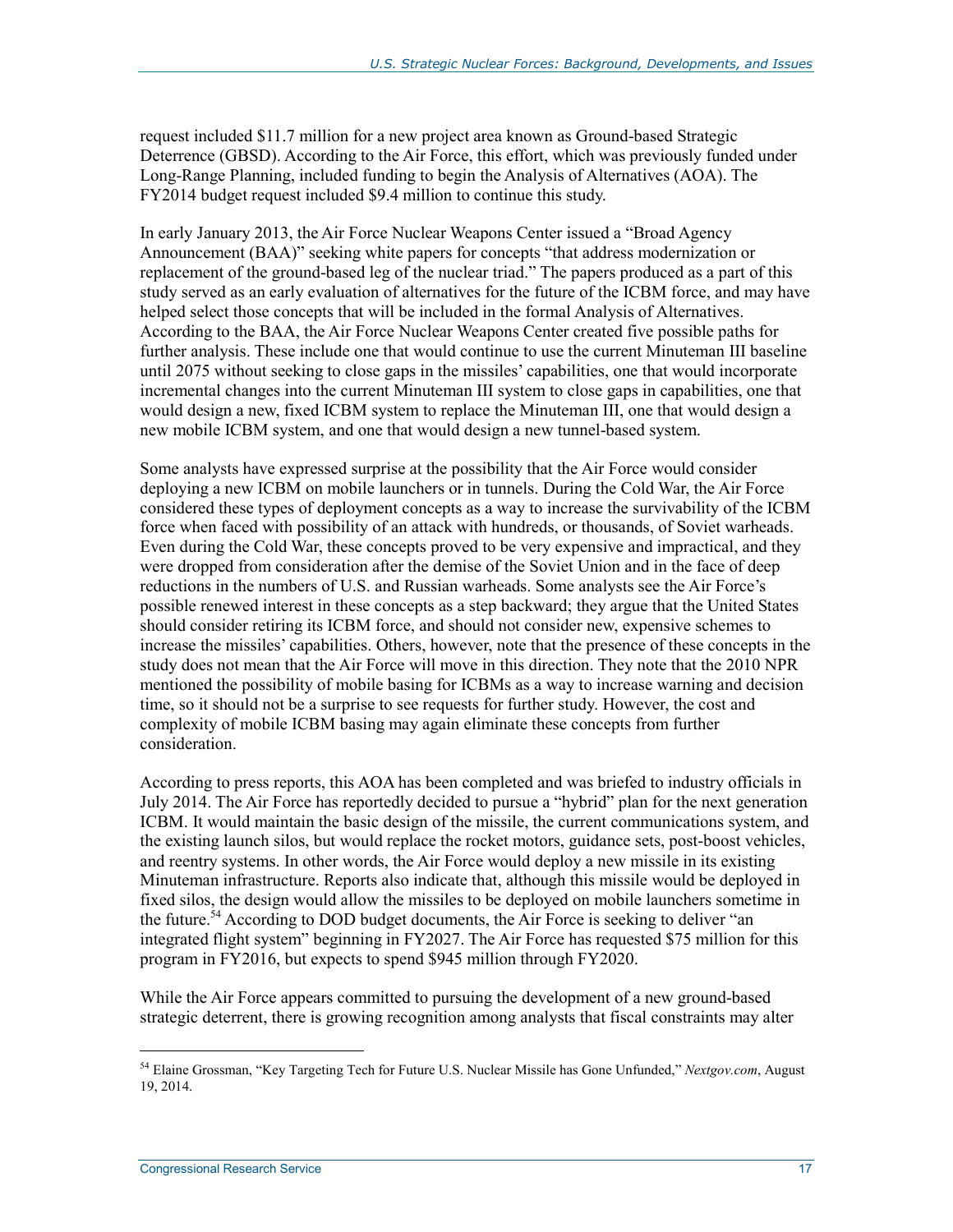request included $11.7 million for a new project area known as Ground-based Strategic Deterrence (GBSD). According to the Air Force, this effort, which was previously funded under Long-Range Planning, included funding to begin the Analysis of Alternatives (AOA). The FY2014 budget request included $9.4 million to continue this study.

In early January 2013, the Air Force Nuclear Weapons Center issued a "Broad Agency Announcement (BAA)" seeking white papers for concepts "that address modernization or replacement of the ground-based leg of the nuclear triad." The papers produced as a part of this study served as an early evaluation of alternatives for the future of the ICBM force, and may have helped select those concepts that will be included in the formal Analysis of Alternatives. According to the BAA, the Air Force Nuclear Weapons Center created five possible paths for further analysis. These include one that would continue to use the current Minuteman III baseline until 2075 without seeking to close gaps in the missiles' capabilities, one that would incorporate incremental changes into the current Minuteman III system to close gaps in capabilities, one that would design a new, fixed ICBM system to replace the Minuteman III, one that would design a new mobile ICBM system, and one that would design a new tunnel-based system.

Some analysts have expressed surprise at the possibility that the Air Force would consider deploying a new ICBM on mobile launchers or in tunnels. During the Cold War, the Air Force considered these types of deployment concepts as a way to increase the survivability of the ICBM force when faced with possibility of an attack with hundreds, or thousands, of Soviet warheads. Even during the Cold War, these concepts proved to be very expensive and impractical, and they were dropped from consideration after the demise of the Soviet Union and in the face of deep reductions in the numbers of U.S. and Russian warheads. Some analysts see the Air Force's possible renewed interest in these concepts as a step backward; they argue that the United States should consider retiring its ICBM force, and should not consider new, expensive schemes to increase the missiles' capabilities. Others, however, note that the presence of these concepts in the study does not mean that the Air Force will move in this direction. They note that the 2010 NPR mentioned the possibility of mobile basing for ICBMs as a way to increase warning and decision time, so it should not be a surprise to see requests for further study. However, the cost and complexity of mobile ICBM basing may again eliminate these concepts from further consideration.

According to press reports, this AOA has been completed and was briefed to industry officials in July 2014. The Air Force has reportedly decided to pursue a "hybrid" plan for the next generation ICBM. It would maintain the basic design of the missile, the current communications system, and the existing launch silos, but would replace the rocket motors, guidance sets, post-boost vehicles, and reentry systems. In other words, the Air Force would deploy a new missile in its existing Minuteman infrastructure. Reports also indicate that, although this missile would be deployed in fixed silos, the design would allow the missiles to be deployed on mobile launchers sometime in the future.[54] According to DOD budget documents, the Air Force is seeking to deliver "an integrated flight system" beginning in FY2027. The Air Force has requested $75 million for this program in FY2016, but expects to spend $945 million through FY2020.

While the Air Force appears committed to pursuing the development of a new ground-based strategic deterrent, there is growing recognition among analysts that fiscal constraints may alter

[54] Elaine Grossman, "Key Targeting Tech for Future U.S. Nuclear Missile has Gone Unfunded," *Nextgov.com*, August 19, 2014.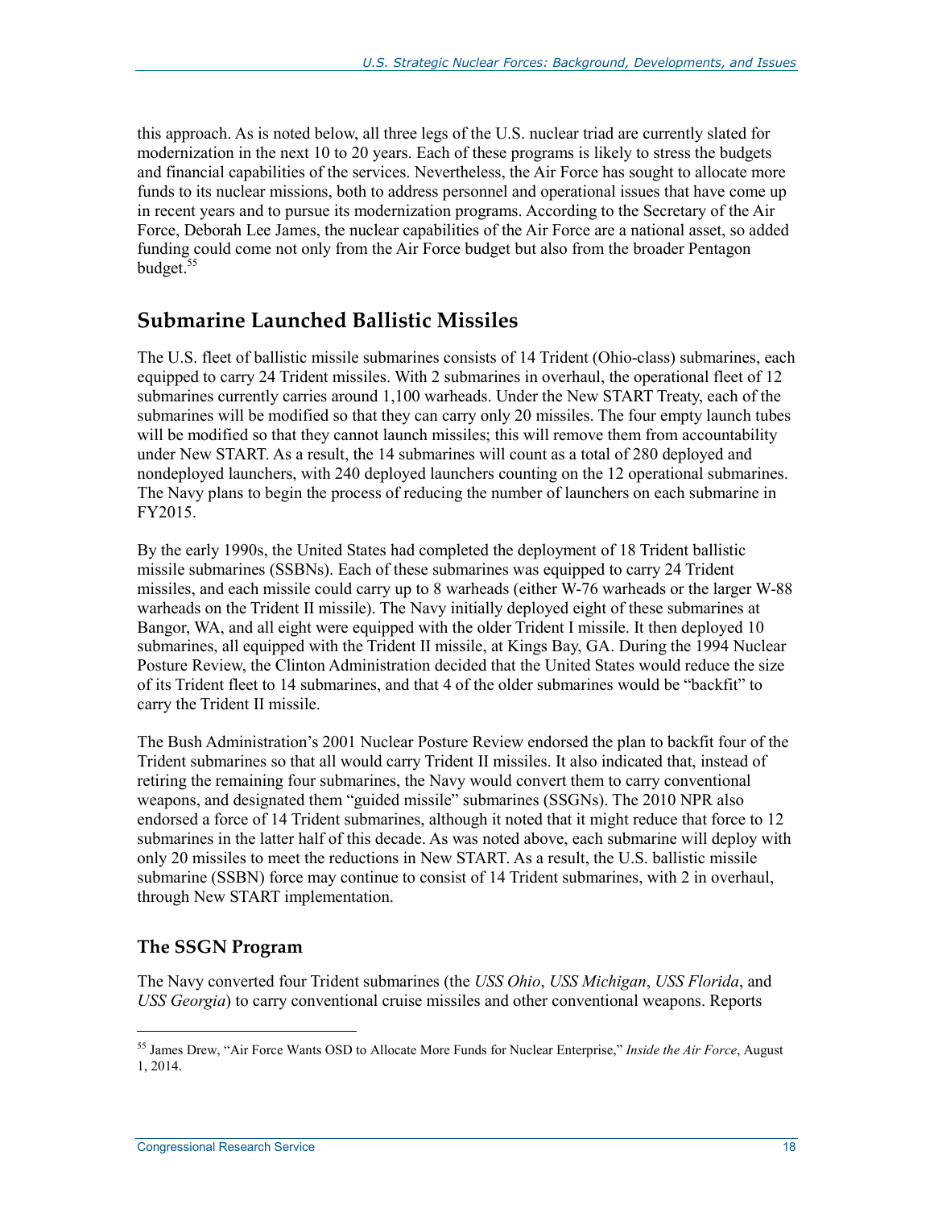this approach. As is noted below, all three legs of the U.S. nuclear triad are currently slated for modernization in the next 10 to 20 years. Each of these programs is likely to stress the budgets and financial capabilities of the services. Nevertheless, the Air Force has sought to allocate more funds to its nuclear missions, both to address personnel and operational issues that have come up in recent years and to pursue its modernization programs. According to the Secretary of the Air Force, Deborah Lee James, the nuclear capabilities of the Air Force are a national asset, so added funding could come not only from the Air Force budget but also from the broader Pentagon budget.[55]

## Submarine Launched Ballistic Missiles

The U.S. fleet of ballistic missile submarines consists of 14 Trident (Ohio-class) submarines, each equipped to carry 24 Trident missiles. With 2 submarines in overhaul, the operational fleet of 12 submarines currently carries around 1,100 warheads. Under the New START Treaty, each of the submarines will be modified so that they can carry only 20 missiles. The four empty launch tubes will be modified so that they cannot launch missiles; this will remove them from accountability under New START. As a result, the 14 submarines will count as a total of 280 deployed and nondeployed launchers, with 240 deployed launchers counting on the 12 operational submarines. The Navy plans to begin the process of reducing the number of launchers on each submarine in FY2015.

By the early 1990s, the United States had completed the deployment of 18 Trident ballistic missile submarines (SSBNs). Each of these submarines was equipped to carry 24 Trident missiles, and each missile could carry up to 8 warheads (either W-76 warheads or the larger W-88 warheads on the Trident II missile). The Navy initially deployed eight of these submarines at Bangor, WA, and all eight were equipped with the older Trident I missile. It then deployed 10 submarines, all equipped with the Trident II missile, at Kings Bay, GA. During the 1994 Nuclear Posture Review, the Clinton Administration decided that the United States would reduce the size of its Trident fleet to 14 submarines, and that 4 of the older submarines would be "backfit" to carry the Trident II missile.

The Bush Administration's 2001 Nuclear Posture Review endorsed the plan to backfit four of the Trident submarines so that all would carry Trident II missiles. It also indicated that, instead of retiring the remaining four submarines, the Navy would convert them to carry conventional weapons, and designated them "guided missile" submarines (SSGNs). The 2010 NPR also endorsed a force of 14 Trident submarines, although it noted that it might reduce that force to 12 submarines in the latter half of this decade. As was noted above, each submarine will deploy with only 20 missiles to meet the reductions in New START. As a result, the U.S. ballistic missile submarine (SSBN) force may continue to consist of 14 Trident submarines, with 2 in overhaul, through New START implementation.

### The SSGN Program

The Navy converted four Trident submarines (the *USS Ohio*, *USS Michigan*, *USS Florida*, and *USS Georgia*) to carry conventional cruise missiles and other conventional weapons. Reports

[55] James Drew, "Air Force Wants OSD to Allocate More Funds for Nuclear Enterprise," *Inside the Air Force*, August 1, 2014.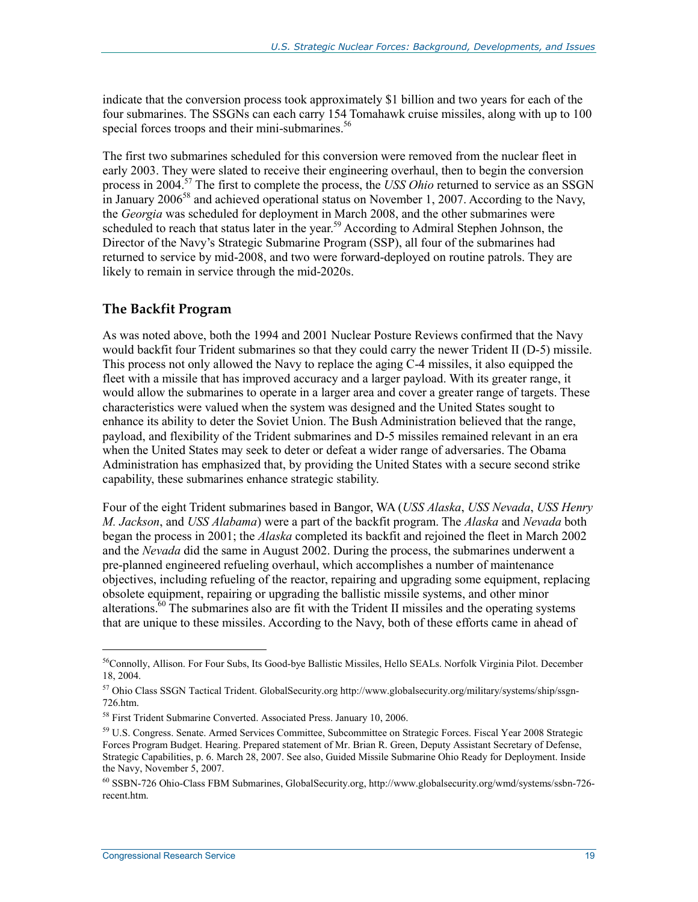indicate that the conversion process took approximately $1 billion and two years for each of the four submarines. The SSGNs can each carry 154 Tomahawk cruise missiles, along with up to 100 special forces troops and their mini-submarines.[56]

The first two submarines scheduled for this conversion were removed from the nuclear fleet in early 2003. They were slated to receive their engineering overhaul, then to begin the conversion process in 2004.[57] The first to complete the process, the *USS Ohio* returned to service as an SSGN in January 2006[58] and achieved operational status on November 1, 2007. According to the Navy, the *Georgia* was scheduled for deployment in March 2008, and the other submarines were scheduled to reach that status later in the year.[59] According to Admiral Stephen Johnson, the Director of the Navy's Strategic Submarine Program (SSP), all four of the submarines had returned to service by mid-2008, and two were forward-deployed on routine patrols. They are likely to remain in service through the mid-2020s.

## The Backfit Program

As was noted above, both the 1994 and 2001 Nuclear Posture Reviews confirmed that the Navy would backfit four Trident submarines so that they could carry the newer Trident II (D-5) missile. This process not only allowed the Navy to replace the aging C-4 missiles, it also equipped the fleet with a missile that has improved accuracy and a larger payload. With its greater range, it would allow the submarines to operate in a larger area and cover a greater range of targets. These characteristics were valued when the system was designed and the United States sought to enhance its ability to deter the Soviet Union. The Bush Administration believed that the range, payload, and flexibility of the Trident submarines and D-5 missiles remained relevant in an era when the United States may seek to deter or defeat a wider range of adversaries. The Obama Administration has emphasized that, by providing the United States with a secure second strike capability, these submarines enhance strategic stability.

Four of the eight Trident submarines based in Bangor, WA (*USS Alaska*, *USS Nevada*, *USS Henry M. Jackson*, and *USS Alabama*) were a part of the backfit program. The *Alaska* and *Nevada* both began the process in 2001; the *Alaska* completed its backfit and rejoined the fleet in March 2002 and the *Nevada* did the same in August 2002. During the process, the submarines underwent a pre-planned engineered refueling overhaul, which accomplishes a number of maintenance objectives, including refueling of the reactor, repairing and upgrading some equipment, replacing obsolete equipment, repairing or upgrading the ballistic missile systems, and other minor alterations.[60] The submarines also are fit with the Trident II missiles and the operating systems that are unique to these missiles. According to the Navy, both of these efforts came in ahead of

---

[56] Connolly, Allison. For Four Subs, Its Good-bye Ballistic Missiles, Hello SEALs. Norfolk Virginia Pilot. December 18, 2004.

[57] Ohio Class SSGN Tactical Trident. GlobalSecurity.org http://www.globalsecurity.org/military/systems/ship/ssgn-726.htm.

[58] First Trident Submarine Converted. Associated Press. January 10, 2006.

[59] U.S. Congress. Senate. Armed Services Committee, Subcommittee on Strategic Forces. Fiscal Year 2008 Strategic Forces Program Budget. Hearing. Prepared statement of Mr. Brian R. Green, Deputy Assistant Secretary of Defense, Strategic Capabilities, p. 6. March 28, 2007. See also, Guided Missile Submarine Ohio Ready for Deployment. Inside the Navy, November 5, 2007.

[60] SSBN-726 Ohio-Class FBM Submarines, GlobalSecurity.org, http://www.globalsecurity.org/wmd/systems/ssbn-726-recent.htm.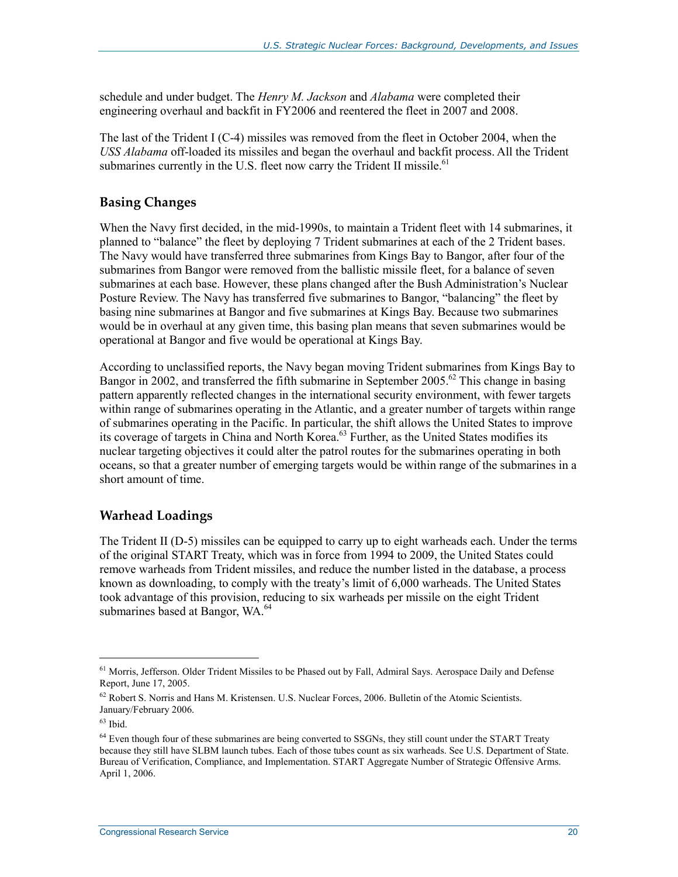schedule and under budget. The *Henry M. Jackson* and *Alabama* were completed their engineering overhaul and backfit in FY2006 and reentered the fleet in 2007 and 2008.

The last of the Trident I (C-4) missiles was removed from the fleet in October 2004, when the *USS Alabama* off-loaded its missiles and began the overhaul and backfit process. All the Trident submarines currently in the U.S. fleet now carry the Trident II missile.[61]

### Basing Changes

When the Navy first decided, in the mid-1990s, to maintain a Trident fleet with 14 submarines, it planned to "balance" the fleet by deploying 7 Trident submarines at each of the 2 Trident bases. The Navy would have transferred three submarines from Kings Bay to Bangor, after four of the submarines from Bangor were removed from the ballistic missile fleet, for a balance of seven submarines at each base. However, these plans changed after the Bush Administration's Nuclear Posture Review. The Navy has transferred five submarines to Bangor, "balancing" the fleet by basing nine submarines at Bangor and five submarines at Kings Bay. Because two submarines would be in overhaul at any given time, this basing plan means that seven submarines would be operational at Bangor and five would be operational at Kings Bay.

According to unclassified reports, the Navy began moving Trident submarines from Kings Bay to Bangor in 2002, and transferred the fifth submarine in September 2005.[62] This change in basing pattern apparently reflected changes in the international security environment, with fewer targets within range of submarines operating in the Atlantic, and a greater number of targets within range of submarines operating in the Pacific. In particular, the shift allows the United States to improve its coverage of targets in China and North Korea.[63] Further, as the United States modifies its nuclear targeting objectives it could alter the patrol routes for the submarines operating in both oceans, so that a greater number of emerging targets would be within range of the submarines in a short amount of time.

### Warhead Loadings

The Trident II (D-5) missiles can be equipped to carry up to eight warheads each. Under the terms of the original START Treaty, which was in force from 1994 to 2009, the United States could remove warheads from Trident missiles, and reduce the number listed in the database, a process known as downloading, to comply with the treaty's limit of 6,000 warheads. The United States took advantage of this provision, reducing to six warheads per missile on the eight Trident submarines based at Bangor, WA.[64]

---

[61] Morris, Jefferson. Older Trident Missiles to be Phased out by Fall, Admiral Says. Aerospace Daily and Defense Report, June 17, 2005.

[62] Robert S. Norris and Hans M. Kristensen. U.S. Nuclear Forces, 2006. Bulletin of the Atomic Scientists. January/February 2006.

[63] Ibid.

[64] Even though four of these submarines are being converted to SSGNs, they still count under the START Treaty because they still have SLBM launch tubes. Each of those tubes count as six warheads. See U.S. Department of State. Bureau of Verification, Compliance, and Implementation. START Aggregate Number of Strategic Offensive Arms. April 1, 2006.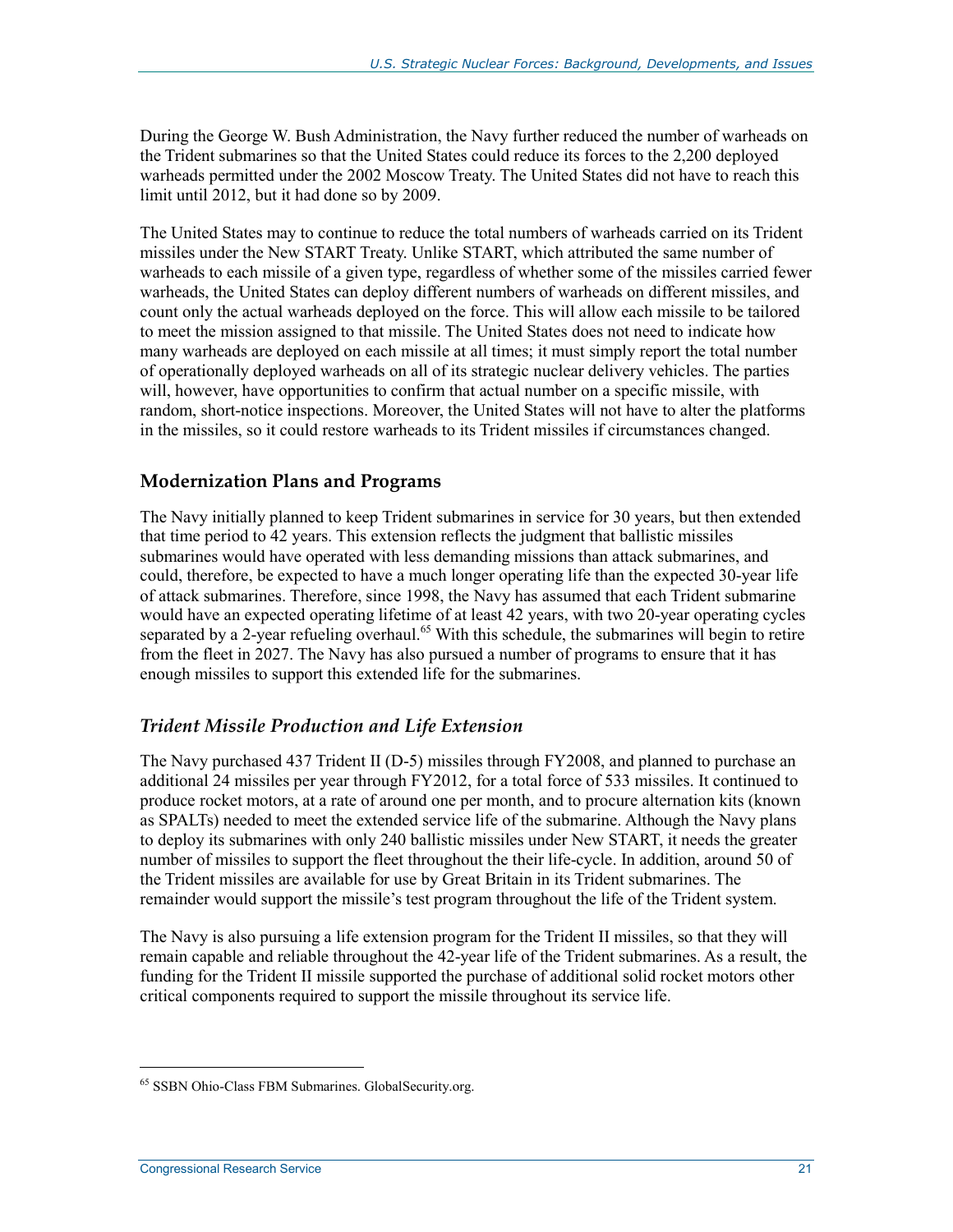During the George W. Bush Administration, the Navy further reduced the number of warheads on the Trident submarines so that the United States could reduce its forces to the 2,200 deployed warheads permitted under the 2002 Moscow Treaty. The United States did not have to reach this limit until 2012, but it had done so by 2009.

The United States may to continue to reduce the total numbers of warheads carried on its Trident missiles under the New START Treaty. Unlike START, which attributed the same number of warheads to each missile of a given type, regardless of whether some of the missiles carried fewer warheads, the United States can deploy different numbers of warheads on different missiles, and count only the actual warheads deployed on the force. This will allow each missile to be tailored to meet the mission assigned to that missile. The United States does not need to indicate how many warheads are deployed on each missile at all times; it must simply report the total number of operationally deployed warheads on all of its strategic nuclear delivery vehicles. The parties will, however, have opportunities to confirm that actual number on a specific missile, with random, short-notice inspections. Moreover, the United States will not have to alter the platforms in the missiles, so it could restore warheads to its Trident missiles if circumstances changed.

## Modernization Plans and Programs

The Navy initially planned to keep Trident submarines in service for 30 years, but then extended that time period to 42 years. This extension reflects the judgment that ballistic missiles submarines would have operated with less demanding missions than attack submarines, and could, therefore, be expected to have a much longer operating life than the expected 30-year life of attack submarines. Therefore, since 1998, the Navy has assumed that each Trident submarine would have an expected operating lifetime of at least 42 years, with two 20-year operating cycles separated by a 2-year refueling overhaul.[65] With this schedule, the submarines will begin to retire from the fleet in 2027. The Navy has also pursued a number of programs to ensure that it has enough missiles to support this extended life for the submarines.

### *Trident Missile Production and Life Extension*

The Navy purchased 437 Trident II (D-5) missiles through FY2008, and planned to purchase an additional 24 missiles per year through FY2012, for a total force of 533 missiles. It continued to produce rocket motors, at a rate of around one per month, and to procure alternation kits (known as SPALTs) needed to meet the extended service life of the submarine. Although the Navy plans to deploy its submarines with only 240 ballistic missiles under New START, it needs the greater number of missiles to support the fleet throughout the their life-cycle. In addition, around 50 of the Trident missiles are available for use by Great Britain in its Trident submarines. The remainder would support the missile's test program throughout the life of the Trident system.

The Navy is also pursuing a life extension program for the Trident II missiles, so that they will remain capable and reliable throughout the 42-year life of the Trident submarines. As a result, the funding for the Trident II missile supported the purchase of additional solid rocket motors other critical components required to support the missile throughout its service life.

---

[65] SSBN Ohio-Class FBM Submarines. GlobalSecurity.org.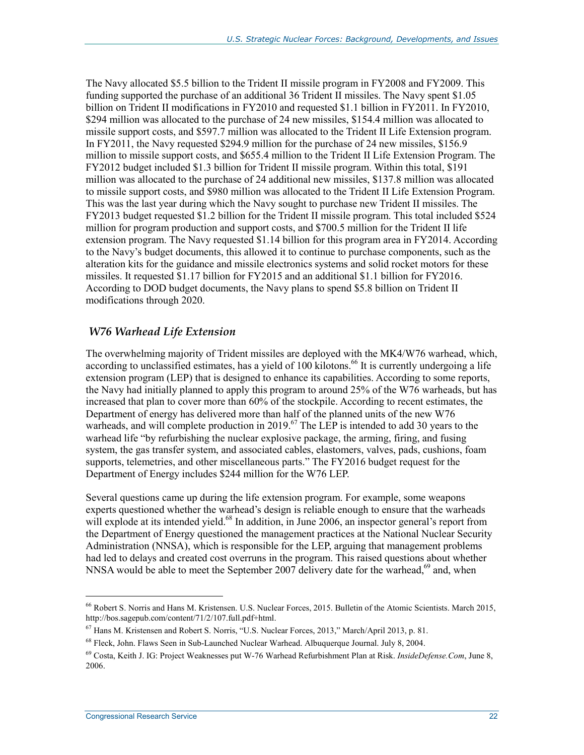The Navy allocated $5.5 billion to the Trident II missile program in FY2008 and FY2009. This funding supported the purchase of an additional 36 Trident II missiles. The Navy spent $1.05 billion on Trident II modifications in FY2010 and requested $1.1 billion in FY2011. In FY2010, $294 million was allocated to the purchase of 24 new missiles, $154.4 million was allocated to missile support costs, and $597.7 million was allocated to the Trident II Life Extension program. In FY2011, the Navy requested $294.9 million for the purchase of 24 new missiles, $156.9 million to missile support costs, and $655.4 million to the Trident II Life Extension Program. The FY2012 budget included $1.3 billion for Trident II missile program. Within this total, $191 million was allocated to the purchase of 24 additional new missiles, $137.8 million was allocated to missile support costs, and $980 million was allocated to the Trident II Life Extension Program. This was the last year during which the Navy sought to purchase new Trident II missiles. The FY2013 budget requested $1.2 billion for the Trident II missile program. This total included $524 million for program production and support costs, and $700.5 million for the Trident II life extension program. The Navy requested $1.14 billion for this program area in FY2014. According to the Navy's budget documents, this allowed it to continue to purchase components, such as the alteration kits for the guidance and missile electronics systems and solid rocket motors for these missiles. It requested $1.17 billion for FY2015 and an additional $1.1 billion for FY2016. According to DOD budget documents, the Navy plans to spend $5.8 billion on Trident II modifications through 2020.

### *W76 Warhead Life Extension*

The overwhelming majority of Trident missiles are deployed with the MK4/W76 warhead, which, according to unclassified estimates, has a yield of 100 kilotons.[66] It is currently undergoing a life extension program (LEP) that is designed to enhance its capabilities. According to some reports, the Navy had initially planned to apply this program to around 25% of the W76 warheads, but has increased that plan to cover more than 60% of the stockpile. According to recent estimates, the Department of energy has delivered more than half of the planned units of the new W76 warheads, and will complete production in 2019.[67] The LEP is intended to add 30 years to the warhead life "by refurbishing the nuclear explosive package, the arming, firing, and fusing system, the gas transfer system, and associated cables, elastomers, valves, pads, cushions, foam supports, telemetries, and other miscellaneous parts." The FY2016 budget request for the Department of Energy includes $244 million for the W76 LEP.

Several questions came up during the life extension program. For example, some weapons experts questioned whether the warhead's design is reliable enough to ensure that the warheads will explode at its intended yield.[68] In addition, in June 2006, an inspector general's report from the Department of Energy questioned the management practices at the National Nuclear Security Administration (NNSA), which is responsible for the LEP, arguing that management problems had led to delays and created cost overruns in the program. This raised questions about whether NNSA would be able to meet the September 2007 delivery date for the warhead,[69] and, when

---

[66] Robert S. Norris and Hans M. Kristensen. U.S. Nuclear Forces, 2015. Bulletin of the Atomic Scientists. March 2015, http://bos.sagepub.com/content/71/2/107.full.pdf+html.

[67] Hans M. Kristensen and Robert S. Norris, "U.S. Nuclear Forces, 2013," March/April 2013, p. 81.

[68] Fleck, John. Flaws Seen in Sub-Launched Nuclear Warhead. Albuquerque Journal. July 8, 2004.

[69] Costa, Keith J. IG: Project Weaknesses put W-76 Warhead Refurbishment Plan at Risk. *InsideDefense.Com*, June 8, 2006.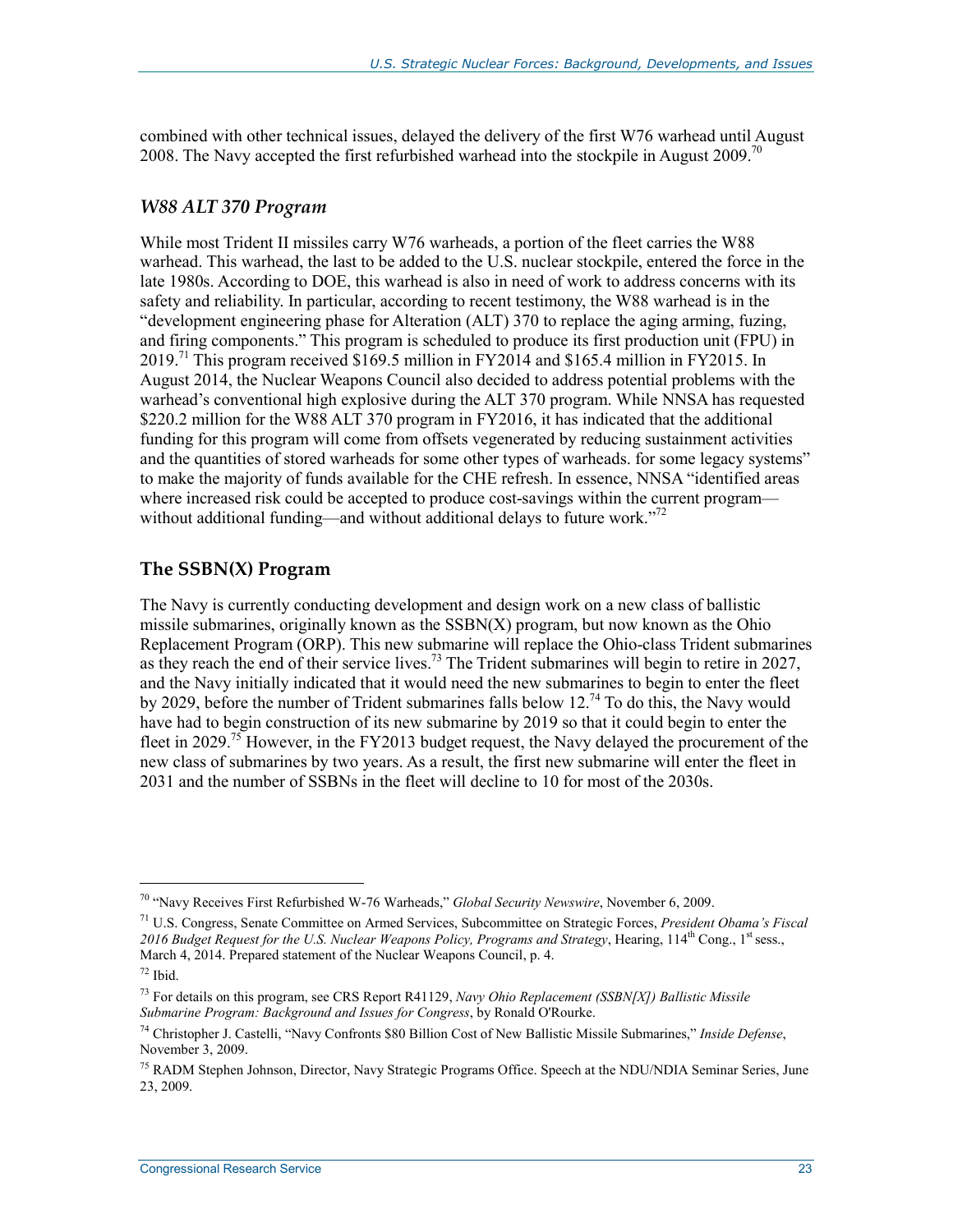combined with other technical issues, delayed the delivery of the first W76 warhead until August 2008. The Navy accepted the first refurbished warhead into the stockpile in August 2009.[70]

### *W88 ALT 370 Program*

While most Trident II missiles carry W76 warheads, a portion of the fleet carries the W88 warhead. This warhead, the last to be added to the U.S. nuclear stockpile, entered the force in the late 1980s. According to DOE, this warhead is also in need of work to address concerns with its safety and reliability. In particular, according to recent testimony, the W88 warhead is in the "development engineering phase for Alteration (ALT) 370 to replace the aging arming, fuzing, and firing components." This program is scheduled to produce its first production unit (FPU) in 2019.[71] This program received $169.5 million in FY2014 and $165.4 million in FY2015. In August 2014, the Nuclear Weapons Council also decided to address potential problems with the warhead's conventional high explosive during the ALT 370 program. While NNSA has requested $220.2 million for the W88 ALT 370 program in FY2016, it has indicated that the additional funding for this program will come from offsets vegenerated by reducing sustainment activities and the quantities of stored warheads for some other types of warheads. for some legacy systems" to make the majority of funds available for the CHE refresh. In essence, NNSA "identified areas where increased risk could be accepted to produce cost-savings within the current program—without additional funding—and without additional delays to future work."[72]

## The SSBN(X) Program

The Navy is currently conducting development and design work on a new class of ballistic missile submarines, originally known as the SSBN(X) program, but now known as the Ohio Replacement Program (ORP). This new submarine will replace the Ohio-class Trident submarines as they reach the end of their service lives.[73] The Trident submarines will begin to retire in 2027, and the Navy initially indicated that it would need the new submarines to begin to enter the fleet by 2029, before the number of Trident submarines falls below 12.[74] To do this, the Navy would have had to begin construction of its new submarine by 2019 so that it could begin to enter the fleet in 2029.[75] However, in the FY2013 budget request, the Navy delayed the procurement of the new class of submarines by two years. As a result, the first new submarine will enter the fleet in 2031 and the number of SSBNs in the fleet will decline to 10 for most of the 2030s.

---

[70] "Navy Receives First Refurbished W-76 Warheads," *Global Security Newswire*, November 6, 2009.

[71] U.S. Congress, Senate Committee on Armed Services, Subcommittee on Strategic Forces, *President Obama's Fiscal 2016 Budget Request for the U.S. Nuclear Weapons Policy, Programs and Strategy*, Hearing, 114th Cong., 1st sess., March 4, 2014. Prepared statement of the Nuclear Weapons Council, p. 4.

[72] Ibid.

[73] For details on this program, see CRS Report R41129, *Navy Ohio Replacement (SSBN[X]) Ballistic Missile Submarine Program: Background and Issues for Congress*, by Ronald O'Rourke.

[74] Christopher J. Castelli, "Navy Confronts $80 Billion Cost of New Ballistic Missile Submarines," *Inside Defense*, November 3, 2009.

[75] RADM Stephen Johnson, Director, Navy Strategic Programs Office. Speech at the NDU/NDIA Seminar Series, June 23, 2009.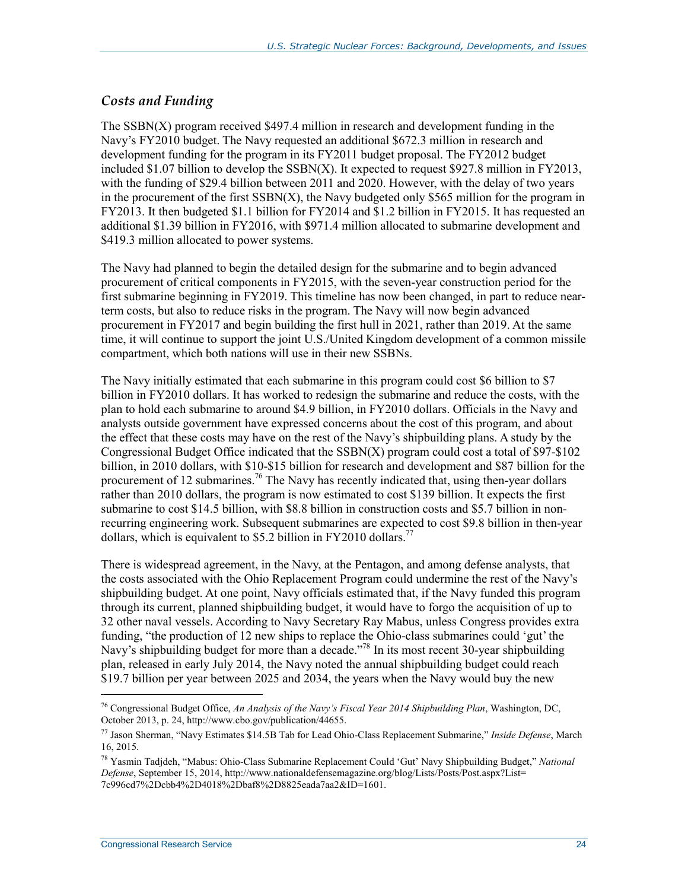### *Costs and Funding*

The SSBN(X) program received $497.4 million in research and development funding in the Navy's FY2010 budget. The Navy requested an additional $672.3 million in research and development funding for the program in its FY2011 budget proposal. The FY2012 budget included $1.07 billion to develop the SSBN(X). It expected to request $927.8 million in FY2013, with the funding of $29.4 billion between 2011 and 2020. However, with the delay of two years in the procurement of the first SSBN(X), the Navy budgeted only $565 million for the program in FY2013. It then budgeted $1.1 billion for FY2014 and $1.2 billion in FY2015. It has requested an additional $1.39 billion in FY2016, with $971.4 million allocated to submarine development and $419.3 million allocated to power systems.

The Navy had planned to begin the detailed design for the submarine and to begin advanced procurement of critical components in FY2015, with the seven-year construction period for the first submarine beginning in FY2019. This timeline has now been changed, in part to reduce near-term costs, but also to reduce risks in the program. The Navy will now begin advanced procurement in FY2017 and begin building the first hull in 2021, rather than 2019. At the same time, it will continue to support the joint U.S./United Kingdom development of a common missile compartment, which both nations will use in their new SSBNs.

The Navy initially estimated that each submarine in this program could cost $6 billion to $7 billion in FY2010 dollars. It has worked to redesign the submarine and reduce the costs, with the plan to hold each submarine to around $4.9 billion, in FY2010 dollars. Officials in the Navy and analysts outside government have expressed concerns about the cost of this program, and about the effect that these costs may have on the rest of the Navy's shipbuilding plans. A study by the Congressional Budget Office indicated that the SSBN(X) program could cost a total of $97-$102 billion, in 2010 dollars, with $10-$15 billion for research and development and $87 billion for the procurement of 12 submarines.[76] The Navy has recently indicated that, using then-year dollars rather than 2010 dollars, the program is now estimated to cost $139 billion. It expects the first submarine to cost $14.5 billion, with $8.8 billion in construction costs and $5.7 billion in non-recurring engineering work. Subsequent submarines are expected to cost $9.8 billion in then-year dollars, which is equivalent to $5.2 billion in FY2010 dollars.[77]

There is widespread agreement, in the Navy, at the Pentagon, and among defense analysts, that the costs associated with the Ohio Replacement Program could undermine the rest of the Navy's shipbuilding budget. At one point, Navy officials estimated that, if the Navy funded this program through its current, planned shipbuilding budget, it would have to forgo the acquisition of up to 32 other naval vessels. According to Navy Secretary Ray Mabus, unless Congress provides extra funding, "the production of 12 new ships to replace the Ohio-class submarines could 'gut' the Navy's shipbuilding budget for more than a decade."[78] In its most recent 30-year shipbuilding plan, released in early July 2014, the Navy noted the annual shipbuilding budget could reach $19.7 billion per year between 2025 and 2034, the years when the Navy would buy the new

---

[76] Congressional Budget Office, *An Analysis of the Navy's Fiscal Year 2014 Shipbuilding Plan*, Washington, DC, October 2013, p. 24, http://www.cbo.gov/publication/44655.

[77] Jason Sherman, "Navy Estimates $14.5B Tab for Lead Ohio-Class Replacement Submarine," *Inside Defense*, March 16, 2015.

[78] Yasmin Tadjdeh, "Mabus: Ohio-Class Submarine Replacement Could 'Gut' Navy Shipbuilding Budget," *National Defense*, September 15, 2014, http://www.nationaldefensemagazine.org/blog/Lists/Posts/Post.aspx?List=7c996cd7%2Dcbb4%2D4018%2Dbaf8%2D8825eada7aa2&ID=1601.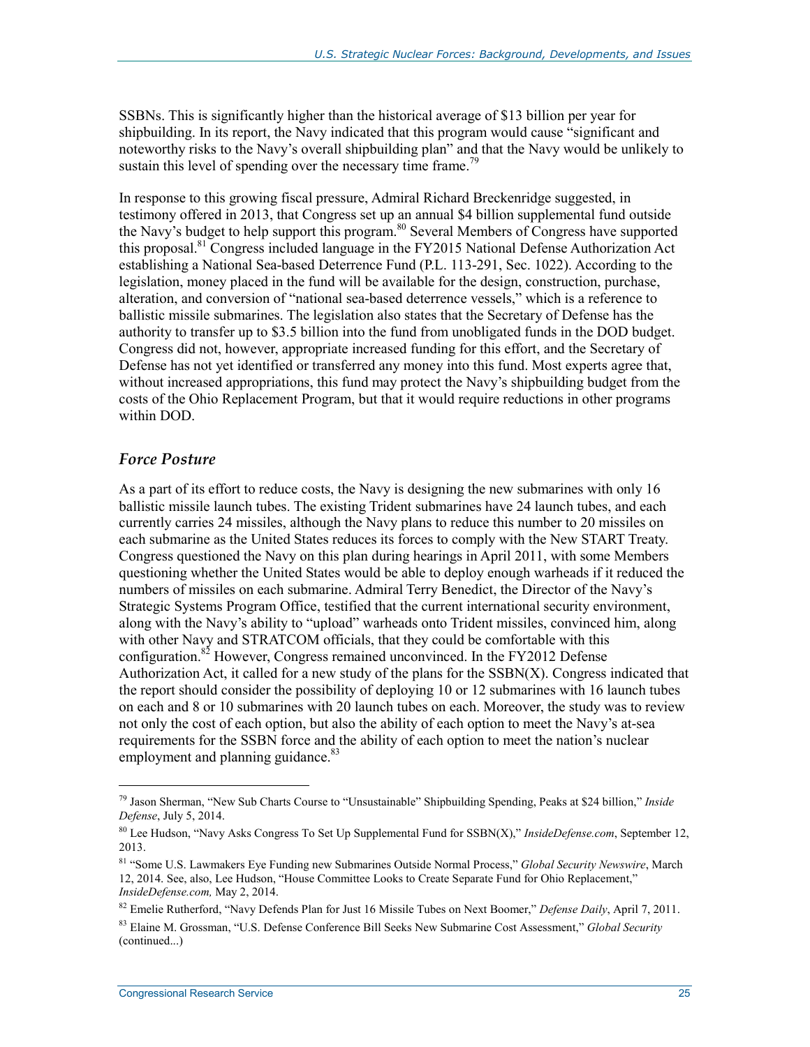SSBNs. This is significantly higher than the historical average of $13 billion per year for shipbuilding. In its report, the Navy indicated that this program would cause "significant and noteworthy risks to the Navy's overall shipbuilding plan" and that the Navy would be unlikely to sustain this level of spending over the necessary time frame.[79]

In response to this growing fiscal pressure, Admiral Richard Breckenridge suggested, in testimony offered in 2013, that Congress set up an annual $4 billion supplemental fund outside the Navy's budget to help support this program.[80] Several Members of Congress have supported this proposal.[81] Congress included language in the FY2015 National Defense Authorization Act establishing a National Sea-based Deterrence Fund (P.L. 113-291, Sec. 1022). According to the legislation, money placed in the fund will be available for the design, construction, purchase, alteration, and conversion of "national sea-based deterrence vessels," which is a reference to ballistic missile submarines. The legislation also states that the Secretary of Defense has the authority to transfer up to $3.5 billion into the fund from unobligated funds in the DOD budget. Congress did not, however, appropriate increased funding for this effort, and the Secretary of Defense has not yet identified or transferred any money into this fund. Most experts agree that, without increased appropriations, this fund may protect the Navy's shipbuilding budget from the costs of the Ohio Replacement Program, but that it would require reductions in other programs within DOD.

### *Force Posture*

As a part of its effort to reduce costs, the Navy is designing the new submarines with only 16 ballistic missile launch tubes. The existing Trident submarines have 24 launch tubes, and each currently carries 24 missiles, although the Navy plans to reduce this number to 20 missiles on each submarine as the United States reduces its forces to comply with the New START Treaty. Congress questioned the Navy on this plan during hearings in April 2011, with some Members questioning whether the United States would be able to deploy enough warheads if it reduced the numbers of missiles on each submarine. Admiral Terry Benedict, the Director of the Navy's Strategic Systems Program Office, testified that the current international security environment, along with the Navy's ability to "upload" warheads onto Trident missiles, convinced him, along with other Navy and STRATCOM officials, that they could be comfortable with this configuration.[82] However, Congress remained unconvinced. In the FY2012 Defense Authorization Act, it called for a new study of the plans for the SSBN(X). Congress indicated that the report should consider the possibility of deploying 10 or 12 submarines with 16 launch tubes on each and 8 or 10 submarines with 20 launch tubes on each. Moreover, the study was to review not only the cost of each option, but also the ability of each option to meet the Navy's at-sea requirements for the SSBN force and the ability of each option to meet the nation's nuclear employment and planning guidance.[83]

---

[79] Jason Sherman, "New Sub Charts Course to "Unsustainable" Shipbuilding Spending, Peaks at $24 billion," *Inside Defense*, July 5, 2014.

[80] Lee Hudson, "Navy Asks Congress To Set Up Supplemental Fund for SSBN(X)," *InsideDefense.com*, September 12, 2013.

[81] "Some U.S. Lawmakers Eye Funding new Submarines Outside Normal Process," *Global Security Newswire*, March 12, 2014. See, also, Lee Hudson, "House Committee Looks to Create Separate Fund for Ohio Replacement," *InsideDefense.com,* May 2, 2014.

[82] Emelie Rutherford, "Navy Defends Plan for Just 16 Missile Tubes on Next Boomer," *Defense Daily*, April 7, 2011.

[83] Elaine M. Grossman, "U.S. Defense Conference Bill Seeks New Submarine Cost Assessment," *Global Security* (continued...)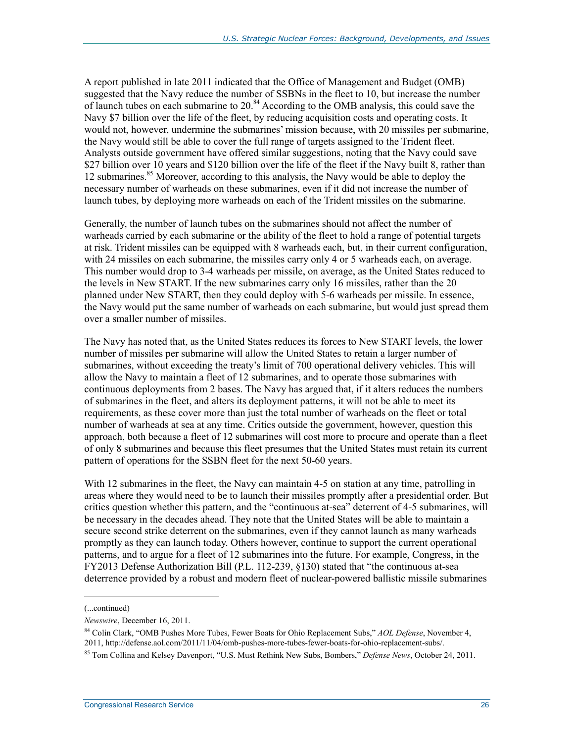A report published in late 2011 indicated that the Office of Management and Budget (OMB) suggested that the Navy reduce the number of SSBNs in the fleet to 10, but increase the number of launch tubes on each submarine to 20.[84] According to the OMB analysis, this could save the Navy $7 billion over the life of the fleet, by reducing acquisition costs and operating costs. It would not, however, undermine the submarines' mission because, with 20 missiles per submarine, the Navy would still be able to cover the full range of targets assigned to the Trident fleet. Analysts outside government have offered similar suggestions, noting that the Navy could save $27 billion over 10 years and $120 billion over the life of the fleet if the Navy built 8, rather than 12 submarines.[85] Moreover, according to this analysis, the Navy would be able to deploy the necessary number of warheads on these submarines, even if it did not increase the number of launch tubes, by deploying more warheads on each of the Trident missiles on the submarine.

Generally, the number of launch tubes on the submarines should not affect the number of warheads carried by each submarine or the ability of the fleet to hold a range of potential targets at risk. Trident missiles can be equipped with 8 warheads each, but, in their current configuration, with 24 missiles on each submarine, the missiles carry only 4 or 5 warheads each, on average. This number would drop to 3-4 warheads per missile, on average, as the United States reduced to the levels in New START. If the new submarines carry only 16 missiles, rather than the 20 planned under New START, then they could deploy with 5-6 warheads per missile. In essence, the Navy would put the same number of warheads on each submarine, but would just spread them over a smaller number of missiles.

The Navy has noted that, as the United States reduces its forces to New START levels, the lower number of missiles per submarine will allow the United States to retain a larger number of submarines, without exceeding the treaty's limit of 700 operational delivery vehicles. This will allow the Navy to maintain a fleet of 12 submarines, and to operate those submarines with continuous deployments from 2 bases. The Navy has argued that, if it alters reduces the numbers of submarines in the fleet, and alters its deployment patterns, it will not be able to meet its requirements, as these cover more than just the total number of warheads on the fleet or total number of warheads at sea at any time. Critics outside the government, however, question this approach, both because a fleet of 12 submarines will cost more to procure and operate than a fleet of only 8 submarines and because this fleet presumes that the United States must retain its current pattern of operations for the SSBN fleet for the next 50-60 years.

With 12 submarines in the fleet, the Navy can maintain 4-5 on station at any time, patrolling in areas where they would need to be to launch their missiles promptly after a presidential order. But critics question whether this pattern, and the "continuous at-sea" deterrent of 4-5 submarines, will be necessary in the decades ahead. They note that the United States will be able to maintain a secure second strike deterrent on the submarines, even if they cannot launch as many warheads promptly as they can launch today. Others however, continue to support the current operational patterns, and to argue for a fleet of 12 submarines into the future. For example, Congress, in the FY2013 Defense Authorization Bill (P.L. 112-239, §130) stated that "the continuous at-sea deterrence provided by a robust and modern fleet of nuclear-powered ballistic missile submarines

---

(...continued)

*Newswire*, December 16, 2011.

[84] Colin Clark, "OMB Pushes More Tubes, Fewer Boats for Ohio Replacement Subs," *AOL Defense*, November 4, 2011, http://defense.aol.com/2011/11/04/omb-pushes-more-tubes-fewer-boats-for-ohio-replacement-subs/.

[85] Tom Collina and Kelsey Davenport, "U.S. Must Rethink New Subs, Bombers," *Defense News*, October 24, 2011.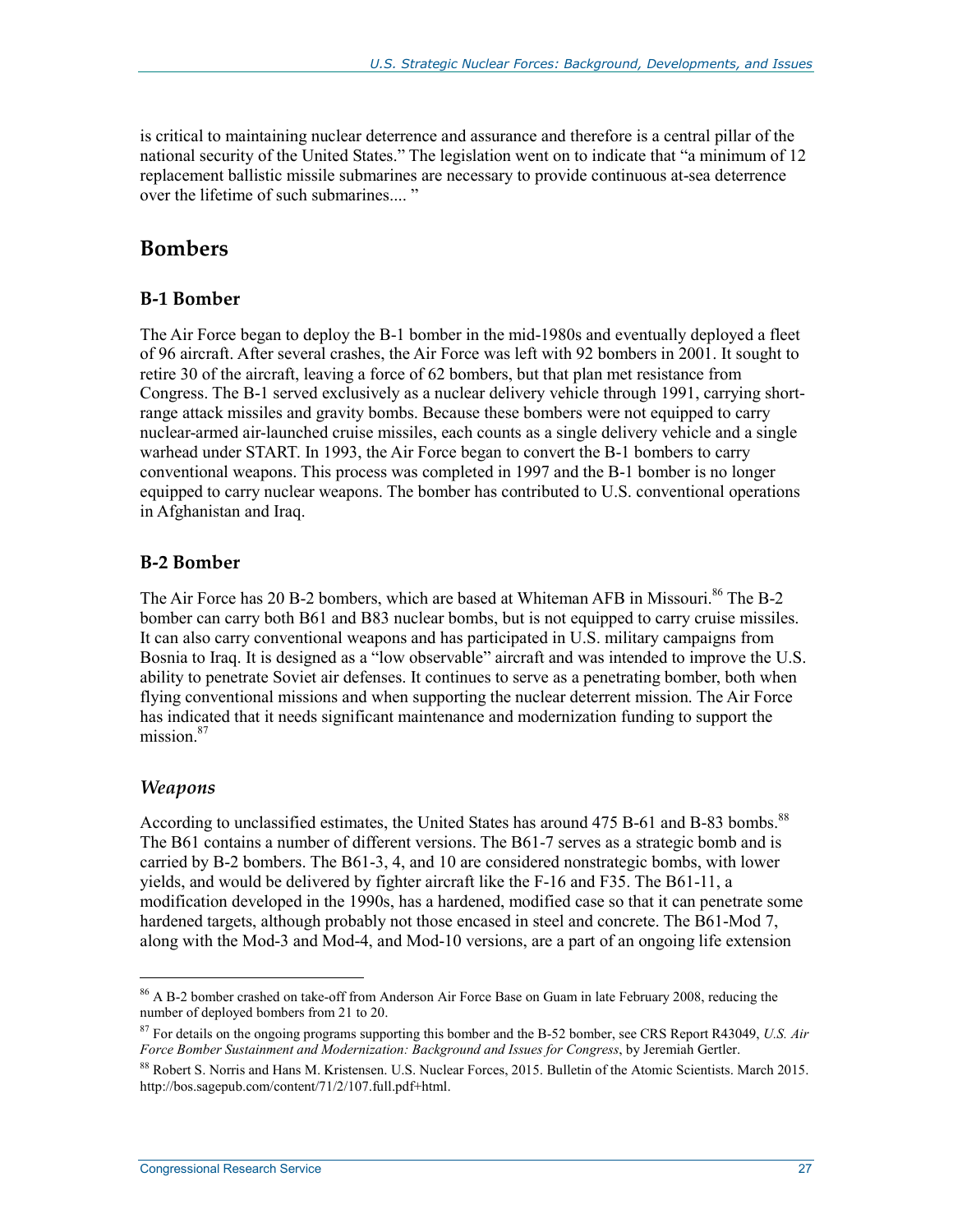is critical to maintaining nuclear deterrence and assurance and therefore is a central pillar of the national security of the United States." The legislation went on to indicate that "a minimum of 12 replacement ballistic missile submarines are necessary to provide continuous at-sea deterrence over the lifetime of such submarines.... "

## Bombers

### B-1 Bomber

The Air Force began to deploy the B-1 bomber in the mid-1980s and eventually deployed a fleet of 96 aircraft. After several crashes, the Air Force was left with 92 bombers in 2001. It sought to retire 30 of the aircraft, leaving a force of 62 bombers, but that plan met resistance from Congress. The B-1 served exclusively as a nuclear delivery vehicle through 1991, carrying short-range attack missiles and gravity bombs. Because these bombers were not equipped to carry nuclear-armed air-launched cruise missiles, each counts as a single delivery vehicle and a single warhead under START. In 1993, the Air Force began to convert the B-1 bombers to carry conventional weapons. This process was completed in 1997 and the B-1 bomber is no longer equipped to carry nuclear weapons. The bomber has contributed to U.S. conventional operations in Afghanistan and Iraq.

### B-2 Bomber

The Air Force has 20 B-2 bombers, which are based at Whiteman AFB in Missouri.[86] The B-2 bomber can carry both B61 and B83 nuclear bombs, but is not equipped to carry cruise missiles. It can also carry conventional weapons and has participated in U.S. military campaigns from Bosnia to Iraq. It is designed as a "low observable" aircraft and was intended to improve the U.S. ability to penetrate Soviet air defenses. It continues to serve as a penetrating bomber, both when flying conventional missions and when supporting the nuclear deterrent mission. The Air Force has indicated that it needs significant maintenance and modernization funding to support the mission.[87]

### *Weapons*

According to unclassified estimates, the United States has around 475 B-61 and B-83 bombs.[88] The B61 contains a number of different versions. The B61-7 serves as a strategic bomb and is carried by B-2 bombers. The B61-3, 4, and 10 are considered nonstrategic bombs, with lower yields, and would be delivered by fighter aircraft like the F-16 and F35. The B61-11, a modification developed in the 1990s, has a hardened, modified case so that it can penetrate some hardened targets, although probably not those encased in steel and concrete. The B61-Mod 7, along with the Mod-3 and Mod-4, and Mod-10 versions, are a part of an ongoing life extension

---

[86] A B-2 bomber crashed on take-off from Anderson Air Force Base on Guam in late February 2008, reducing the number of deployed bombers from 21 to 20.

[87] For details on the ongoing programs supporting this bomber and the B-52 bomber, see CRS Report R43049, *U.S. Air Force Bomber Sustainment and Modernization: Background and Issues for Congress*, by Jeremiah Gertler.

[88] Robert S. Norris and Hans M. Kristensen. U.S. Nuclear Forces, 2015. Bulletin of the Atomic Scientists. March 2015. http://bos.sagepub.com/content/71/2/107.full.pdf+html.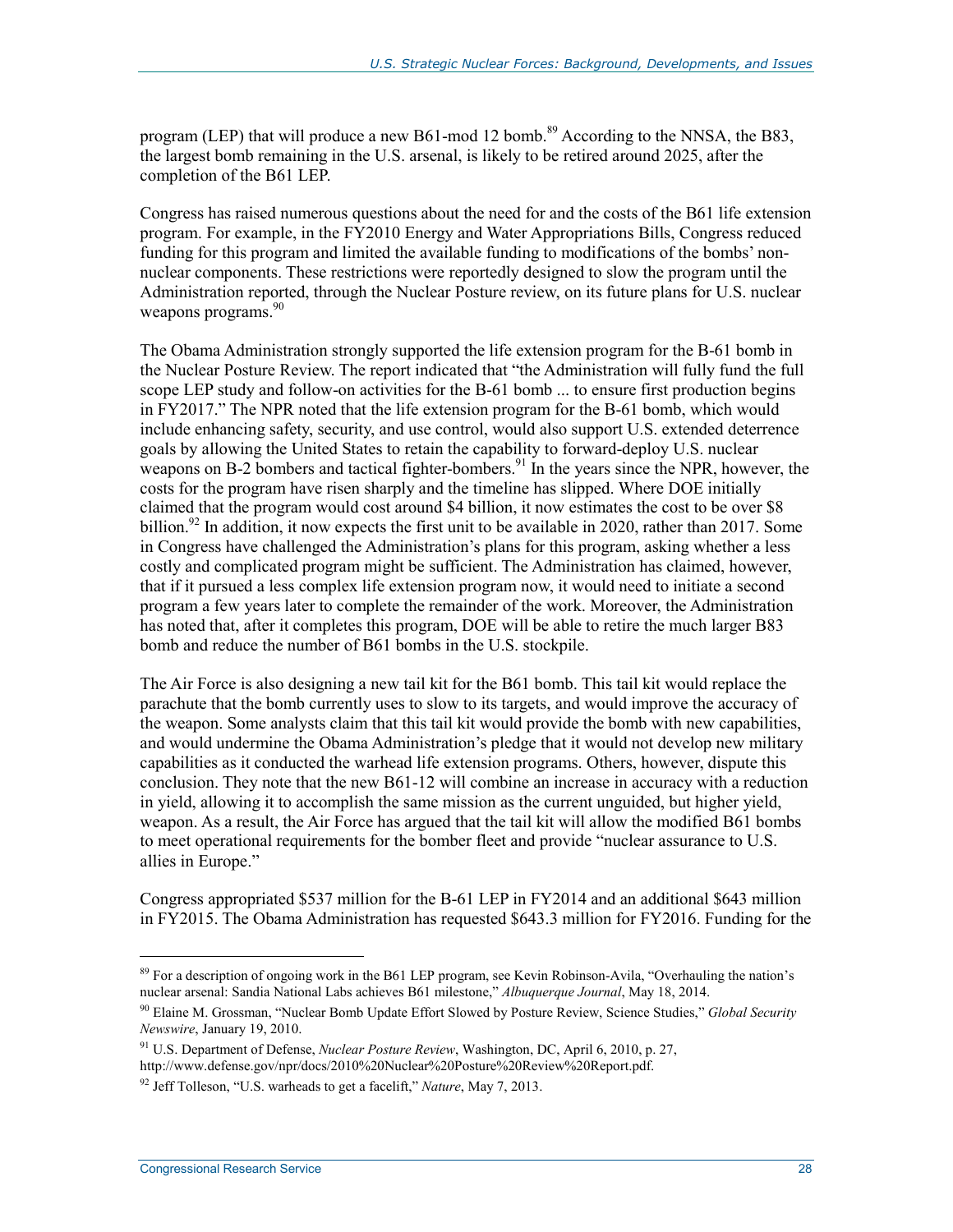program (LEP) that will produce a new B61-mod 12 bomb.[89] According to the NNSA, the B83, the largest bomb remaining in the U.S. arsenal, is likely to be retired around 2025, after the completion of the B61 LEP.

Congress has raised numerous questions about the need for and the costs of the B61 life extension program. For example, in the FY2010 Energy and Water Appropriations Bills, Congress reduced funding for this program and limited the available funding to modifications of the bombs' non-nuclear components. These restrictions were reportedly designed to slow the program until the Administration reported, through the Nuclear Posture review, on its future plans for U.S. nuclear weapons programs.[90]

The Obama Administration strongly supported the life extension program for the B-61 bomb in the Nuclear Posture Review. The report indicated that "the Administration will fully fund the full scope LEP study and follow-on activities for the B-61 bomb ... to ensure first production begins in FY2017." The NPR noted that the life extension program for the B-61 bomb, which would include enhancing safety, security, and use control, would also support U.S. extended deterrence goals by allowing the United States to retain the capability to forward-deploy U.S. nuclear weapons on B-2 bombers and tactical fighter-bombers.[91] In the years since the NPR, however, the costs for the program have risen sharply and the timeline has slipped. Where DOE initially claimed that the program would cost around \$4 billion, it now estimates the cost to be over \$8 billion.[92] In addition, it now expects the first unit to be available in 2020, rather than 2017. Some in Congress have challenged the Administration's plans for this program, asking whether a less costly and complicated program might be sufficient. The Administration has claimed, however, that if it pursued a less complex life extension program now, it would need to initiate a second program a few years later to complete the remainder of the work. Moreover, the Administration has noted that, after it completes this program, DOE will be able to retire the much larger B83 bomb and reduce the number of B61 bombs in the U.S. stockpile.

The Air Force is also designing a new tail kit for the B61 bomb. This tail kit would replace the parachute that the bomb currently uses to slow to its targets, and would improve the accuracy of the weapon. Some analysts claim that this tail kit would provide the bomb with new capabilities, and would undermine the Obama Administration's pledge that it would not develop new military capabilities as it conducted the warhead life extension programs. Others, however, dispute this conclusion. They note that the new B61-12 will combine an increase in accuracy with a reduction in yield, allowing it to accomplish the same mission as the current unguided, but higher yield, weapon. As a result, the Air Force has argued that the tail kit will allow the modified B61 bombs to meet operational requirements for the bomber fleet and provide "nuclear assurance to U.S. allies in Europe."

Congress appropriated \$537 million for the B-61 LEP in FY2014 and an additional \$643 million in FY2015. The Obama Administration has requested \$643.3 million for FY2016. Funding for the

---

[89] For a description of ongoing work in the B61 LEP program, see Kevin Robinson-Avila, "Overhauling the nation's nuclear arsenal: Sandia National Labs achieves B61 milestone," *Albuquerque Journal*, May 18, 2014.

[90] Elaine M. Grossman, "Nuclear Bomb Update Effort Slowed by Posture Review, Science Studies," *Global Security Newswire*, January 19, 2010.

[91] U.S. Department of Defense, *Nuclear Posture Review*, Washington, DC, April 6, 2010, p. 27, http://www.defense.gov/npr/docs/2010%20Nuclear%20Posture%20Review%20Report.pdf.

[92] Jeff Tolleson, "U.S. warheads to get a facelift," *Nature*, May 7, 2013.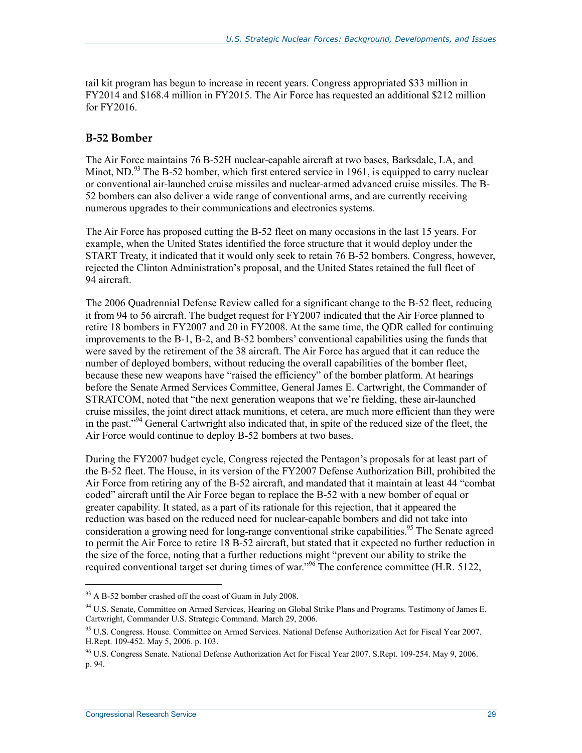tail kit program has begun to increase in recent years. Congress appropriated $33 million in FY2014 and $168.4 million in FY2015. The Air Force has requested an additional $212 million for FY2016.

### B-52 Bomber

The Air Force maintains 76 B-52H nuclear-capable aircraft at two bases, Barksdale, LA, and Minot, ND.[93] The B-52 bomber, which first entered service in 1961, is equipped to carry nuclear or conventional air-launched cruise missiles and nuclear-armed advanced cruise missiles. The B-52 bombers can also deliver a wide range of conventional arms, and are currently receiving numerous upgrades to their communications and electronics systems.

The Air Force has proposed cutting the B-52 fleet on many occasions in the last 15 years. For example, when the United States identified the force structure that it would deploy under the START Treaty, it indicated that it would only seek to retain 76 B-52 bombers. Congress, however, rejected the Clinton Administration's proposal, and the United States retained the full fleet of 94 aircraft.

The 2006 Quadrennial Defense Review called for a significant change to the B-52 fleet, reducing it from 94 to 56 aircraft. The budget request for FY2007 indicated that the Air Force planned to retire 18 bombers in FY2007 and 20 in FY2008. At the same time, the QDR called for continuing improvements to the B-1, B-2, and B-52 bombers' conventional capabilities using the funds that were saved by the retirement of the 38 aircraft. The Air Force has argued that it can reduce the number of deployed bombers, without reducing the overall capabilities of the bomber fleet, because these new weapons have "raised the efficiency" of the bomber platform. At hearings before the Senate Armed Services Committee, General James E. Cartwright, the Commander of STRATCOM, noted that "the next generation weapons that we're fielding, these air-launched cruise missiles, the joint direct attack munitions, et cetera, are much more efficient than they were in the past."[94] General Cartwright also indicated that, in spite of the reduced size of the fleet, the Air Force would continue to deploy B-52 bombers at two bases.

During the FY2007 budget cycle, Congress rejected the Pentagon's proposals for at least part of the B-52 fleet. The House, in its version of the FY2007 Defense Authorization Bill, prohibited the Air Force from retiring any of the B-52 aircraft, and mandated that it maintain at least 44 "combat coded" aircraft until the Air Force began to replace the B-52 with a new bomber of equal or greater capability. It stated, as a part of its rationale for this rejection, that it appeared the reduction was based on the reduced need for nuclear-capable bombers and did not take into consideration a growing need for long-range conventional strike capabilities.[95] The Senate agreed to permit the Air Force to retire 18 B-52 aircraft, but stated that it expected no further reduction in the size of the force, noting that a further reductions might "prevent our ability to strike the required conventional target set during times of war."[96] The conference committee (H.R. 5122,

---

[93] A B-52 bomber crashed off the coast of Guam in July 2008.

[94] U.S. Senate, Committee on Armed Services, Hearing on Global Strike Plans and Programs. Testimony of James E. Cartwright, Commander U.S. Strategic Command. March 29, 2006.

[95] U.S. Congress. House. Committee on Armed Services. National Defense Authorization Act for Fiscal Year 2007. H.Rept. 109-452. May 5, 2006. p. 103.

[96] U.S. Congress Senate. National Defense Authorization Act for Fiscal Year 2007. S.Rept. 109-254. May 9, 2006. p. 94.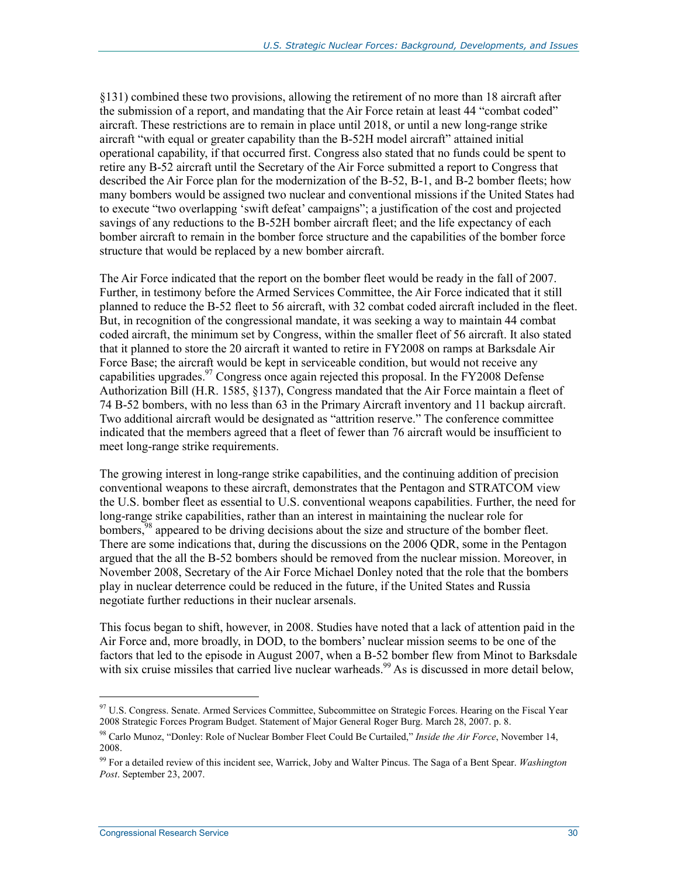§131) combined these two provisions, allowing the retirement of no more than 18 aircraft after the submission of a report, and mandating that the Air Force retain at least 44 "combat coded" aircraft. These restrictions are to remain in place until 2018, or until a new long-range strike aircraft "with equal or greater capability than the B-52H model aircraft" attained initial operational capability, if that occurred first. Congress also stated that no funds could be spent to retire any B-52 aircraft until the Secretary of the Air Force submitted a report to Congress that described the Air Force plan for the modernization of the B-52, B-1, and B-2 bomber fleets; how many bombers would be assigned two nuclear and conventional missions if the United States had to execute "two overlapping 'swift defeat' campaigns"; a justification of the cost and projected savings of any reductions to the B-52H bomber aircraft fleet; and the life expectancy of each bomber aircraft to remain in the bomber force structure and the capabilities of the bomber force structure that would be replaced by a new bomber aircraft.

The Air Force indicated that the report on the bomber fleet would be ready in the fall of 2007. Further, in testimony before the Armed Services Committee, the Air Force indicated that it still planned to reduce the B-52 fleet to 56 aircraft, with 32 combat coded aircraft included in the fleet. But, in recognition of the congressional mandate, it was seeking a way to maintain 44 combat coded aircraft, the minimum set by Congress, within the smaller fleet of 56 aircraft. It also stated that it planned to store the 20 aircraft it wanted to retire in FY2008 on ramps at Barksdale Air Force Base; the aircraft would be kept in serviceable condition, but would not receive any capabilities upgrades.[97] Congress once again rejected this proposal. In the FY2008 Defense Authorization Bill (H.R. 1585, §137), Congress mandated that the Air Force maintain a fleet of 74 B-52 bombers, with no less than 63 in the Primary Aircraft inventory and 11 backup aircraft. Two additional aircraft would be designated as "attrition reserve." The conference committee indicated that the members agreed that a fleet of fewer than 76 aircraft would be insufficient to meet long-range strike requirements.

The growing interest in long-range strike capabilities, and the continuing addition of precision conventional weapons to these aircraft, demonstrates that the Pentagon and STRATCOM view the U.S. bomber fleet as essential to U.S. conventional weapons capabilities. Further, the need for long-range strike capabilities, rather than an interest in maintaining the nuclear role for bombers,[98] appeared to be driving decisions about the size and structure of the bomber fleet. There are some indications that, during the discussions on the 2006 QDR, some in the Pentagon argued that the all the B-52 bombers should be removed from the nuclear mission. Moreover, in November 2008, Secretary of the Air Force Michael Donley noted that the role that the bombers play in nuclear deterrence could be reduced in the future, if the United States and Russia negotiate further reductions in their nuclear arsenals.

This focus began to shift, however, in 2008. Studies have noted that a lack of attention paid in the Air Force and, more broadly, in DOD, to the bombers' nuclear mission seems to be one of the factors that led to the episode in August 2007, when a B-52 bomber flew from Minot to Barksdale with six cruise missiles that carried live nuclear warheads.[99] As is discussed in more detail below,

---

[97] U.S. Congress. Senate. Armed Services Committee, Subcommittee on Strategic Forces. Hearing on the Fiscal Year 2008 Strategic Forces Program Budget. Statement of Major General Roger Burg. March 28, 2007. p. 8.

[98] Carlo Munoz, "Donley: Role of Nuclear Bomber Fleet Could Be Curtailed," *Inside the Air Force*, November 14, 2008.

[99] For a detailed review of this incident see, Warrick, Joby and Walter Pincus. The Saga of a Bent Spear. *Washington Post*. September 23, 2007.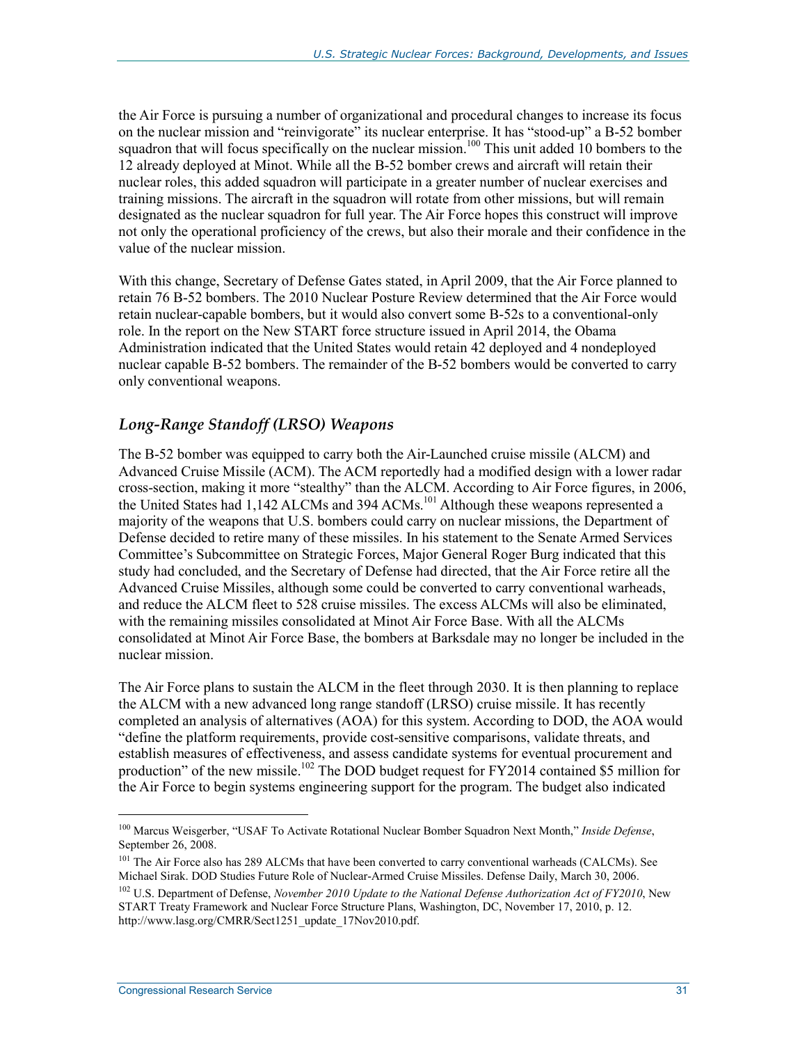the Air Force is pursuing a number of organizational and procedural changes to increase its focus on the nuclear mission and "reinvigorate" its nuclear enterprise. It has "stood-up" a B-52 bomber squadron that will focus specifically on the nuclear mission.[100] This unit added 10 bombers to the 12 already deployed at Minot. While all the B-52 bomber crews and aircraft will retain their nuclear roles, this added squadron will participate in a greater number of nuclear exercises and training missions. The aircraft in the squadron will rotate from other missions, but will remain designated as the nuclear squadron for full year. The Air Force hopes this construct will improve not only the operational proficiency of the crews, but also their morale and their confidence in the value of the nuclear mission.

With this change, Secretary of Defense Gates stated, in April 2009, that the Air Force planned to retain 76 B-52 bombers. The 2010 Nuclear Posture Review determined that the Air Force would retain nuclear-capable bombers, but it would also convert some B-52s to a conventional-only role. In the report on the New START force structure issued in April 2014, the Obama Administration indicated that the United States would retain 42 deployed and 4 nondeployed nuclear capable B-52 bombers. The remainder of the B-52 bombers would be converted to carry only conventional weapons.

### *Long-Range Standoff (LRSO) Weapons*

The B-52 bomber was equipped to carry both the Air-Launched cruise missile (ALCM) and Advanced Cruise Missile (ACM). The ACM reportedly had a modified design with a lower radar cross-section, making it more "stealthy" than the ALCM. According to Air Force figures, in 2006, the United States had 1,142 ALCMs and 394 ACMs.[101] Although these weapons represented a majority of the weapons that U.S. bombers could carry on nuclear missions, the Department of Defense decided to retire many of these missiles. In his statement to the Senate Armed Services Committee's Subcommittee on Strategic Forces, Major General Roger Burg indicated that this study had concluded, and the Secretary of Defense had directed, that the Air Force retire all the Advanced Cruise Missiles, although some could be converted to carry conventional warheads, and reduce the ALCM fleet to 528 cruise missiles. The excess ALCMs will also be eliminated, with the remaining missiles consolidated at Minot Air Force Base. With all the ALCMs consolidated at Minot Air Force Base, the bombers at Barksdale may no longer be included in the nuclear mission.

The Air Force plans to sustain the ALCM in the fleet through 2030. It is then planning to replace the ALCM with a new advanced long range standoff (LRSO) cruise missile. It has recently completed an analysis of alternatives (AOA) for this system. According to DOD, the AOA would "define the platform requirements, provide cost-sensitive comparisons, validate threats, and establish measures of effectiveness, and assess candidate systems for eventual procurement and production" of the new missile.[102] The DOD budget request for FY2014 contained $5 million for the Air Force to begin systems engineering support for the program. The budget also indicated

---

[100] Marcus Weisgerber, "USAF To Activate Rotational Nuclear Bomber Squadron Next Month," *Inside Defense*, September 26, 2008.

[101] The Air Force also has 289 ALCMs that have been converted to carry conventional warheads (CALCMs). See Michael Sirak. DOD Studies Future Role of Nuclear-Armed Cruise Missiles. Defense Daily, March 30, 2006.

[102] U.S. Department of Defense, *November 2010 Update to the National Defense Authorization Act of FY2010*, New START Treaty Framework and Nuclear Force Structure Plans, Washington, DC, November 17, 2010, p. 12. http://www.lasg.org/CMRR/Sect1251_update_17Nov2010.pdf.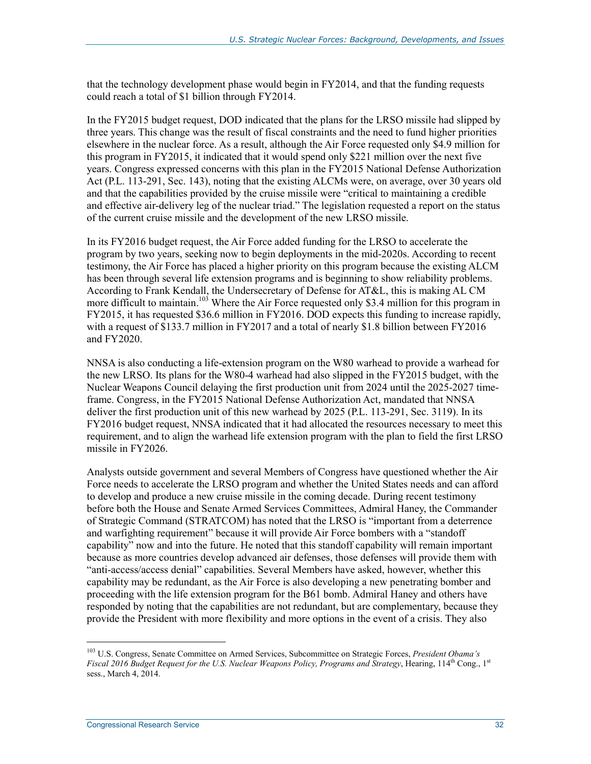that the technology development phase would begin in FY2014, and that the funding requests could reach a total of $1 billion through FY2014.

In the FY2015 budget request, DOD indicated that the plans for the LRSO missile had slipped by three years. This change was the result of fiscal constraints and the need to fund higher priorities elsewhere in the nuclear force. As a result, although the Air Force requested only $4.9 million for this program in FY2015, it indicated that it would spend only $221 million over the next five years. Congress expressed concerns with this plan in the FY2015 National Defense Authorization Act (P.L. 113-291, Sec. 143), noting that the existing ALCMs were, on average, over 30 years old and that the capabilities provided by the cruise missile were "critical to maintaining a credible and effective air-delivery leg of the nuclear triad." The legislation requested a report on the status of the current cruise missile and the development of the new LRSO missile.

In its FY2016 budget request, the Air Force added funding for the LRSO to accelerate the program by two years, seeking now to begin deployments in the mid-2020s. According to recent testimony, the Air Force has placed a higher priority on this program because the existing ALCM has been through several life extension programs and is beginning to show reliability problems. According to Frank Kendall, the Undersecretary of Defense for AT&L, this is making AL CM more difficult to maintain.[103] Where the Air Force requested only $3.4 million for this program in FY2015, it has requested $36.6 million in FY2016. DOD expects this funding to increase rapidly, with a request of $133.7 million in FY2017 and a total of nearly $1.8 billion between FY2016 and FY2020.

NNSA is also conducting a life-extension program on the W80 warhead to provide a warhead for the new LRSO. Its plans for the W80-4 warhead had also slipped in the FY2015 budget, with the Nuclear Weapons Council delaying the first production unit from 2024 until the 2025-2027 time-frame. Congress, in the FY2015 National Defense Authorization Act, mandated that NNSA deliver the first production unit of this new warhead by 2025 (P.L. 113-291, Sec. 3119). In its FY2016 budget request, NNSA indicated that it had allocated the resources necessary to meet this requirement, and to align the warhead life extension program with the plan to field the first LRSO missile in FY2026.

Analysts outside government and several Members of Congress have questioned whether the Air Force needs to accelerate the LRSO program and whether the United States needs and can afford to develop and produce a new cruise missile in the coming decade. During recent testimony before both the House and Senate Armed Services Committees, Admiral Haney, the Commander of Strategic Command (STRATCOM) has noted that the LRSO is "important from a deterrence and warfighting requirement" because it will provide Air Force bombers with a "standoff capability" now and into the future. He noted that this standoff capability will remain important because as more countries develop advanced air defenses, those defenses will provide them with "anti-access/access denial" capabilities. Several Members have asked, however, whether this capability may be redundant, as the Air Force is also developing a new penetrating bomber and proceeding with the life extension program for the B61 bomb. Admiral Haney and others have responded by noting that the capabilities are not redundant, but are complementary, because they provide the President with more flexibility and more options in the event of a crisis. They also

---

[103] U.S. Congress, Senate Committee on Armed Services, Subcommittee on Strategic Forces, *President Obama's Fiscal 2016 Budget Request for the U.S. Nuclear Weapons Policy, Programs and Strategy*, Hearing, 114th Cong., 1st sess., March 4, 2014.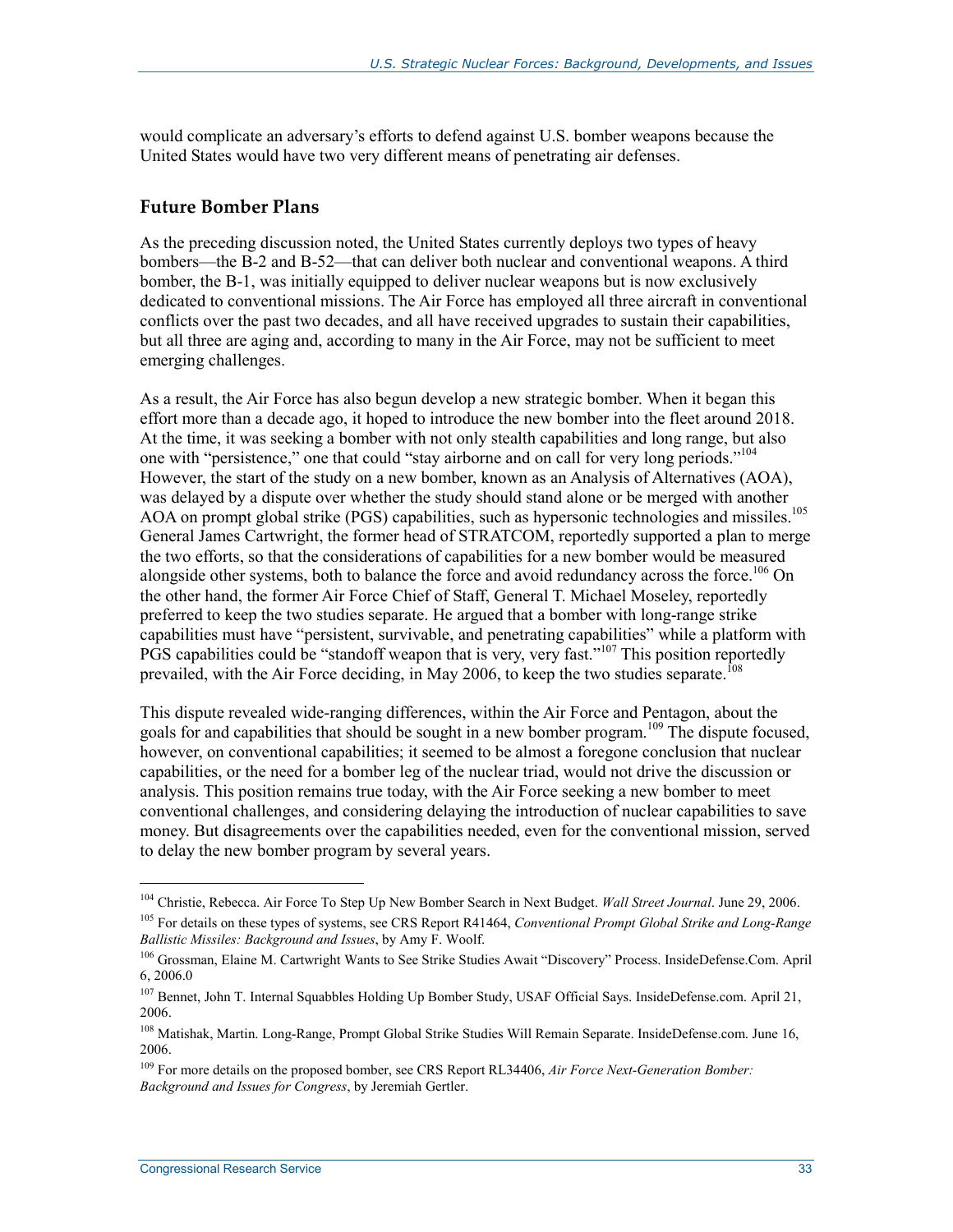would complicate an adversary's efforts to defend against U.S. bomber weapons because the United States would have two very different means of penetrating air defenses.

## Future Bomber Plans

As the preceding discussion noted, the United States currently deploys two types of heavy bombers—the B-2 and B-52—that can deliver both nuclear and conventional weapons. A third bomber, the B-1, was initially equipped to deliver nuclear weapons but is now exclusively dedicated to conventional missions. The Air Force has employed all three aircraft in conventional conflicts over the past two decades, and all have received upgrades to sustain their capabilities, but all three are aging and, according to many in the Air Force, may not be sufficient to meet emerging challenges.

As a result, the Air Force has also begun develop a new strategic bomber. When it began this effort more than a decade ago, it hoped to introduce the new bomber into the fleet around 2018. At the time, it was seeking a bomber with not only stealth capabilities and long range, but also one with "persistence," one that could "stay airborne and on call for very long periods."[104] However, the start of the study on a new bomber, known as an Analysis of Alternatives (AOA), was delayed by a dispute over whether the study should stand alone or be merged with another AOA on prompt global strike (PGS) capabilities, such as hypersonic technologies and missiles.[105] General James Cartwright, the former head of STRATCOM, reportedly supported a plan to merge the two efforts, so that the considerations of capabilities for a new bomber would be measured alongside other systems, both to balance the force and avoid redundancy across the force.[106] On the other hand, the former Air Force Chief of Staff, General T. Michael Moseley, reportedly preferred to keep the two studies separate. He argued that a bomber with long-range strike capabilities must have "persistent, survivable, and penetrating capabilities" while a platform with PGS capabilities could be "standoff weapon that is very, very fast."[107] This position reportedly prevailed, with the Air Force deciding, in May 2006, to keep the two studies separate.[108]

This dispute revealed wide-ranging differences, within the Air Force and Pentagon, about the goals for and capabilities that should be sought in a new bomber program.[109] The dispute focused, however, on conventional capabilities; it seemed to be almost a foregone conclusion that nuclear capabilities, or the need for a bomber leg of the nuclear triad, would not drive the discussion or analysis. This position remains true today, with the Air Force seeking a new bomber to meet conventional challenges, and considering delaying the introduction of nuclear capabilities to save money. But disagreements over the capabilities needed, even for the conventional mission, served to delay the new bomber program by several years.

---

[104] Christie, Rebecca. Air Force To Step Up New Bomber Search in Next Budget. *Wall Street Journal*. June 29, 2006.

[105] For details on these types of systems, see CRS Report R41464, *Conventional Prompt Global Strike and Long-Range Ballistic Missiles: Background and Issues*, by Amy F. Woolf.

[106] Grossman, Elaine M. Cartwright Wants to See Strike Studies Await "Discovery" Process. InsideDefense.Com. April 6, 2006.0

[107] Bennet, John T. Internal Squabbles Holding Up Bomber Study, USAF Official Says. InsideDefense.com. April 21, 2006.

[108] Matishak, Martin. Long-Range, Prompt Global Strike Studies Will Remain Separate. InsideDefense.com. June 16, 2006.

[109] For more details on the proposed bomber, see CRS Report RL34406, *Air Force Next-Generation Bomber: Background and Issues for Congress*, by Jeremiah Gertler.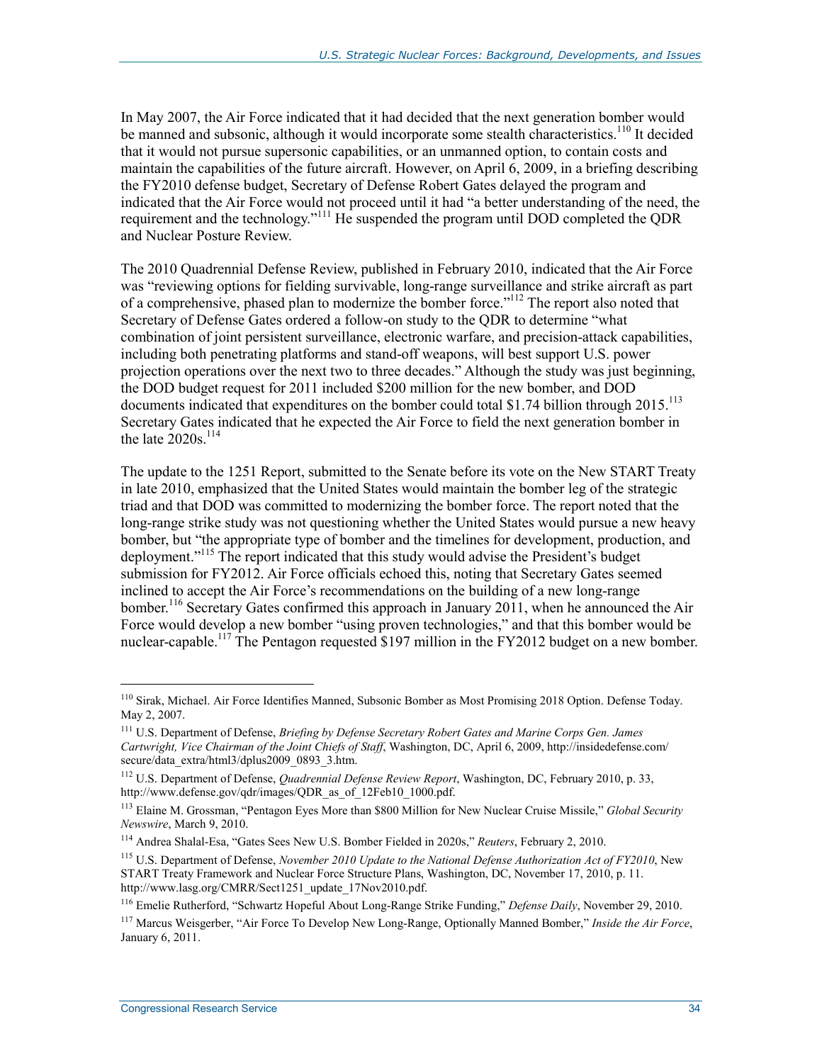In May 2007, the Air Force indicated that it had decided that the next generation bomber would be manned and subsonic, although it would incorporate some stealth characteristics.[110] It decided that it would not pursue supersonic capabilities, or an unmanned option, to contain costs and maintain the capabilities of the future aircraft. However, on April 6, 2009, in a briefing describing the FY2010 defense budget, Secretary of Defense Robert Gates delayed the program and indicated that the Air Force would not proceed until it had "a better understanding of the need, the requirement and the technology."[111] He suspended the program until DOD completed the QDR and Nuclear Posture Review.

The 2010 Quadrennial Defense Review, published in February 2010, indicated that the Air Force was "reviewing options for fielding survivable, long-range surveillance and strike aircraft as part of a comprehensive, phased plan to modernize the bomber force."[112] The report also noted that Secretary of Defense Gates ordered a follow-on study to the QDR to determine "what combination of joint persistent surveillance, electronic warfare, and precision-attack capabilities, including both penetrating platforms and stand-off weapons, will best support U.S. power projection operations over the next two to three decades." Although the study was just beginning, the DOD budget request for 2011 included $200 million for the new bomber, and DOD documents indicated that expenditures on the bomber could total $1.74 billion through 2015.[113] Secretary Gates indicated that he expected the Air Force to field the next generation bomber in the late 2020s.[114]

The update to the 1251 Report, submitted to the Senate before its vote on the New START Treaty in late 2010, emphasized that the United States would maintain the bomber leg of the strategic triad and that DOD was committed to modernizing the bomber force. The report noted that the long-range strike study was not questioning whether the United States would pursue a new heavy bomber, but "the appropriate type of bomber and the timelines for development, production, and deployment."[115] The report indicated that this study would advise the President's budget submission for FY2012. Air Force officials echoed this, noting that Secretary Gates seemed inclined to accept the Air Force's recommendations on the building of a new long-range bomber.[116] Secretary Gates confirmed this approach in January 2011, when he announced the Air Force would develop a new bomber "using proven technologies," and that this bomber would be nuclear-capable.[117] The Pentagon requested $197 million in the FY2012 budget on a new bomber.

---

[110] Sirak, Michael. Air Force Identifies Manned, Subsonic Bomber as Most Promising 2018 Option. Defense Today. May 2, 2007.

[111] U.S. Department of Defense, *Briefing by Defense Secretary Robert Gates and Marine Corps Gen. James Cartwright, Vice Chairman of the Joint Chiefs of Staff*, Washington, DC, April 6, 2009, http://insidedefense.com/secure/data_extra/html3/dplus2009_0893_3.htm.

[112] U.S. Department of Defense, *Quadrennial Defense Review Report*, Washington, DC, February 2010, p. 33, http://www.defense.gov/qdr/images/QDR_as_of_12Feb10_1000.pdf.

[113] Elaine M. Grossman, "Pentagon Eyes More than $800 Million for New Nuclear Cruise Missile," *Global Security Newswire*, March 9, 2010.

[114] Andrea Shalal-Esa, "Gates Sees New U.S. Bomber Fielded in 2020s," *Reuters*, February 2, 2010.

[115] U.S. Department of Defense, *November 2010 Update to the National Defense Authorization Act of FY2010*, New START Treaty Framework and Nuclear Force Structure Plans, Washington, DC, November 17, 2010, p. 11. http://www.lasg.org/CMRR/Sect1251_update_17Nov2010.pdf.

[116] Emelie Rutherford, "Schwartz Hopeful About Long-Range Strike Funding," *Defense Daily*, November 29, 2010.

[117] Marcus Weisgerber, "Air Force To Develop New Long-Range, Optionally Manned Bomber," *Inside the Air Force*, January 6, 2011.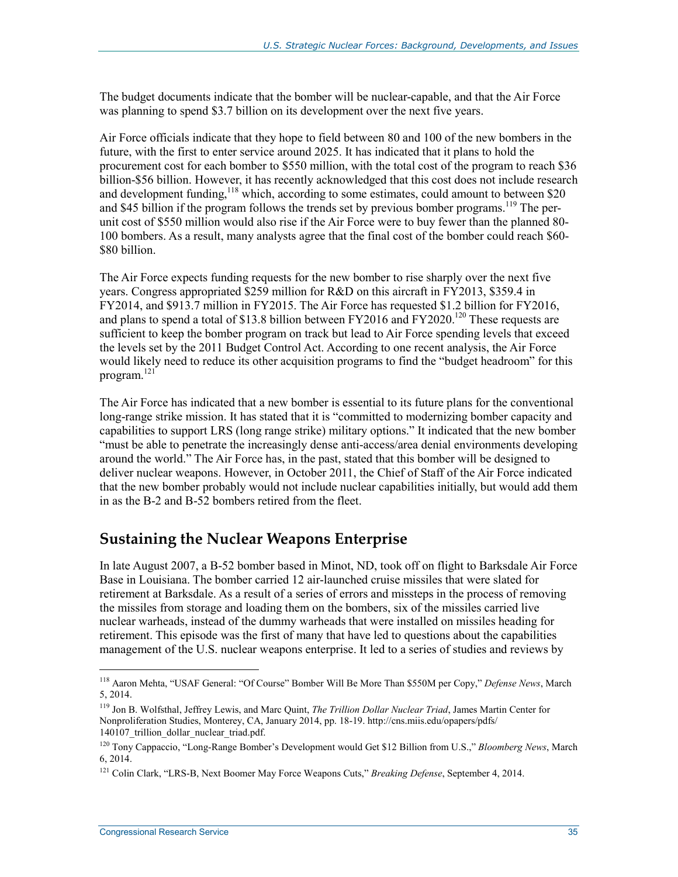The budget documents indicate that the bomber will be nuclear-capable, and that the Air Force was planning to spend $3.7 billion on its development over the next five years.

Air Force officials indicate that they hope to field between 80 and 100 of the new bombers in the future, with the first to enter service around 2025. It has indicated that it plans to hold the procurement cost for each bomber to $550 million, with the total cost of the program to reach $36 billion-$56 billion. However, it has recently acknowledged that this cost does not include research and development funding,[118] which, according to some estimates, could amount to between $20 and $45 billion if the program follows the trends set by previous bomber programs.[119] The per-unit cost of $550 million would also rise if the Air Force were to buy fewer than the planned 80-100 bombers. As a result, many analysts agree that the final cost of the bomber could reach $60-$80 billion.

The Air Force expects funding requests for the new bomber to rise sharply over the next five years. Congress appropriated $259 million for R&D on this aircraft in FY2013, $359.4 in FY2014, and $913.7 million in FY2015. The Air Force has requested $1.2 billion for FY2016, and plans to spend a total of $13.8 billion between FY2016 and FY2020.[120] These requests are sufficient to keep the bomber program on track but lead to Air Force spending levels that exceed the levels set by the 2011 Budget Control Act. According to one recent analysis, the Air Force would likely need to reduce its other acquisition programs to find the "budget headroom" for this program.[121]

The Air Force has indicated that a new bomber is essential to its future plans for the conventional long-range strike mission. It has stated that it is "committed to modernizing bomber capacity and capabilities to support LRS (long range strike) military options." It indicated that the new bomber "must be able to penetrate the increasingly dense anti-access/area denial environments developing around the world." The Air Force has, in the past, stated that this bomber will be designed to deliver nuclear weapons. However, in October 2011, the Chief of Staff of the Air Force indicated that the new bomber probably would not include nuclear capabilities initially, but would add them in as the B-2 and B-52 bombers retired from the fleet.

## Sustaining the Nuclear Weapons Enterprise

In late August 2007, a B-52 bomber based in Minot, ND, took off on flight to Barksdale Air Force Base in Louisiana. The bomber carried 12 air-launched cruise missiles that were slated for retirement at Barksdale. As a result of a series of errors and missteps in the process of removing the missiles from storage and loading them on the bombers, six of the missiles carried live nuclear warheads, instead of the dummy warheads that were installed on missiles heading for retirement. This episode was the first of many that have led to questions about the capabilities management of the U.S. nuclear weapons enterprise. It led to a series of studies and reviews by

---

[118] Aaron Mehta, "USAF General: "Of Course" Bomber Will Be More Than $550M per Copy," *Defense News*, March 5, 2014.

[119] Jon B. Wolfsthal, Jeffrey Lewis, and Marc Quint, *The Trillion Dollar Nuclear Triad*, James Martin Center for Nonproliferation Studies, Monterey, CA, January 2014, pp. 18-19. http://cns.miis.edu/opapers/pdfs/140107_trillion_dollar_nuclear_triad.pdf.

[120] Tony Cappaccio, "Long-Range Bomber's Development would Get $12 Billion from U.S.," *Bloomberg News*, March 6, 2014.

[121] Colin Clark, "LRS-B, Next Boomer May Force Weapons Cuts," *Breaking Defense*, September 4, 2014.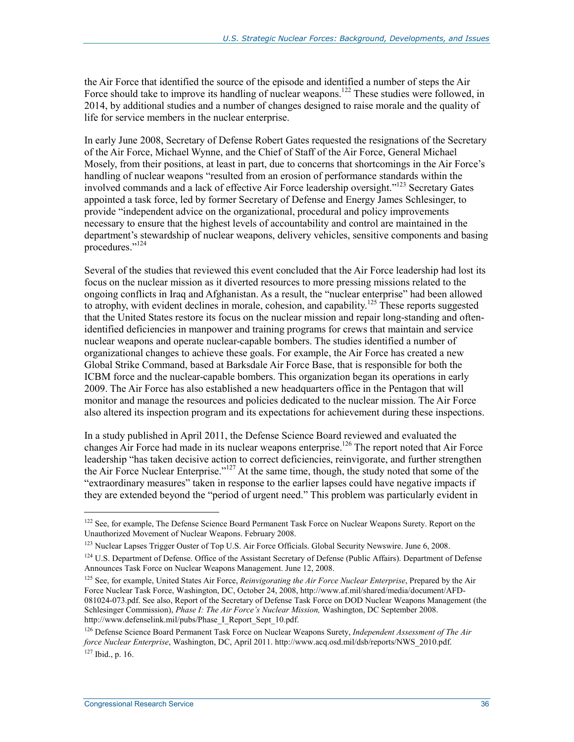the Air Force that identified the source of the episode and identified a number of steps the Air Force should take to improve its handling of nuclear weapons.[122] These studies were followed, in 2014, by additional studies and a number of changes designed to raise morale and the quality of life for service members in the nuclear enterprise.

In early June 2008, Secretary of Defense Robert Gates requested the resignations of the Secretary of the Air Force, Michael Wynne, and the Chief of Staff of the Air Force, General Michael Mosely, from their positions, at least in part, due to concerns that shortcomings in the Air Force's handling of nuclear weapons "resulted from an erosion of performance standards within the involved commands and a lack of effective Air Force leadership oversight."[123] Secretary Gates appointed a task force, led by former Secretary of Defense and Energy James Schlesinger, to provide "independent advice on the organizational, procedural and policy improvements necessary to ensure that the highest levels of accountability and control are maintained in the department's stewardship of nuclear weapons, delivery vehicles, sensitive components and basing procedures."[124]

Several of the studies that reviewed this event concluded that the Air Force leadership had lost its focus on the nuclear mission as it diverted resources to more pressing missions related to the ongoing conflicts in Iraq and Afghanistan. As a result, the "nuclear enterprise" had been allowed to atrophy, with evident declines in morale, cohesion, and capability.[125] These reports suggested that the United States restore its focus on the nuclear mission and repair long-standing and often-identified deficiencies in manpower and training programs for crews that maintain and service nuclear weapons and operate nuclear-capable bombers. The studies identified a number of organizational changes to achieve these goals. For example, the Air Force has created a new Global Strike Command, based at Barksdale Air Force Base, that is responsible for both the ICBM force and the nuclear-capable bombers. This organization began its operations in early 2009. The Air Force has also established a new headquarters office in the Pentagon that will monitor and manage the resources and policies dedicated to the nuclear mission. The Air Force also altered its inspection program and its expectations for achievement during these inspections.

In a study published in April 2011, the Defense Science Board reviewed and evaluated the changes Air Force had made in its nuclear weapons enterprise.[126] The report noted that Air Force leadership "has taken decisive action to correct deficiencies, reinvigorate, and further strengthen the Air Force Nuclear Enterprise."[127] At the same time, though, the study noted that some of the "extraordinary measures" taken in response to the earlier lapses could have negative impacts if they are extended beyond the "period of urgent need." This problem was particularly evident in

---

[122] See, for example, The Defense Science Board Permanent Task Force on Nuclear Weapons Surety. Report on the Unauthorized Movement of Nuclear Weapons. February 2008.

[123] Nuclear Lapses Trigger Ouster of Top U.S. Air Force Officials. Global Security Newswire. June 6, 2008.

[124] U.S. Department of Defense. Office of the Assistant Secretary of Defense (Public Affairs). Department of Defense Announces Task Force on Nuclear Weapons Management. June 12, 2008.

[125] See, for example, United States Air Force, *Reinvigorating the Air Force Nuclear Enterprise*, Prepared by the Air Force Nuclear Task Force, Washington, DC, October 24, 2008, http://www.af.mil/shared/media/document/AFD-081024-073.pdf. See also, Report of the Secretary of Defense Task Force on DOD Nuclear Weapons Management (the Schlesinger Commission), *Phase I: The Air Force's Nuclear Mission,* Washington, DC September 2008. http://www.defenselink.mil/pubs/Phase_I_Report_Sept_10.pdf.

[126] Defense Science Board Permanent Task Force on Nuclear Weapons Surety, *Independent Assessment of The Air force Nuclear Enterprise*, Washington, DC, April 2011. http://www.acq.osd.mil/dsb/reports/NWS_2010.pdf.

[127] Ibid., p. 16.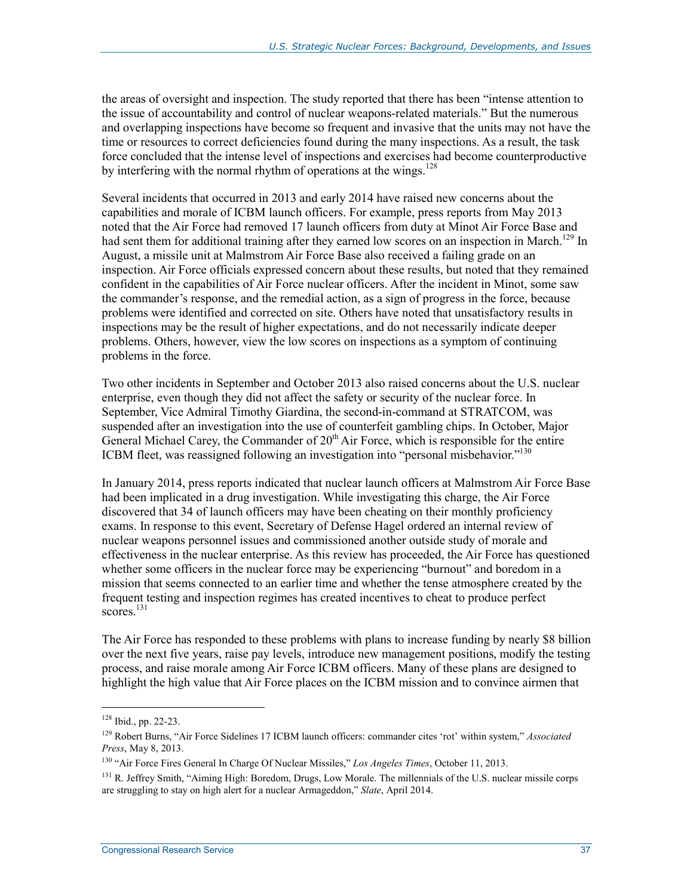the areas of oversight and inspection. The study reported that there has been "intense attention to the issue of accountability and control of nuclear weapons-related materials." But the numerous and overlapping inspections have become so frequent and invasive that the units may not have the time or resources to correct deficiencies found during the many inspections. As a result, the task force concluded that the intense level of inspections and exercises had become counterproductive by interfering with the normal rhythm of operations at the wings.[128]

Several incidents that occurred in 2013 and early 2014 have raised new concerns about the capabilities and morale of ICBM launch officers. For example, press reports from May 2013 noted that the Air Force had removed 17 launch officers from duty at Minot Air Force Base and had sent them for additional training after they earned low scores on an inspection in March.[129] In August, a missile unit at Malmstrom Air Force Base also received a failing grade on an inspection. Air Force officials expressed concern about these results, but noted that they remained confident in the capabilities of Air Force nuclear officers. After the incident in Minot, some saw the commander's response, and the remedial action, as a sign of progress in the force, because problems were identified and corrected on site. Others have noted that unsatisfactory results in inspections may be the result of higher expectations, and do not necessarily indicate deeper problems. Others, however, view the low scores on inspections as a symptom of continuing problems in the force.

Two other incidents in September and October 2013 also raised concerns about the U.S. nuclear enterprise, even though they did not affect the safety or security of the nuclear force. In September, Vice Admiral Timothy Giardina, the second-in-command at STRATCOM, was suspended after an investigation into the use of counterfeit gambling chips. In October, Major General Michael Carey, the Commander of 20th Air Force, which is responsible for the entire ICBM fleet, was reassigned following an investigation into "personal misbehavior."[130]

In January 2014, press reports indicated that nuclear launch officers at Malmstrom Air Force Base had been implicated in a drug investigation. While investigating this charge, the Air Force discovered that 34 of launch officers may have been cheating on their monthly proficiency exams. In response to this event, Secretary of Defense Hagel ordered an internal review of nuclear weapons personnel issues and commissioned another outside study of morale and effectiveness in the nuclear enterprise. As this review has proceeded, the Air Force has questioned whether some officers in the nuclear force may be experiencing "burnout" and boredom in a mission that seems connected to an earlier time and whether the tense atmosphere created by the frequent testing and inspection regimes has created incentives to cheat to produce perfect scores.[131]

The Air Force has responded to these problems with plans to increase funding by nearly $8 billion over the next five years, raise pay levels, introduce new management positions, modify the testing process, and raise morale among Air Force ICBM officers. Many of these plans are designed to highlight the high value that Air Force places on the ICBM mission and to convince airmen that

---

[128] Ibid., pp. 22-23.

[129] Robert Burns, "Air Force Sidelines 17 ICBM launch officers: commander cites 'rot' within system," *Associated Press*, May 8, 2013.

[130] "Air Force Fires General In Charge Of Nuclear Missiles," *Los Angeles Times*, October 11, 2013.

[131] R. Jeffrey Smith, "Aiming High: Boredom, Drugs, Low Morale. The millennials of the U.S. nuclear missile corps are struggling to stay on high alert for a nuclear Armageddon," *Slate*, April 2014.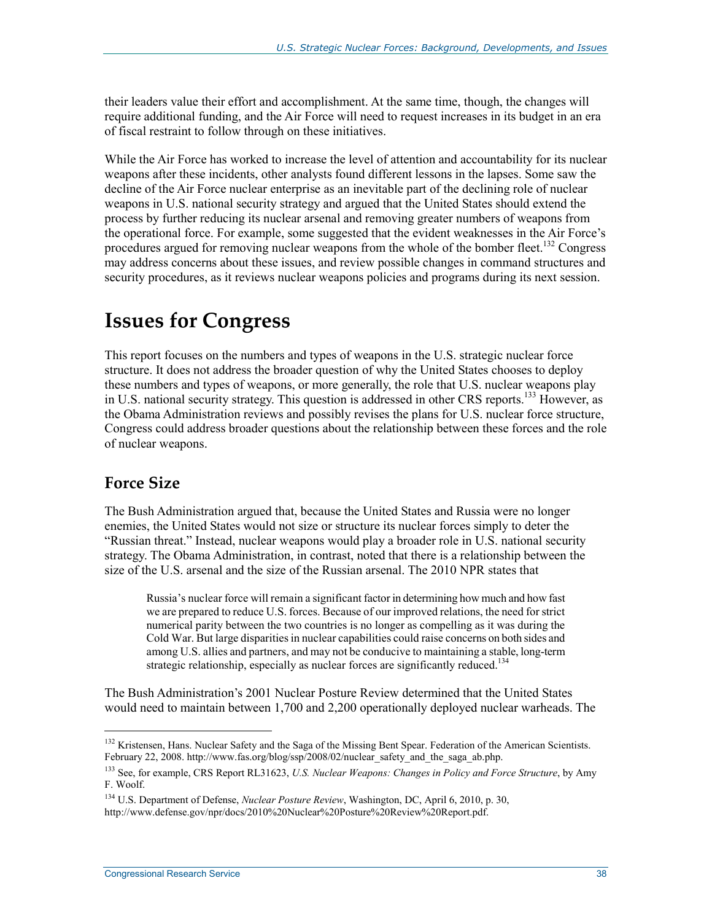their leaders value their effort and accomplishment. At the same time, though, the changes will require additional funding, and the Air Force will need to request increases in its budget in an era of fiscal restraint to follow through on these initiatives.

While the Air Force has worked to increase the level of attention and accountability for its nuclear weapons after these incidents, other analysts found different lessons in the lapses. Some saw the decline of the Air Force nuclear enterprise as an inevitable part of the declining role of nuclear weapons in U.S. national security strategy and argued that the United States should extend the process by further reducing its nuclear arsenal and removing greater numbers of weapons from the operational force. For example, some suggested that the evident weaknesses in the Air Force's procedures argued for removing nuclear weapons from the whole of the bomber fleet.[132] Congress may address concerns about these issues, and review possible changes in command structures and security procedures, as it reviews nuclear weapons policies and programs during its next session.

# Issues for Congress

This report focuses on the numbers and types of weapons in the U.S. strategic nuclear force structure. It does not address the broader question of why the United States chooses to deploy these numbers and types of weapons, or more generally, the role that U.S. nuclear weapons play in U.S. national security strategy. This question is addressed in other CRS reports.[133] However, as the Obama Administration reviews and possibly revises the plans for U.S. nuclear force structure, Congress could address broader questions about the relationship between these forces and the role of nuclear weapons.

## Force Size

The Bush Administration argued that, because the United States and Russia were no longer enemies, the United States would not size or structure its nuclear forces simply to deter the "Russian threat." Instead, nuclear weapons would play a broader role in U.S. national security strategy. The Obama Administration, in contrast, noted that there is a relationship between the size of the U.S. arsenal and the size of the Russian arsenal. The 2010 NPR states that

> Russia's nuclear force will remain a significant factor in determining how much and how fast we are prepared to reduce U.S. forces. Because of our improved relations, the need for strict numerical parity between the two countries is no longer as compelling as it was during the Cold War. But large disparities in nuclear capabilities could raise concerns on both sides and among U.S. allies and partners, and may not be conducive to maintaining a stable, long-term strategic relationship, especially as nuclear forces are significantly reduced.[134]

The Bush Administration's 2001 Nuclear Posture Review determined that the United States would need to maintain between 1,700 and 2,200 operationally deployed nuclear warheads. The

---

[132] Kristensen, Hans. Nuclear Safety and the Saga of the Missing Bent Spear. Federation of the American Scientists. February 22, 2008. http://www.fas.org/blog/ssp/2008/02/nuclear_safety_and_the_saga_ab.php.

[133] See, for example, CRS Report RL31623, *U.S. Nuclear Weapons: Changes in Policy and Force Structure*, by Amy F. Woolf.

[134] U.S. Department of Defense, *Nuclear Posture Review*, Washington, DC, April 6, 2010, p. 30, http://www.defense.gov/npr/docs/2010%20Nuclear%20Posture%20Review%20Report.pdf.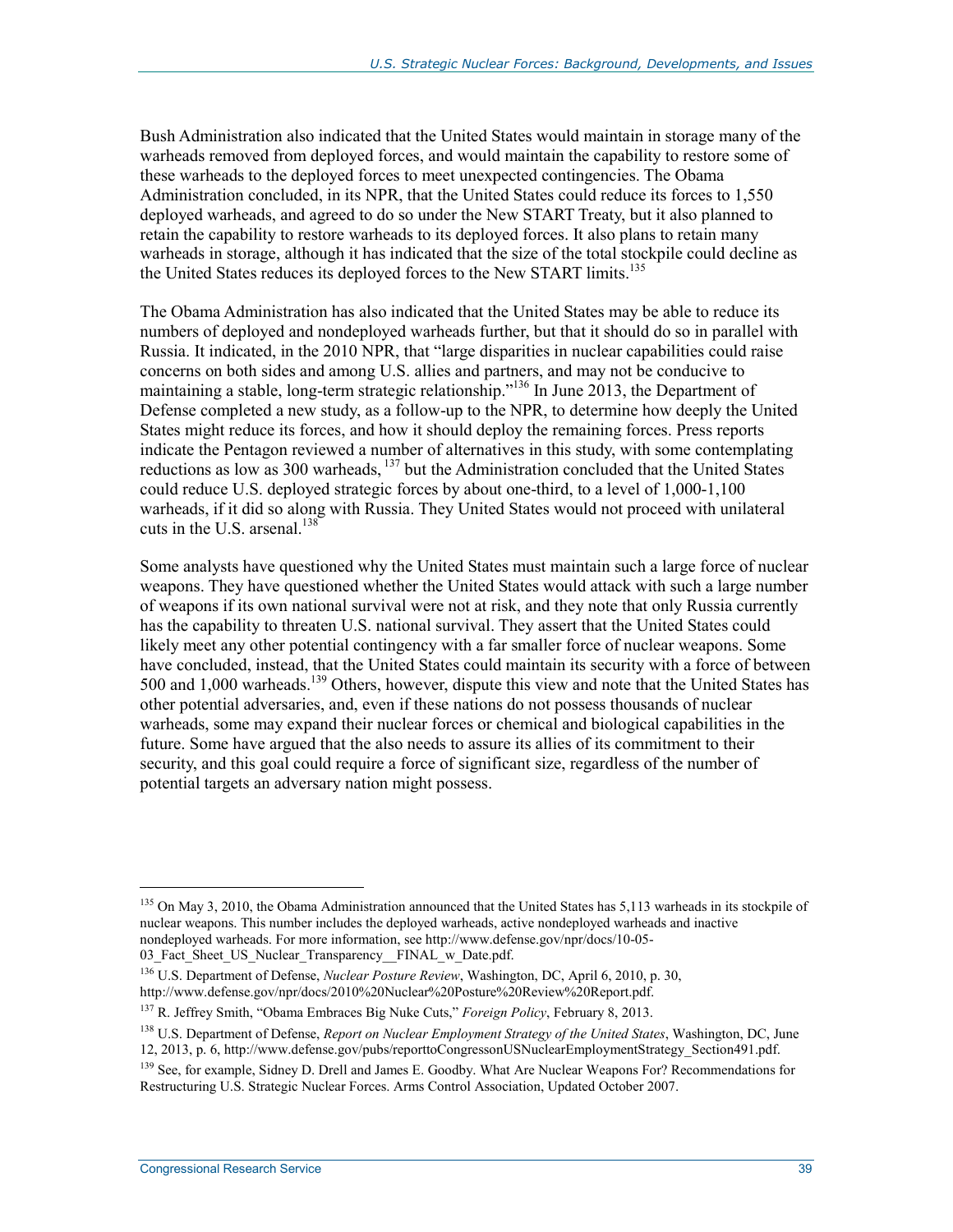Bush Administration also indicated that the United States would maintain in storage many of the warheads removed from deployed forces, and would maintain the capability to restore some of these warheads to the deployed forces to meet unexpected contingencies. The Obama Administration concluded, in its NPR, that the United States could reduce its forces to 1,550 deployed warheads, and agreed to do so under the New START Treaty, but it also planned to retain the capability to restore warheads to its deployed forces. It also plans to retain many warheads in storage, although it has indicated that the size of the total stockpile could decline as the United States reduces its deployed forces to the New START limits.[135]

The Obama Administration has also indicated that the United States may be able to reduce its numbers of deployed and nondeployed warheads further, but that it should do so in parallel with Russia. It indicated, in the 2010 NPR, that "large disparities in nuclear capabilities could raise concerns on both sides and among U.S. allies and partners, and may not be conducive to maintaining a stable, long-term strategic relationship."[136] In June 2013, the Department of Defense completed a new study, as a follow-up to the NPR, to determine how deeply the United States might reduce its forces, and how it should deploy the remaining forces. Press reports indicate the Pentagon reviewed a number of alternatives in this study, with some contemplating reductions as low as 300 warheads, [137] but the Administration concluded that the United States could reduce U.S. deployed strategic forces by about one-third, to a level of 1,000-1,100 warheads, if it did so along with Russia. They United States would not proceed with unilateral cuts in the U.S. arsenal.[138]

Some analysts have questioned why the United States must maintain such a large force of nuclear weapons. They have questioned whether the United States would attack with such a large number of weapons if its own national survival were not at risk, and they note that only Russia currently has the capability to threaten U.S. national survival. They assert that the United States could likely meet any other potential contingency with a far smaller force of nuclear weapons. Some have concluded, instead, that the United States could maintain its security with a force of between 500 and 1,000 warheads.[139] Others, however, dispute this view and note that the United States has other potential adversaries, and, even if these nations do not possess thousands of nuclear warheads, some may expand their nuclear forces or chemical and biological capabilities in the future. Some have argued that the also needs to assure its allies of its commitment to their security, and this goal could require a force of significant size, regardless of the number of potential targets an adversary nation might possess.

---

[135] On May 3, 2010, the Obama Administration announced that the United States has 5,113 warheads in its stockpile of nuclear weapons. This number includes the deployed warheads, active nondeployed warheads and inactive nondeployed warheads. For more information, see http://www.defense.gov/npr/docs/10-05-03_Fact_Sheet_US_Nuclear_Transparency__FINAL_w_Date.pdf.

[136] U.S. Department of Defense, *Nuclear Posture Review*, Washington, DC, April 6, 2010, p. 30, http://www.defense.gov/npr/docs/2010%20Nuclear%20Posture%20Review%20Report.pdf.

[137] R. Jeffrey Smith, "Obama Embraces Big Nuke Cuts," *Foreign Policy*, February 8, 2013.

[138] U.S. Department of Defense, *Report on Nuclear Employment Strategy of the United States*, Washington, DC, June 12, 2013, p. 6, http://www.defense.gov/pubs/reporttoCongressonUSNuclearEmploymentStrategy_Section491.pdf.

[139] See, for example, Sidney D. Drell and James E. Goodby. What Are Nuclear Weapons For? Recommendations for Restructuring U.S. Strategic Nuclear Forces. Arms Control Association, Updated October 2007.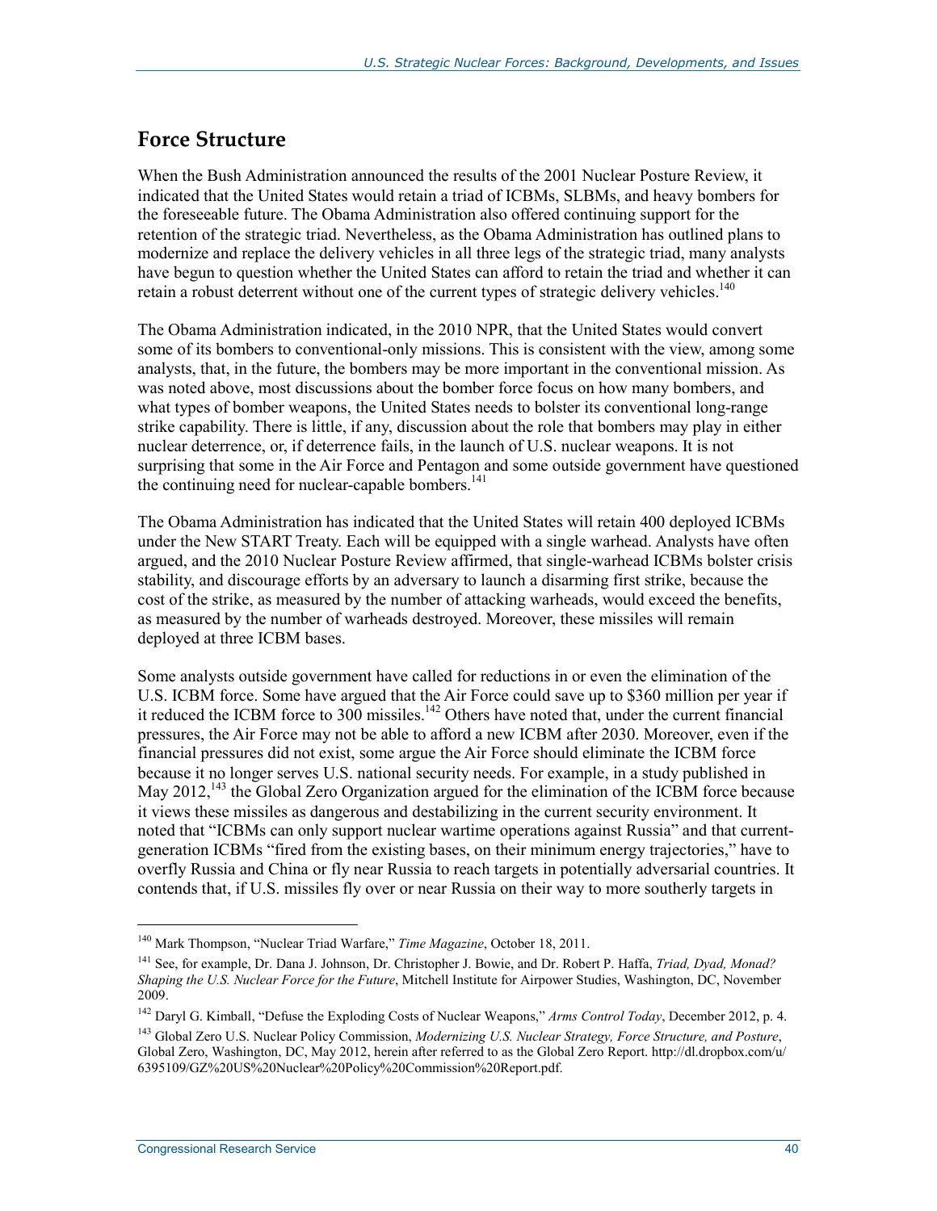## Force Structure

When the Bush Administration announced the results of the 2001 Nuclear Posture Review, it indicated that the United States would retain a triad of ICBMs, SLBMs, and heavy bombers for the foreseeable future. The Obama Administration also offered continuing support for the retention of the strategic triad. Nevertheless, as the Obama Administration has outlined plans to modernize and replace the delivery vehicles in all three legs of the strategic triad, many analysts have begun to question whether the United States can afford to retain the triad and whether it can retain a robust deterrent without one of the current types of strategic delivery vehicles.[140]

The Obama Administration indicated, in the 2010 NPR, that the United States would convert some of its bombers to conventional-only missions. This is consistent with the view, among some analysts, that, in the future, the bombers may be more important in the conventional mission. As was noted above, most discussions about the bomber force focus on how many bombers, and what types of bomber weapons, the United States needs to bolster its conventional long-range strike capability. There is little, if any, discussion about the role that bombers may play in either nuclear deterrence, or, if deterrence fails, in the launch of U.S. nuclear weapons. It is not surprising that some in the Air Force and Pentagon and some outside government have questioned the continuing need for nuclear-capable bombers.[141]

The Obama Administration has indicated that the United States will retain 400 deployed ICBMs under the New START Treaty. Each will be equipped with a single warhead. Analysts have often argued, and the 2010 Nuclear Posture Review affirmed, that single-warhead ICBMs bolster crisis stability, and discourage efforts by an adversary to launch a disarming first strike, because the cost of the strike, as measured by the number of attacking warheads, would exceed the benefits, as measured by the number of warheads destroyed. Moreover, these missiles will remain deployed at three ICBM bases.

Some analysts outside government have called for reductions in or even the elimination of the U.S. ICBM force. Some have argued that the Air Force could save up to $360 million per year if it reduced the ICBM force to 300 missiles.[142] Others have noted that, under the current financial pressures, the Air Force may not be able to afford a new ICBM after 2030. Moreover, even if the financial pressures did not exist, some argue the Air Force should eliminate the ICBM force because it no longer serves U.S. national security needs. For example, in a study published in May 2012,[143] the Global Zero Organization argued for the elimination of the ICBM force because it views these missiles as dangerous and destabilizing in the current security environment. It noted that "ICBMs can only support nuclear wartime operations against Russia" and that current-generation ICBMs "fired from the existing bases, on their minimum energy trajectories," have to overfly Russia and China or fly near Russia to reach targets in potentially adversarial countries. It contends that, if U.S. missiles fly over or near Russia on their way to more southerly targets in

---

[140] Mark Thompson, "Nuclear Triad Warfare," *Time Magazine*, October 18, 2011.

[141] See, for example, Dr. Dana J. Johnson, Dr. Christopher J. Bowie, and Dr. Robert P. Haffa, *Triad, Dyad, Monad? Shaping the U.S. Nuclear Force for the Future*, Mitchell Institute for Airpower Studies, Washington, DC, November 2009.

[142] Daryl G. Kimball, "Defuse the Exploding Costs of Nuclear Weapons," *Arms Control Today*, December 2012, p. 4.

[143] Global Zero U.S. Nuclear Policy Commission, *Modernizing U.S. Nuclear Strategy, Force Structure, and Posture*, Global Zero, Washington, DC, May 2012, herein after referred to as the Global Zero Report. http://dl.dropbox.com/u/6395109/GZ%20US%20Nuclear%20Policy%20Commission%20Report.pdf.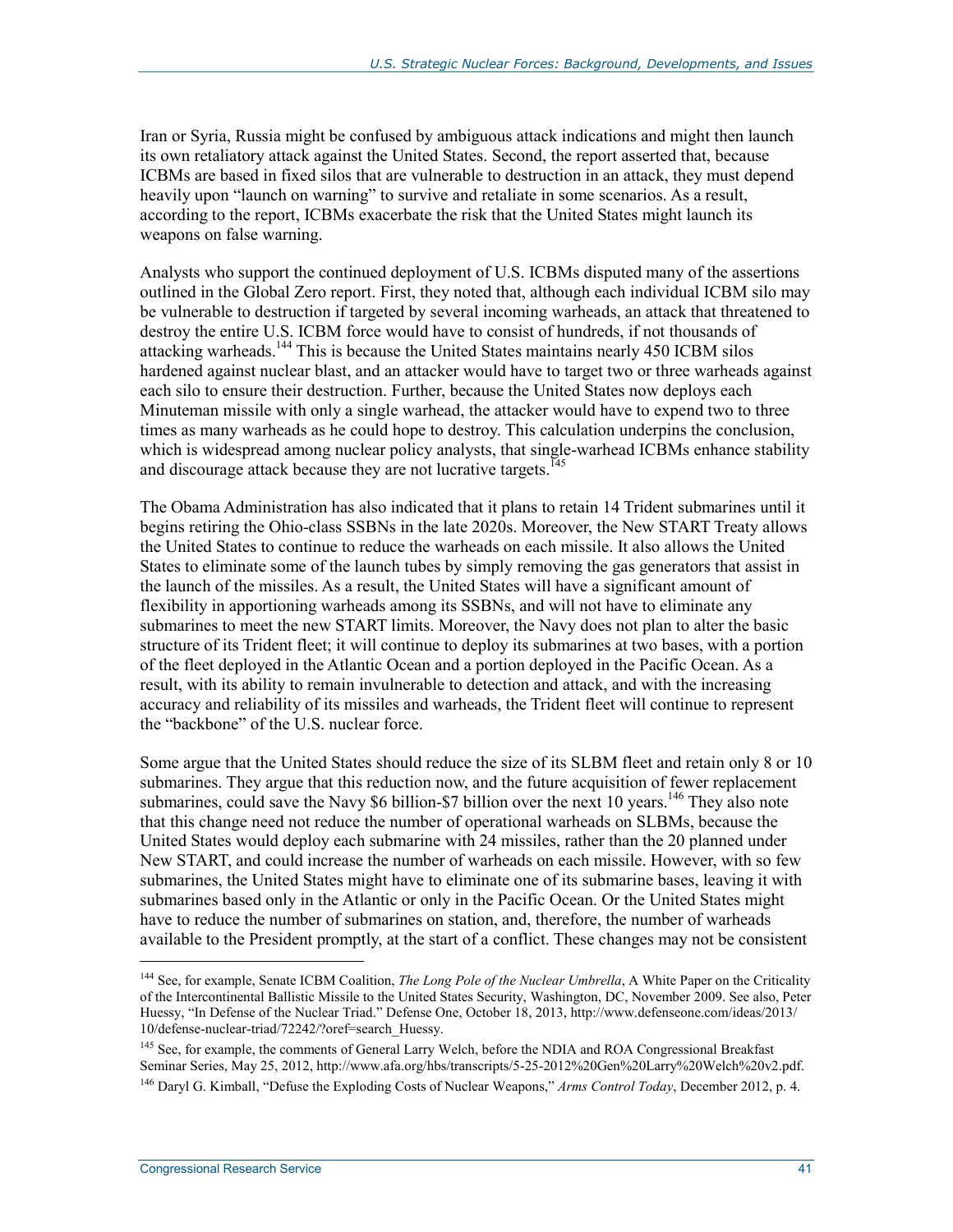Iran or Syria, Russia might be confused by ambiguous attack indications and might then launch its own retaliatory attack against the United States. Second, the report asserted that, because ICBMs are based in fixed silos that are vulnerable to destruction in an attack, they must depend heavily upon "launch on warning" to survive and retaliate in some scenarios. As a result, according to the report, ICBMs exacerbate the risk that the United States might launch its weapons on false warning.

Analysts who support the continued deployment of U.S. ICBMs disputed many of the assertions outlined in the Global Zero report. First, they noted that, although each individual ICBM silo may be vulnerable to destruction if targeted by several incoming warheads, an attack that threatened to destroy the entire U.S. ICBM force would have to consist of hundreds, if not thousands of attacking warheads.[144] This is because the United States maintains nearly 450 ICBM silos hardened against nuclear blast, and an attacker would have to target two or three warheads against each silo to ensure their destruction. Further, because the United States now deploys each Minuteman missile with only a single warhead, the attacker would have to expend two to three times as many warheads as he could hope to destroy. This calculation underpins the conclusion, which is widespread among nuclear policy analysts, that single-warhead ICBMs enhance stability and discourage attack because they are not lucrative targets.[145]

The Obama Administration has also indicated that it plans to retain 14 Trident submarines until it begins retiring the Ohio-class SSBNs in the late 2020s. Moreover, the New START Treaty allows the United States to continue to reduce the warheads on each missile. It also allows the United States to eliminate some of the launch tubes by simply removing the gas generators that assist in the launch of the missiles. As a result, the United States will have a significant amount of flexibility in apportioning warheads among its SSBNs, and will not have to eliminate any submarines to meet the new START limits. Moreover, the Navy does not plan to alter the basic structure of its Trident fleet; it will continue to deploy its submarines at two bases, with a portion of the fleet deployed in the Atlantic Ocean and a portion deployed in the Pacific Ocean. As a result, with its ability to remain invulnerable to detection and attack, and with the increasing accuracy and reliability of its missiles and warheads, the Trident fleet will continue to represent the "backbone" of the U.S. nuclear force.

Some argue that the United States should reduce the size of its SLBM fleet and retain only 8 or 10 submarines. They argue that this reduction now, and the future acquisition of fewer replacement submarines, could save the Navy \$6 billion-\$7 billion over the next 10 years.[146] They also note that this change need not reduce the number of operational warheads on SLBMs, because the United States would deploy each submarine with 24 missiles, rather than the 20 planned under New START, and could increase the number of warheads on each missile. However, with so few submarines, the United States might have to eliminate one of its submarine bases, leaving it with submarines based only in the Atlantic or only in the Pacific Ocean. Or the United States might have to reduce the number of submarines on station, and, therefore, the number of warheads available to the President promptly, at the start of a conflict. These changes may not be consistent

---

[144] See, for example, Senate ICBM Coalition, *The Long Pole of the Nuclear Umbrella*, A White Paper on the Criticality of the Intercontinental Ballistic Missile to the United States Security, Washington, DC, November 2009. See also, Peter Huessy, "In Defense of the Nuclear Triad." Defense One, October 18, 2013, http://www.defenseone.com/ideas/2013/10/defense-nuclear-triad/72242/?oref=search_Huessy.

[145] See, for example, the comments of General Larry Welch, before the NDIA and ROA Congressional Breakfast Seminar Series, May 25, 2012, http://www.afa.org/hbs/transcripts/5-25-2012%20Gen%20Larry%20Welch%20v2.pdf.

[146] Daryl G. Kimball, "Defuse the Exploding Costs of Nuclear Weapons," *Arms Control Today*, December 2012, p. 4.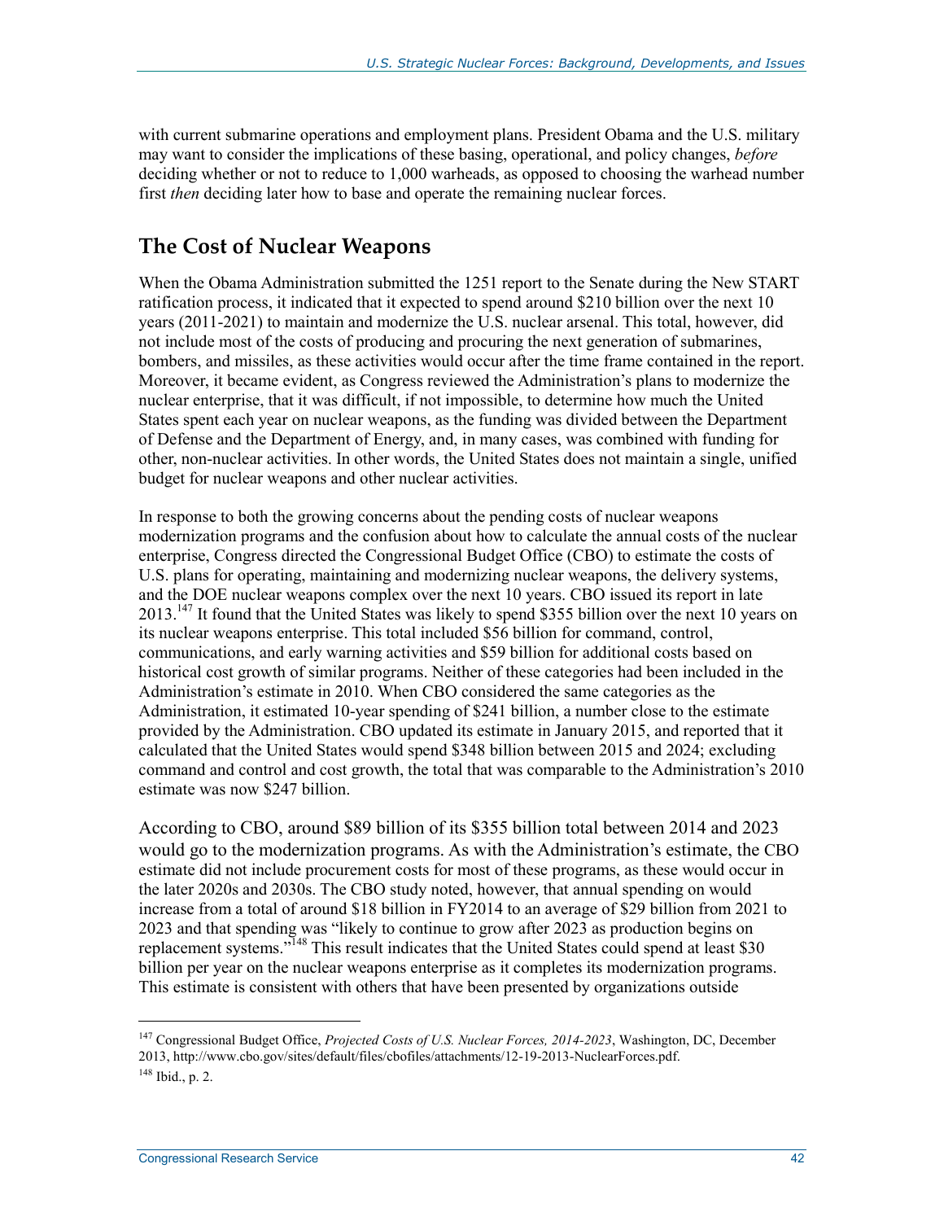with current submarine operations and employment plans. President Obama and the U.S. military may want to consider the implications of these basing, operational, and policy changes, *before* deciding whether or not to reduce to 1,000 warheads, as opposed to choosing the warhead number first *then* deciding later how to base and operate the remaining nuclear forces.

## The Cost of Nuclear Weapons

When the Obama Administration submitted the 1251 report to the Senate during the New START ratification process, it indicated that it expected to spend around $210 billion over the next 10 years (2011-2021) to maintain and modernize the U.S. nuclear arsenal. This total, however, did not include most of the costs of producing and procuring the next generation of submarines, bombers, and missiles, as these activities would occur after the time frame contained in the report. Moreover, it became evident, as Congress reviewed the Administration's plans to modernize the nuclear enterprise, that it was difficult, if not impossible, to determine how much the United States spent each year on nuclear weapons, as the funding was divided between the Department of Defense and the Department of Energy, and, in many cases, was combined with funding for other, non-nuclear activities. In other words, the United States does not maintain a single, unified budget for nuclear weapons and other nuclear activities.

In response to both the growing concerns about the pending costs of nuclear weapons modernization programs and the confusion about how to calculate the annual costs of the nuclear enterprise, Congress directed the Congressional Budget Office (CBO) to estimate the costs of U.S. plans for operating, maintaining and modernizing nuclear weapons, the delivery systems, and the DOE nuclear weapons complex over the next 10 years. CBO issued its report in late 2013.[147] It found that the United States was likely to spend $355 billion over the next 10 years on its nuclear weapons enterprise. This total included $56 billion for command, control, communications, and early warning activities and $59 billion for additional costs based on historical cost growth of similar programs. Neither of these categories had been included in the Administration's estimate in 2010. When CBO considered the same categories as the Administration, it estimated 10-year spending of $241 billion, a number close to the estimate provided by the Administration. CBO updated its estimate in January 2015, and reported that it calculated that the United States would spend $348 billion between 2015 and 2024; excluding command and control and cost growth, the total that was comparable to the Administration's 2010 estimate was now $247 billion.

According to CBO, around $89 billion of its $355 billion total between 2014 and 2023 would go to the modernization programs. As with the Administration's estimate, the CBO estimate did not include procurement costs for most of these programs, as these would occur in the later 2020s and 2030s. The CBO study noted, however, that annual spending on would increase from a total of around $18 billion in FY2014 to an average of $29 billion from 2021 to 2023 and that spending was "likely to continue to grow after 2023 as production begins on replacement systems."[148] This result indicates that the United States could spend at least $30 billion per year on the nuclear weapons enterprise as it completes its modernization programs. This estimate is consistent with others that have been presented by organizations outside

---

[147] Congressional Budget Office, *Projected Costs of U.S. Nuclear Forces, 2014-2023*, Washington, DC, December 2013, http://www.cbo.gov/sites/default/files/cbofiles/attachments/12-19-2013-NuclearForces.pdf.

[148] Ibid., p. 2.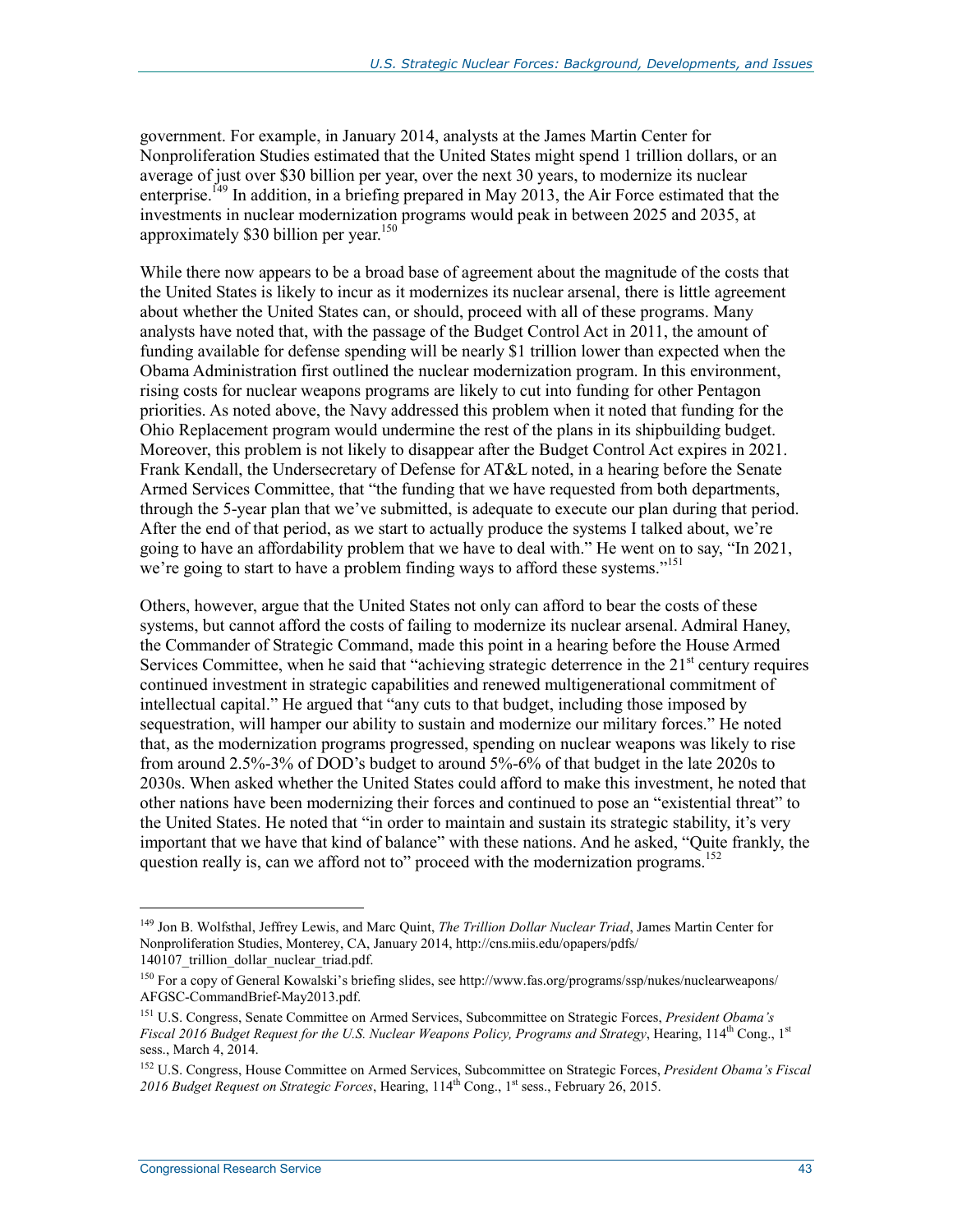government. For example, in January 2014, analysts at the James Martin Center for Nonproliferation Studies estimated that the United States might spend 1 trillion dollars, or an average of just over $30 billion per year, over the next 30 years, to modernize its nuclear enterprise.[149] In addition, in a briefing prepared in May 2013, the Air Force estimated that the investments in nuclear modernization programs would peak in between 2025 and 2035, at approximately $30 billion per year.[150]

While there now appears to be a broad base of agreement about the magnitude of the costs that the United States is likely to incur as it modernizes its nuclear arsenal, there is little agreement about whether the United States can, or should, proceed with all of these programs. Many analysts have noted that, with the passage of the Budget Control Act in 2011, the amount of funding available for defense spending will be nearly $1 trillion lower than expected when the Obama Administration first outlined the nuclear modernization program. In this environment, rising costs for nuclear weapons programs are likely to cut into funding for other Pentagon priorities. As noted above, the Navy addressed this problem when it noted that funding for the Ohio Replacement program would undermine the rest of the plans in its shipbuilding budget. Moreover, this problem is not likely to disappear after the Budget Control Act expires in 2021. Frank Kendall, the Undersecretary of Defense for AT&L noted, in a hearing before the Senate Armed Services Committee, that "the funding that we have requested from both departments, through the 5-year plan that we've submitted, is adequate to execute our plan during that period. After the end of that period, as we start to actually produce the systems I talked about, we're going to have an affordability problem that we have to deal with." He went on to say, "In 2021, we're going to start to have a problem finding ways to afford these systems."[151]

Others, however, argue that the United States not only can afford to bear the costs of these systems, but cannot afford the costs of failing to modernize its nuclear arsenal. Admiral Haney, the Commander of Strategic Command, made this point in a hearing before the House Armed Services Committee, when he said that "achieving strategic deterrence in the 21st century requires continued investment in strategic capabilities and renewed multigenerational commitment of intellectual capital." He argued that "any cuts to that budget, including those imposed by sequestration, will hamper our ability to sustain and modernize our military forces." He noted that, as the modernization programs progressed, spending on nuclear weapons was likely to rise from around 2.5%-3% of DOD's budget to around 5%-6% of that budget in the late 2020s to 2030s. When asked whether the United States could afford to make this investment, he noted that other nations have been modernizing their forces and continued to pose an "existential threat" to the United States. He noted that "in order to maintain and sustain its strategic stability, it's very important that we have that kind of balance" with these nations. And he asked, "Quite frankly, the question really is, can we afford not to" proceed with the modernization programs.[152]

---

[149] Jon B. Wolfsthal, Jeffrey Lewis, and Marc Quint, *The Trillion Dollar Nuclear Triad*, James Martin Center for Nonproliferation Studies, Monterey, CA, January 2014, http://cns.miis.edu/opapers/pdfs/140107_trillion_dollar_nuclear_triad.pdf.

[150] For a copy of General Kowalski's briefing slides, see http://www.fas.org/programs/ssp/nukes/nuclearweapons/AFGSC-CommandBrief-May2013.pdf.

[151] U.S. Congress, Senate Committee on Armed Services, Subcommittee on Strategic Forces, *President Obama's Fiscal 2016 Budget Request for the U.S. Nuclear Weapons Policy, Programs and Strategy*, Hearing, 114th Cong., 1st sess., March 4, 2014.

[152] U.S. Congress, House Committee on Armed Services, Subcommittee on Strategic Forces, *President Obama's Fiscal 2016 Budget Request on Strategic Forces*, Hearing, 114th Cong., 1st sess., February 26, 2015.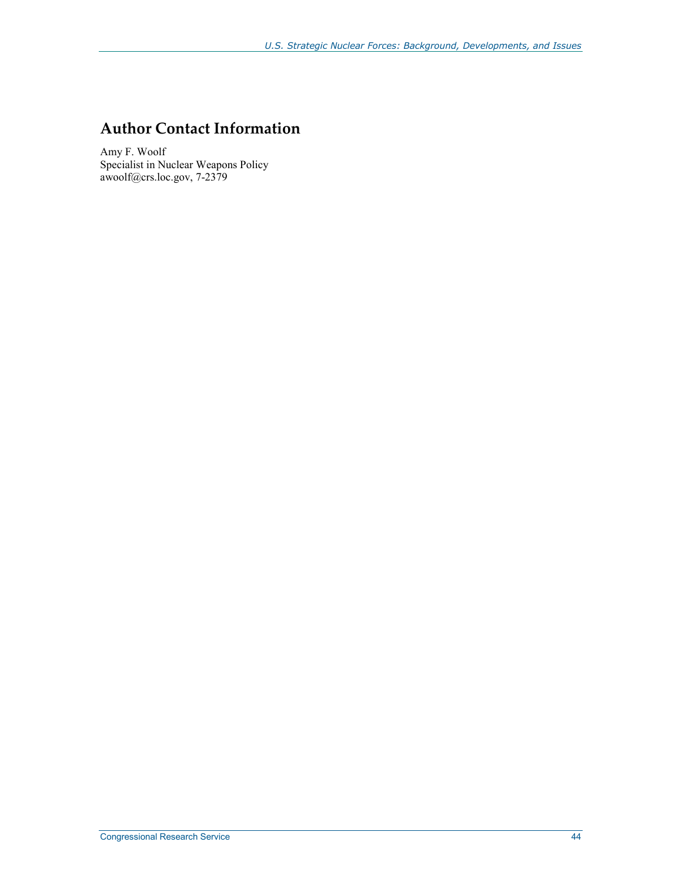## Author Contact Information

Amy F. Woolf
Specialist in Nuclear Weapons Policy
awoolf@crs.loc.gov, 7-2379